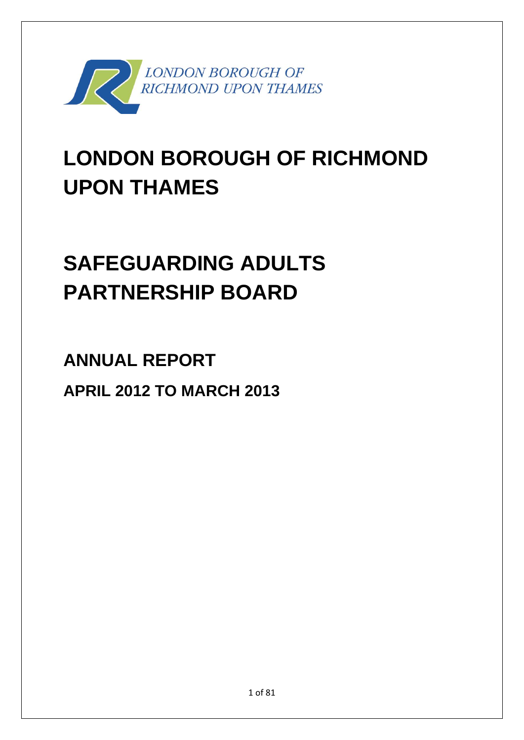LONDON BOROUGH OF RICHMOND UPON THAMES

# LONDON BOROUGH OF RICHMOND UPON THAMES

# SAFEGUARDING ADULTS PARTNERSHIP BOARD

## ANNUAL REPORT

## APRIL 2012 TO MARCH 2013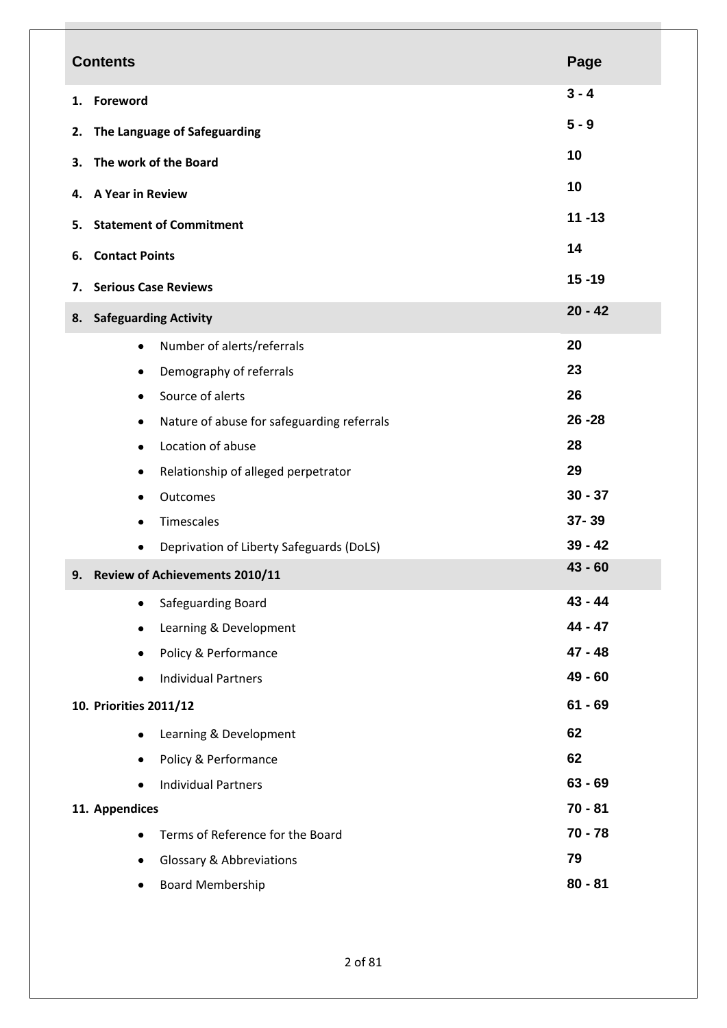| Contents | Page |
|---|---|
| **1. Foreword** | **3 - 4** |
| **2. The Language of Safeguarding** | **5 - 9** |
| **3. The work of the Board** | **10** |
| **4. A Year in Review** | **10** |
| **5. Statement of Commitment** | **11 -13** |
| **6. Contact Points** | **14** |
| **7. Serious Case Reviews** | **15 -19** |
| **8. Safeguarding Activity** | **20 - 42** |
| • Number of alerts/referrals | **20** |
| • Demography of referrals | **23** |
| • Source of alerts | **26** |
| • Nature of abuse for safeguarding referrals | **26 -28** |
| • Location of abuse | **28** |
| • Relationship of alleged perpetrator | **29** |
| • Outcomes | **30 - 37** |
| • Timescales | **37- 39** |
| • Deprivation of Liberty Safeguards (DoLS) | **39 - 42** |
| **9. Review of Achievements 2010/11** | **43 - 60** |
| • Safeguarding Board | **43 - 44** |
| • Learning & Development | **44 - 47** |
| • Policy & Performance | **47 - 48** |
| • Individual Partners | **49 - 60** |
| **10. Priorities 2011/12** | **61 - 69** |
| • Learning & Development | **62** |
| • Policy & Performance | **62** |
| • Individual Partners | **63 - 69** |
| **11. Appendices** | **70 - 81** |
| • Terms of Reference for the Board | **70 - 78** |
| • Glossary & Abbreviations | **79** |
| • Board Membership | **80 - 81** |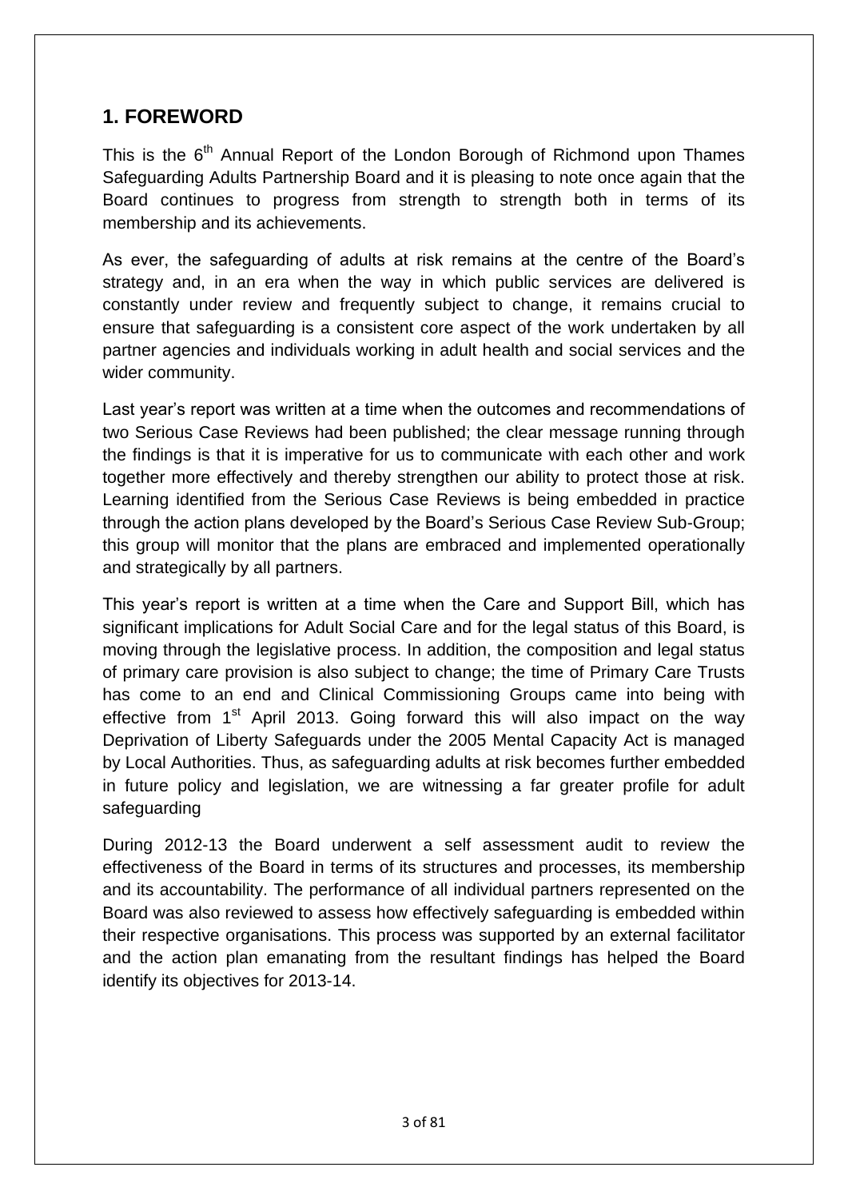## 1. FOREWORD

This is the 6th Annual Report of the London Borough of Richmond upon Thames Safeguarding Adults Partnership Board and it is pleasing to note once again that the Board continues to progress from strength to strength both in terms of its membership and its achievements.

As ever, the safeguarding of adults at risk remains at the centre of the Board's strategy and, in an era when the way in which public services are delivered is constantly under review and frequently subject to change, it remains crucial to ensure that safeguarding is a consistent core aspect of the work undertaken by all partner agencies and individuals working in adult health and social services and the wider community.

Last year's report was written at a time when the outcomes and recommendations of two Serious Case Reviews had been published; the clear message running through the findings is that it is imperative for us to communicate with each other and work together more effectively and thereby strengthen our ability to protect those at risk. Learning identified from the Serious Case Reviews is being embedded in practice through the action plans developed by the Board's Serious Case Review Sub-Group; this group will monitor that the plans are embraced and implemented operationally and strategically by all partners.

This year's report is written at a time when the Care and Support Bill, which has significant implications for Adult Social Care and for the legal status of this Board, is moving through the legislative process. In addition, the composition and legal status of primary care provision is also subject to change; the time of Primary Care Trusts has come to an end and Clinical Commissioning Groups came into being with effective from 1st April 2013. Going forward this will also impact on the way Deprivation of Liberty Safeguards under the 2005 Mental Capacity Act is managed by Local Authorities. Thus, as safeguarding adults at risk becomes further embedded in future policy and legislation, we are witnessing a far greater profile for adult safeguarding

During 2012-13 the Board underwent a self assessment audit to review the effectiveness of the Board in terms of its structures and processes, its membership and its accountability. The performance of all individual partners represented on the Board was also reviewed to assess how effectively safeguarding is embedded within their respective organisations. This process was supported by an external facilitator and the action plan emanating from the resultant findings has helped the Board identify its objectives for 2013-14.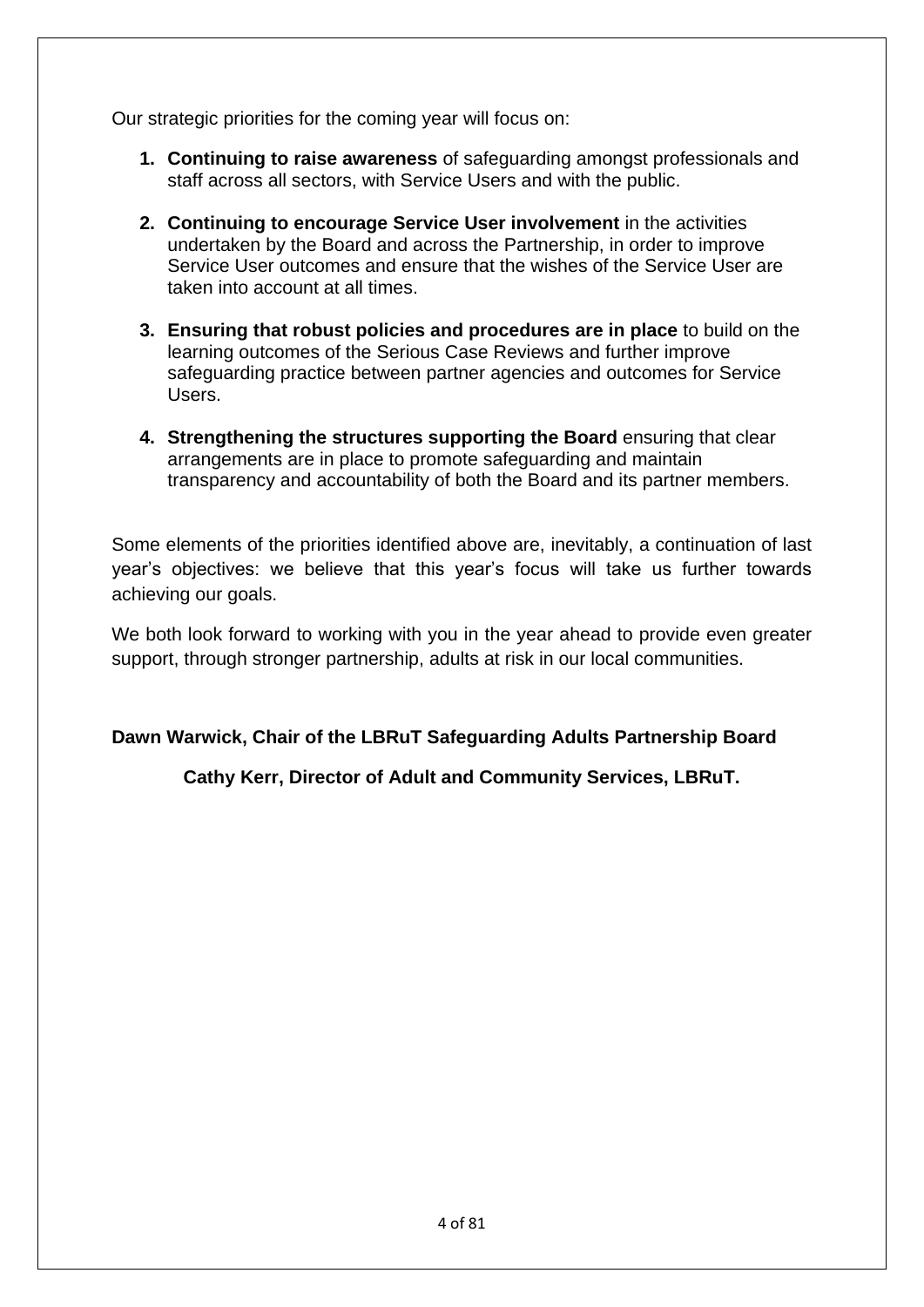Our strategic priorities for the coming year will focus on:

1. **Continuing to raise awareness** of safeguarding amongst professionals and staff across all sectors, with Service Users and with the public.

2. **Continuing to encourage Service User involvement** in the activities undertaken by the Board and across the Partnership, in order to improve Service User outcomes and ensure that the wishes of the Service User are taken into account at all times.

3. **Ensuring that robust policies and procedures are in place** to build on the learning outcomes of the Serious Case Reviews and further improve safeguarding practice between partner agencies and outcomes for Service Users.

4. **Strengthening the structures supporting the Board** ensuring that clear arrangements are in place to promote safeguarding and maintain transparency and accountability of both the Board and its partner members.

Some elements of the priorities identified above are, inevitably, a continuation of last year's objectives: we believe that this year's focus will take us further towards achieving our goals.

We both look forward to working with you in the year ahead to provide even greater support, through stronger partnership, adults at risk in our local communities.

**Dawn Warwick, Chair of the LBRuT Safeguarding Adults Partnership Board**

**Cathy Kerr, Director of Adult and Community Services, LBRuT.**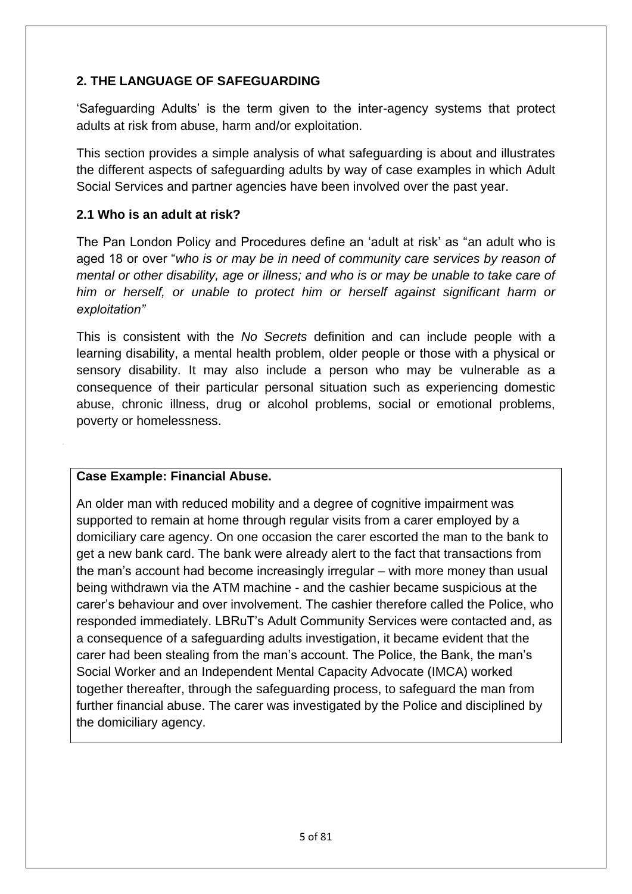## 2. THE LANGUAGE OF SAFEGUARDING

'Safeguarding Adults' is the term given to the inter-agency systems that protect adults at risk from abuse, harm and/or exploitation.

This section provides a simple analysis of what safeguarding is about and illustrates the different aspects of safeguarding adults by way of case examples in which Adult Social Services and partner agencies have been involved over the past year.

### 2.1 Who is an adult at risk?

The Pan London Policy and Procedures define an 'adult at risk' as "an adult who is aged 18 or over "*who is or may be in need of community care services by reason of mental or other disability, age or illness; and who is or may be unable to take care of him or herself, or unable to protect him or herself against significant harm or exploitation"*

This is consistent with the *No Secrets* definition and can include people with a learning disability, a mental health problem, older people or those with a physical or sensory disability. It may also include a person who may be vulnerable as a consequence of their particular personal situation such as experiencing domestic abuse, chronic illness, drug or alcohol problems, social or emotional problems, poverty or homelessness.

**Case Example: Financial Abuse.**

An older man with reduced mobility and a degree of cognitive impairment was supported to remain at home through regular visits from a carer employed by a domiciliary care agency. On one occasion the carer escorted the man to the bank to get a new bank card. The bank were already alert to the fact that transactions from the man's account had become increasingly irregular – with more money than usual being withdrawn via the ATM machine - and the cashier became suspicious at the carer's behaviour and over involvement. The cashier therefore called the Police, who responded immediately. LBRuT's Adult Community Services were contacted and, as a consequence of a safeguarding adults investigation, it became evident that the carer had been stealing from the man's account. The Police, the Bank, the man's Social Worker and an Independent Mental Capacity Advocate (IMCA) worked together thereafter, through the safeguarding process, to safeguard the man from further financial abuse. The carer was investigated by the Police and disciplined by the domiciliary agency.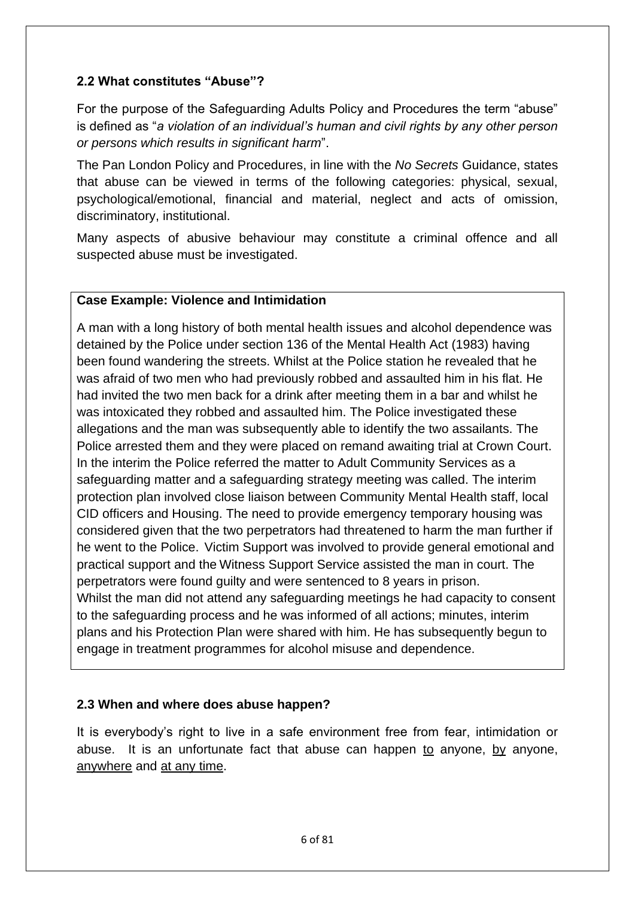### 2.2 What constitutes "Abuse"?

For the purpose of the Safeguarding Adults Policy and Procedures the term "abuse" is defined as "*a violation of an individual's human and civil rights by any other person or persons which results in significant harm*".

The Pan London Policy and Procedures, in line with the *No Secrets* Guidance, states that abuse can be viewed in terms of the following categories: physical, sexual, psychological/emotional, financial and material, neglect and acts of omission, discriminatory, institutional.

Many aspects of abusive behaviour may constitute a criminal offence and all suspected abuse must be investigated.

> **Case Example: Violence and Intimidation**
>
> A man with a long history of both mental health issues and alcohol dependence was detained by the Police under section 136 of the Mental Health Act (1983) having been found wandering the streets. Whilst at the Police station he revealed that he was afraid of two men who had previously robbed and assaulted him in his flat. He had invited the two men back for a drink after meeting them in a bar and whilst he was intoxicated they robbed and assaulted him. The Police investigated these allegations and the man was subsequently able to identify the two assailants. The Police arrested them and they were placed on remand awaiting trial at Crown Court. In the interim the Police referred the matter to Adult Community Services as a safeguarding matter and a safeguarding strategy meeting was called. The interim protection plan involved close liaison between Community Mental Health staff, local CID officers and Housing. The need to provide emergency temporary housing was considered given that the two perpetrators had threatened to harm the man further if he went to the Police. Victim Support was involved to provide general emotional and practical support and the Witness Support Service assisted the man in court. The perpetrators were found guilty and were sentenced to 8 years in prison.
> Whilst the man did not attend any safeguarding meetings he had capacity to consent to the safeguarding process and he was informed of all actions; minutes, interim plans and his Protection Plan were shared with him. He has subsequently begun to engage in treatment programmes for alcohol misuse and dependence.

### 2.3 When and where does abuse happen?

It is everybody's right to live in a safe environment free from fear, intimidation or abuse. It is an unfortunate fact that abuse can happen <u>to</u> anyone, <u>by</u> anyone, <u>anywhere</u> and <u>at any time</u>.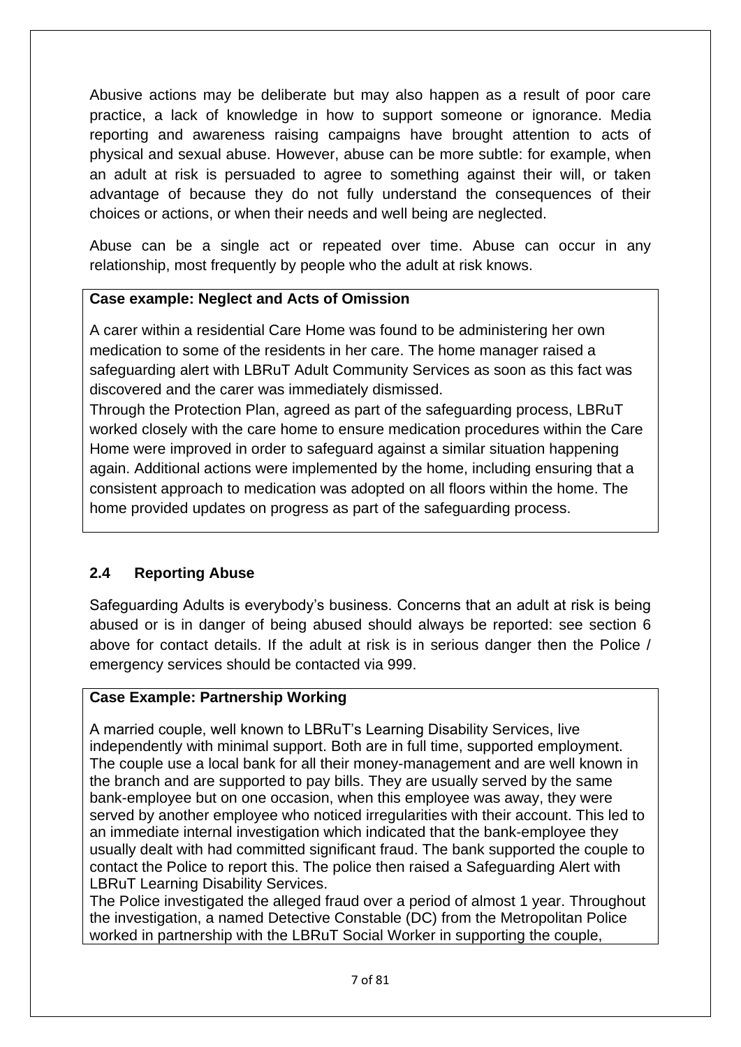Abusive actions may be deliberate but may also happen as a result of poor care practice, a lack of knowledge in how to support someone or ignorance. Media reporting and awareness raising campaigns have brought attention to acts of physical and sexual abuse. However, abuse can be more subtle: for example, when an adult at risk is persuaded to agree to something against their will, or taken advantage of because they do not fully understand the consequences of their choices or actions, or when their needs and well being are neglected.

Abuse can be a single act or repeated over time. Abuse can occur in any relationship, most frequently by people who the adult at risk knows.

**Case example: Neglect and Acts of Omission**

A carer within a residential Care Home was found to be administering her own medication to some of the residents in her care. The home manager raised a safeguarding alert with LBRuT Adult Community Services as soon as this fact was discovered and the carer was immediately dismissed.

Through the Protection Plan, agreed as part of the safeguarding process, LBRuT worked closely with the care home to ensure medication procedures within the Care Home were improved in order to safeguard against a similar situation happening again. Additional actions were implemented by the home, including ensuring that a consistent approach to medication was adopted on all floors within the home. The home provided updates on progress as part of the safeguarding process.

## 2.4 Reporting Abuse

Safeguarding Adults is everybody's business. Concerns that an adult at risk is being abused or is in danger of being abused should always be reported: see section 6 above for contact details. If the adult at risk is in serious danger then the Police / emergency services should be contacted via 999.

**Case Example: Partnership Working**

A married couple, well known to LBRuT's Learning Disability Services, live independently with minimal support. Both are in full time, supported employment. The couple use a local bank for all their money-management and are well known in the branch and are supported to pay bills. They are usually served by the same bank-employee but on one occasion, when this employee was away, they were served by another employee who noticed irregularities with their account. This led to an immediate internal investigation which indicated that the bank-employee they usually dealt with had committed significant fraud. The bank supported the couple to contact the Police to report this. The police then raised a Safeguarding Alert with LBRuT Learning Disability Services.

The Police investigated the alleged fraud over a period of almost 1 year. Throughout the investigation, a named Detective Constable (DC) from the Metropolitan Police worked in partnership with the LBRuT Social Worker in supporting the couple,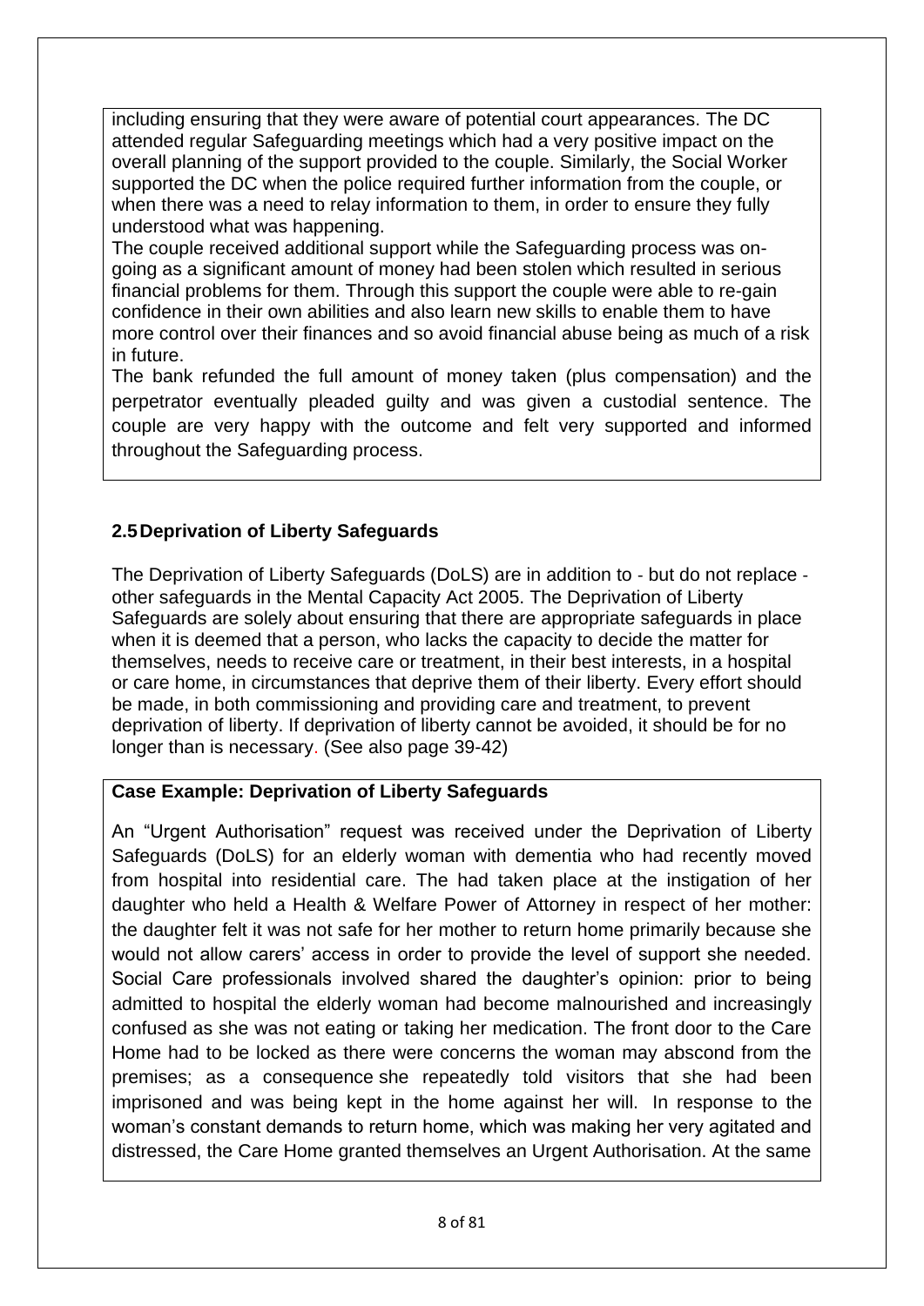including ensuring that they were aware of potential court appearances. The DC attended regular Safeguarding meetings which had a very positive impact on the overall planning of the support provided to the couple. Similarly, the Social Worker supported the DC when the police required further information from the couple, or when there was a need to relay information to them, in order to ensure they fully understood what was happening.

The couple received additional support while the Safeguarding process was on-going as a significant amount of money had been stolen which resulted in serious financial problems for them. Through this support the couple were able to re-gain confidence in their own abilities and also learn new skills to enable them to have more control over their finances and so avoid financial abuse being as much of a risk in future.

The bank refunded the full amount of money taken (plus compensation) and the perpetrator eventually pleaded guilty and was given a custodial sentence. The couple are very happy with the outcome and felt very supported and informed throughout the Safeguarding process.

## 2.5 Deprivation of Liberty Safeguards

The Deprivation of Liberty Safeguards (DoLS) are in addition to - but do not replace - other safeguards in the Mental Capacity Act 2005. The Deprivation of Liberty Safeguards are solely about ensuring that there are appropriate safeguards in place when it is deemed that a person, who lacks the capacity to decide the matter for themselves, needs to receive care or treatment, in their best interests, in a hospital or care home, in circumstances that deprive them of their liberty. Every effort should be made, in both commissioning and providing care and treatment, to prevent deprivation of liberty. If deprivation of liberty cannot be avoided, it should be for no longer than is necessary. (See also page 39-42)

**Case Example: Deprivation of Liberty Safeguards**

An "Urgent Authorisation" request was received under the Deprivation of Liberty Safeguards (DoLS) for an elderly woman with dementia who had recently moved from hospital into residential care. The had taken place at the instigation of her daughter who held a Health & Welfare Power of Attorney in respect of her mother: the daughter felt it was not safe for her mother to return home primarily because she would not allow carers' access in order to provide the level of support she needed. Social Care professionals involved shared the daughter's opinion: prior to being admitted to hospital the elderly woman had become malnourished and increasingly confused as she was not eating or taking her medication. The front door to the Care Home had to be locked as there were concerns the woman may abscond from the premises; as a consequence she repeatedly told visitors that she had been imprisoned and was being kept in the home against her will. In response to the woman's constant demands to return home, which was making her very agitated and distressed, the Care Home granted themselves an Urgent Authorisation. At the same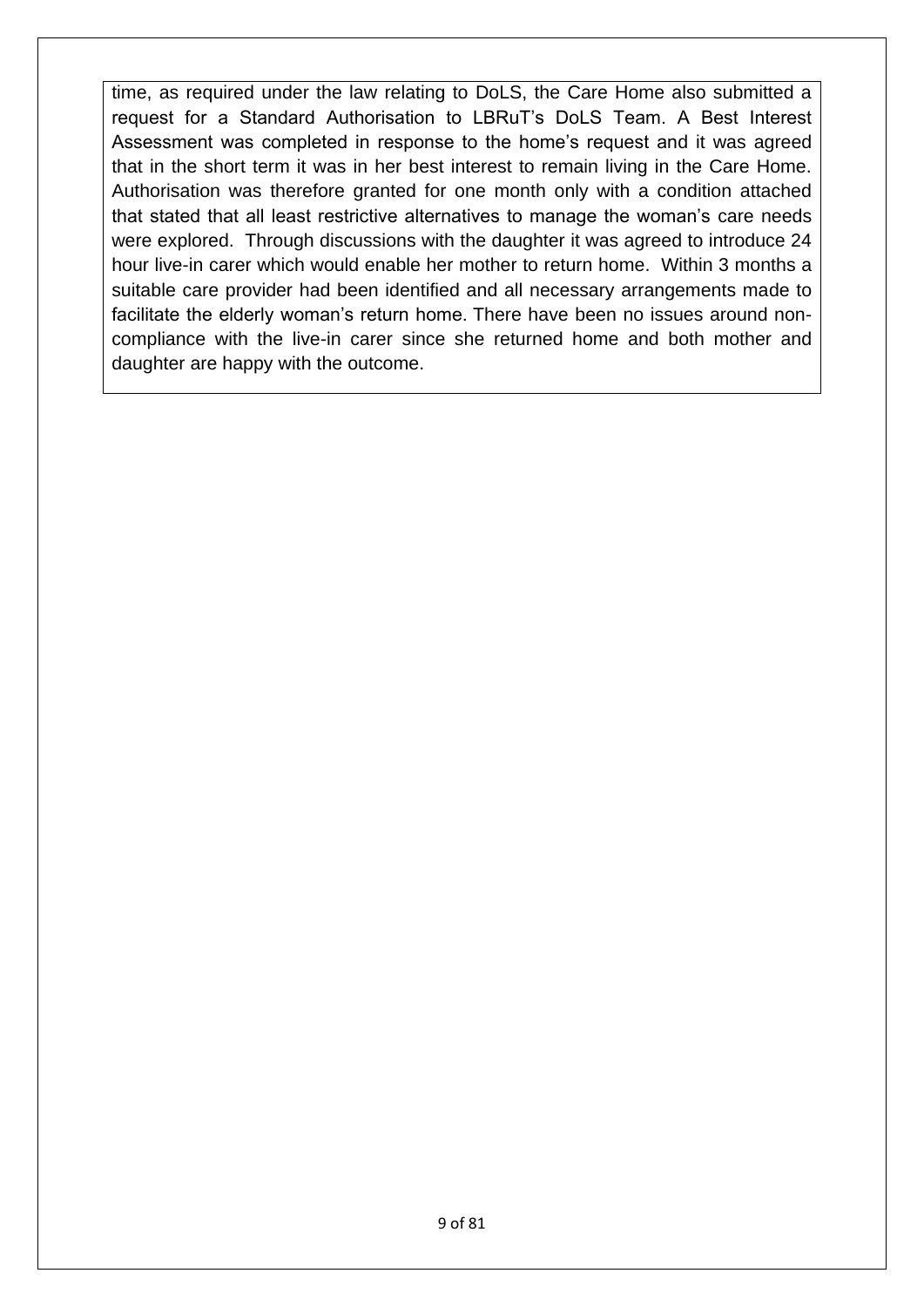time, as required under the law relating to DoLS, the Care Home also submitted a request for a Standard Authorisation to LBRuT's DoLS Team. A Best Interest Assessment was completed in response to the home's request and it was agreed that in the short term it was in her best interest to remain living in the Care Home. Authorisation was therefore granted for one month only with a condition attached that stated that all least restrictive alternatives to manage the woman's care needs were explored. Through discussions with the daughter it was agreed to introduce 24 hour live-in carer which would enable her mother to return home. Within 3 months a suitable care provider had been identified and all necessary arrangements made to facilitate the elderly woman's return home. There have been no issues around non-compliance with the live-in carer since she returned home and both mother and daughter are happy with the outcome.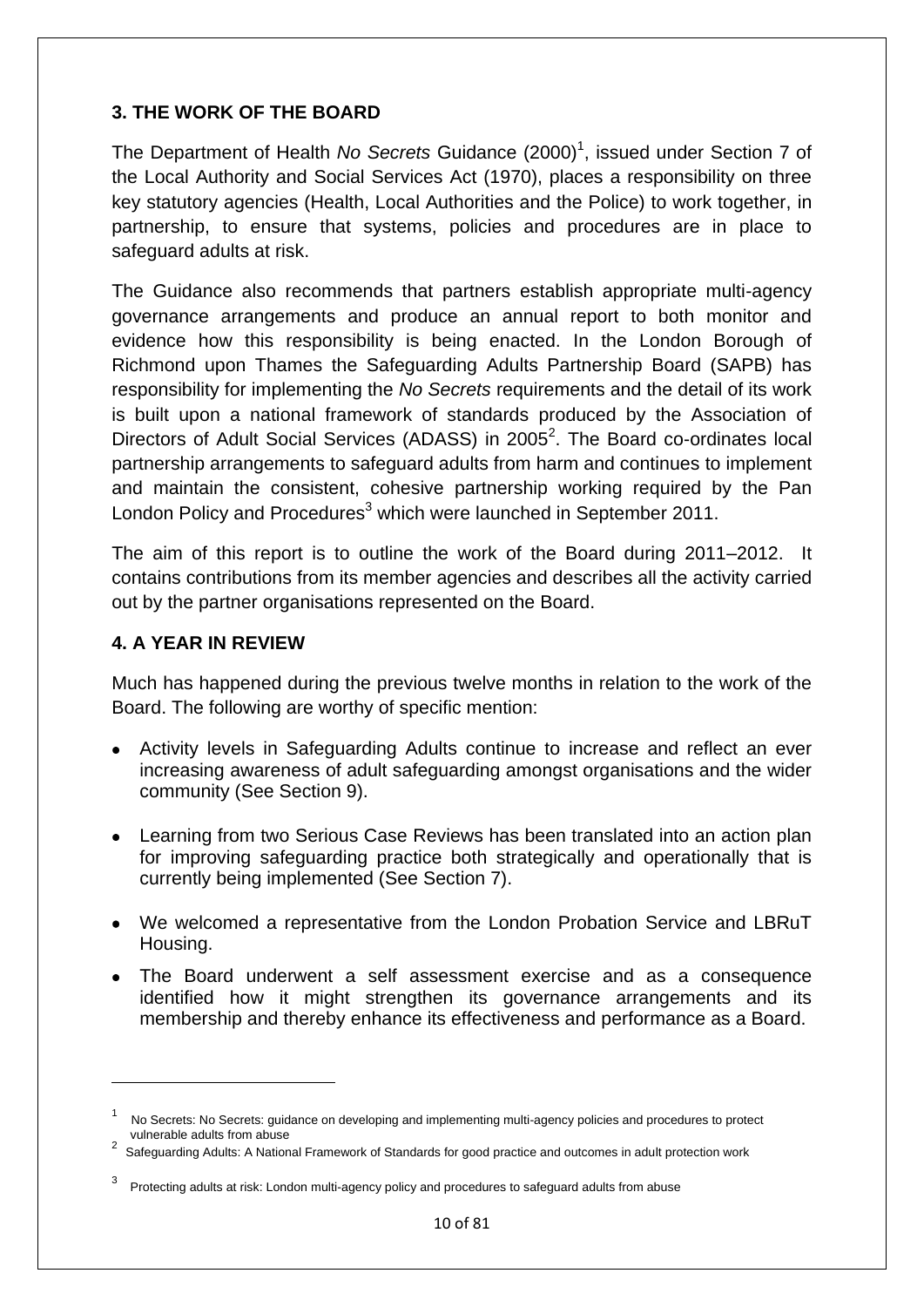## 3. THE WORK OF THE BOARD

The Department of Health *No Secrets* Guidance (2000)[1], issued under Section 7 of the Local Authority and Social Services Act (1970), places a responsibility on three key statutory agencies (Health, Local Authorities and the Police) to work together, in partnership, to ensure that systems, policies and procedures are in place to safeguard adults at risk.

The Guidance also recommends that partners establish appropriate multi-agency governance arrangements and produce an annual report to both monitor and evidence how this responsibility is being enacted. In the London Borough of Richmond upon Thames the Safeguarding Adults Partnership Board (SAPB) has responsibility for implementing the *No Secrets* requirements and the detail of its work is built upon a national framework of standards produced by the Association of Directors of Adult Social Services (ADASS) in 2005[2]. The Board co-ordinates local partnership arrangements to safeguard adults from harm and continues to implement and maintain the consistent, cohesive partnership working required by the Pan London Policy and Procedures[3] which were launched in September 2011.

The aim of this report is to outline the work of the Board during 2011–2012. It contains contributions from its member agencies and describes all the activity carried out by the partner organisations represented on the Board.

## 4. A YEAR IN REVIEW

Much has happened during the previous twelve months in relation to the work of the Board. The following are worthy of specific mention:

- Activity levels in Safeguarding Adults continue to increase and reflect an ever increasing awareness of adult safeguarding amongst organisations and the wider community (See Section 9).
- Learning from two Serious Case Reviews has been translated into an action plan for improving safeguarding practice both strategically and operationally that is currently being implemented (See Section 7).
- We welcomed a representative from the London Probation Service and LBRuT Housing.
- The Board underwent a self assessment exercise and as a consequence identified how it might strengthen its governance arrangements and its membership and thereby enhance its effectiveness and performance as a Board.

---

[1] No Secrets: No Secrets: guidance on developing and implementing multi-agency policies and procedures to protect vulnerable adults from abuse

[2] Safeguarding Adults: A National Framework of Standards for good practice and outcomes in adult protection work

[3] Protecting adults at risk: London multi-agency policy and procedures to safeguard adults from abuse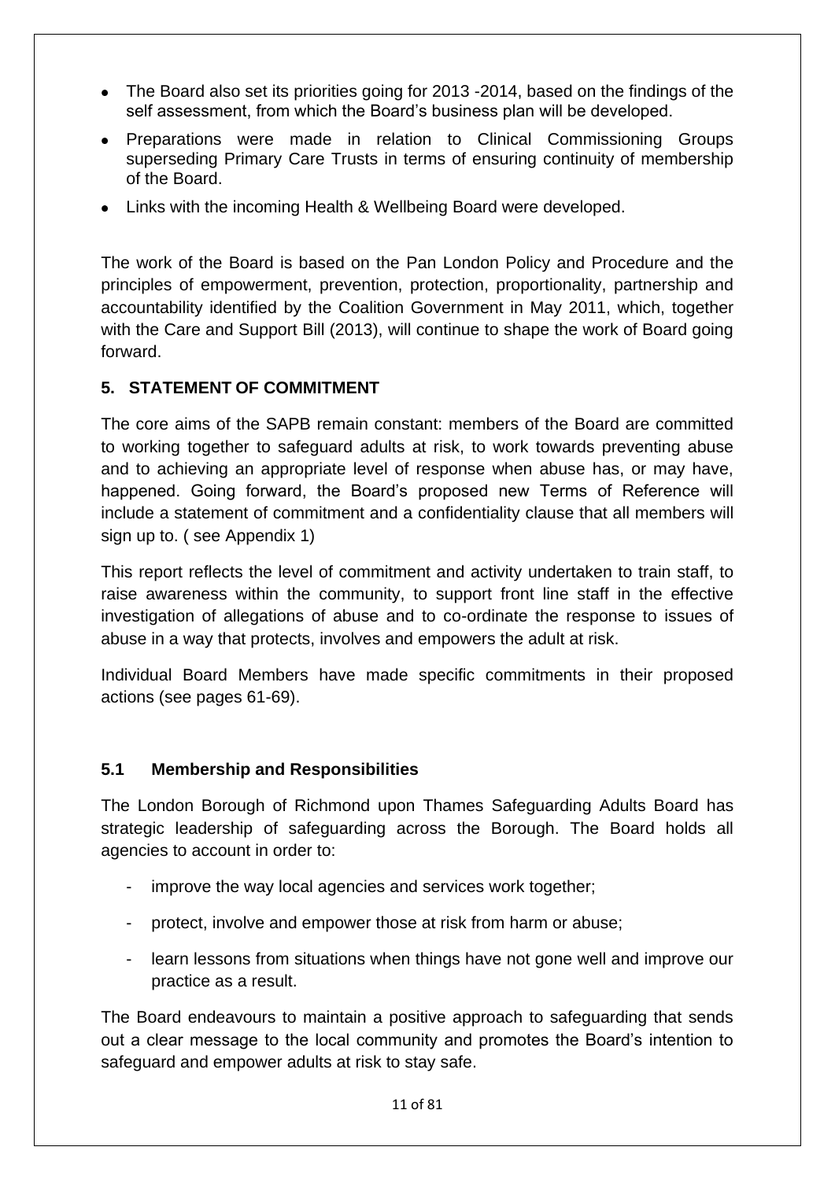- The Board also set its priorities going for 2013 -2014, based on the findings of the self assessment, from which the Board's business plan will be developed.
- Preparations were made in relation to Clinical Commissioning Groups superseding Primary Care Trusts in terms of ensuring continuity of membership of the Board.
- Links with the incoming Health & Wellbeing Board were developed.

The work of the Board is based on the Pan London Policy and Procedure and the principles of empowerment, prevention, protection, proportionality, partnership and accountability identified by the Coalition Government in May 2011, which, together with the Care and Support Bill (2013), will continue to shape the work of Board going forward.

## 5. STATEMENT OF COMMITMENT

The core aims of the SAPB remain constant: members of the Board are committed to working together to safeguard adults at risk, to work towards preventing abuse and to achieving an appropriate level of response when abuse has, or may have, happened. Going forward, the Board's proposed new Terms of Reference will include a statement of commitment and a confidentiality clause that all members will sign up to. ( see Appendix 1)

This report reflects the level of commitment and activity undertaken to train staff, to raise awareness within the community, to support front line staff in the effective investigation of allegations of abuse and to co-ordinate the response to issues of abuse in a way that protects, involves and empowers the adult at risk.

Individual Board Members have made specific commitments in their proposed actions (see pages 61-69).

### 5.1 Membership and Responsibilities

The London Borough of Richmond upon Thames Safeguarding Adults Board has strategic leadership of safeguarding across the Borough. The Board holds all agencies to account in order to:

- improve the way local agencies and services work together;
- protect, involve and empower those at risk from harm or abuse;
- learn lessons from situations when things have not gone well and improve our practice as a result.

The Board endeavours to maintain a positive approach to safeguarding that sends out a clear message to the local community and promotes the Board's intention to safeguard and empower adults at risk to stay safe.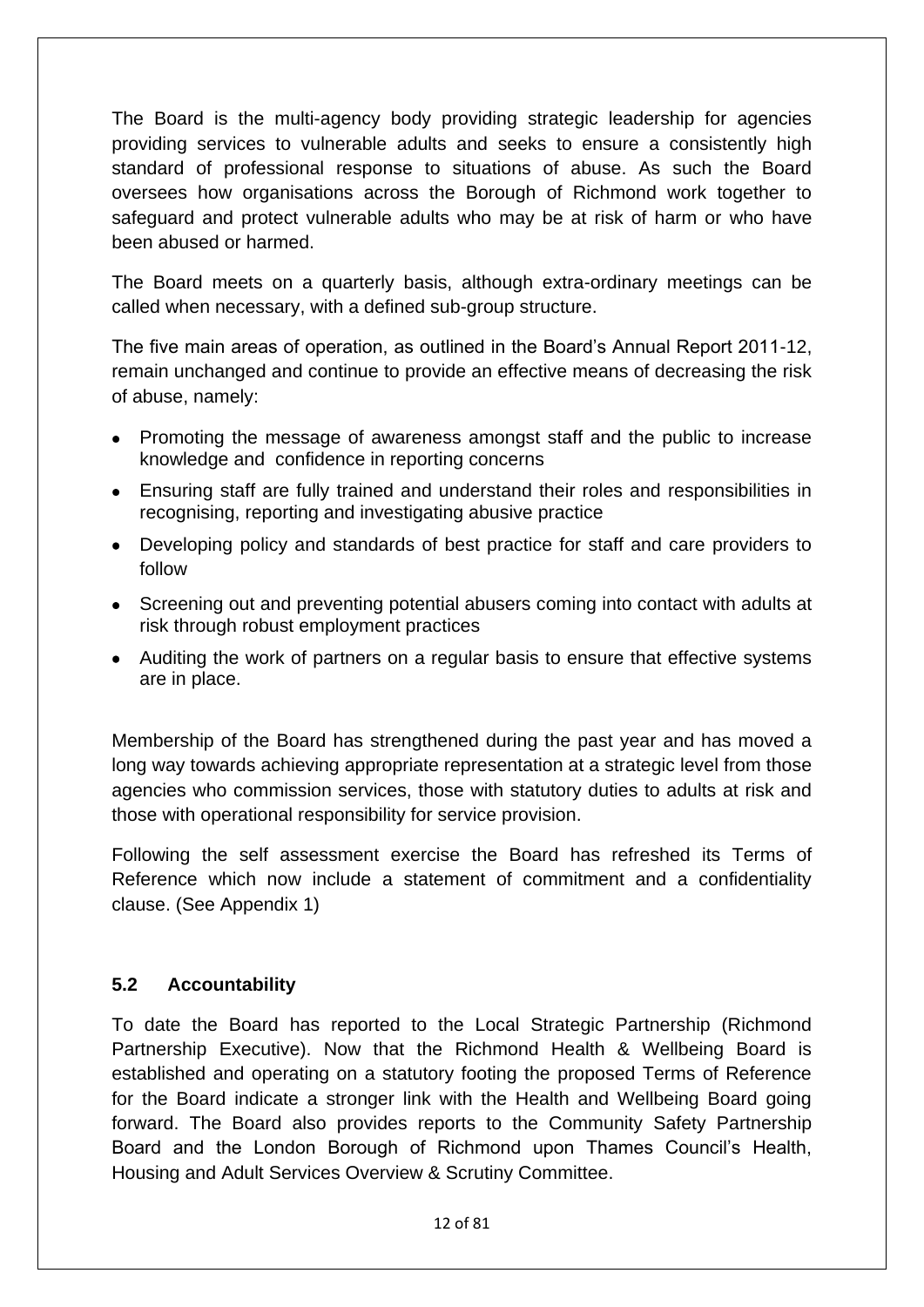The Board is the multi-agency body providing strategic leadership for agencies providing services to vulnerable adults and seeks to ensure a consistently high standard of professional response to situations of abuse. As such the Board oversees how organisations across the Borough of Richmond work together to safeguard and protect vulnerable adults who may be at risk of harm or who have been abused or harmed.

The Board meets on a quarterly basis, although extra-ordinary meetings can be called when necessary, with a defined sub-group structure.

The five main areas of operation, as outlined in the Board's Annual Report 2011-12, remain unchanged and continue to provide an effective means of decreasing the risk of abuse, namely:

- Promoting the message of awareness amongst staff and the public to increase knowledge and confidence in reporting concerns
- Ensuring staff are fully trained and understand their roles and responsibilities in recognising, reporting and investigating abusive practice
- Developing policy and standards of best practice for staff and care providers to follow
- Screening out and preventing potential abusers coming into contact with adults at risk through robust employment practices
- Auditing the work of partners on a regular basis to ensure that effective systems are in place.

Membership of the Board has strengthened during the past year and has moved a long way towards achieving appropriate representation at a strategic level from those agencies who commission services, those with statutory duties to adults at risk and those with operational responsibility for service provision.

Following the self assessment exercise the Board has refreshed its Terms of Reference which now include a statement of commitment and a confidentiality clause. (See Appendix 1)

## 5.2 Accountability

To date the Board has reported to the Local Strategic Partnership (Richmond Partnership Executive). Now that the Richmond Health & Wellbeing Board is established and operating on a statutory footing the proposed Terms of Reference for the Board indicate a stronger link with the Health and Wellbeing Board going forward. The Board also provides reports to the Community Safety Partnership Board and the London Borough of Richmond upon Thames Council's Health, Housing and Adult Services Overview & Scrutiny Committee.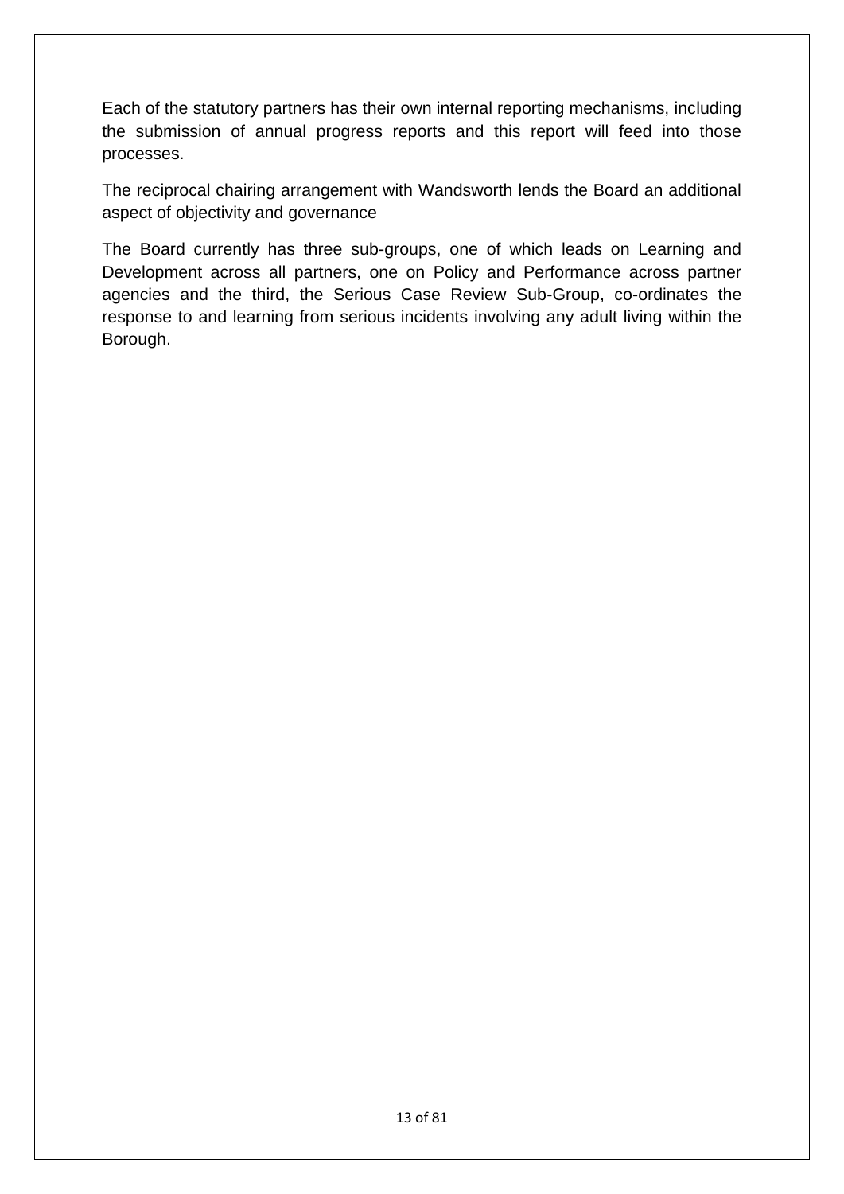Each of the statutory partners has their own internal reporting mechanisms, including the submission of annual progress reports and this report will feed into those processes.

The reciprocal chairing arrangement with Wandsworth lends the Board an additional aspect of objectivity and governance

The Board currently has three sub-groups, one of which leads on Learning and Development across all partners, one on Policy and Performance across partner agencies and the third, the Serious Case Review Sub-Group, co-ordinates the response to and learning from serious incidents involving any adult living within the Borough.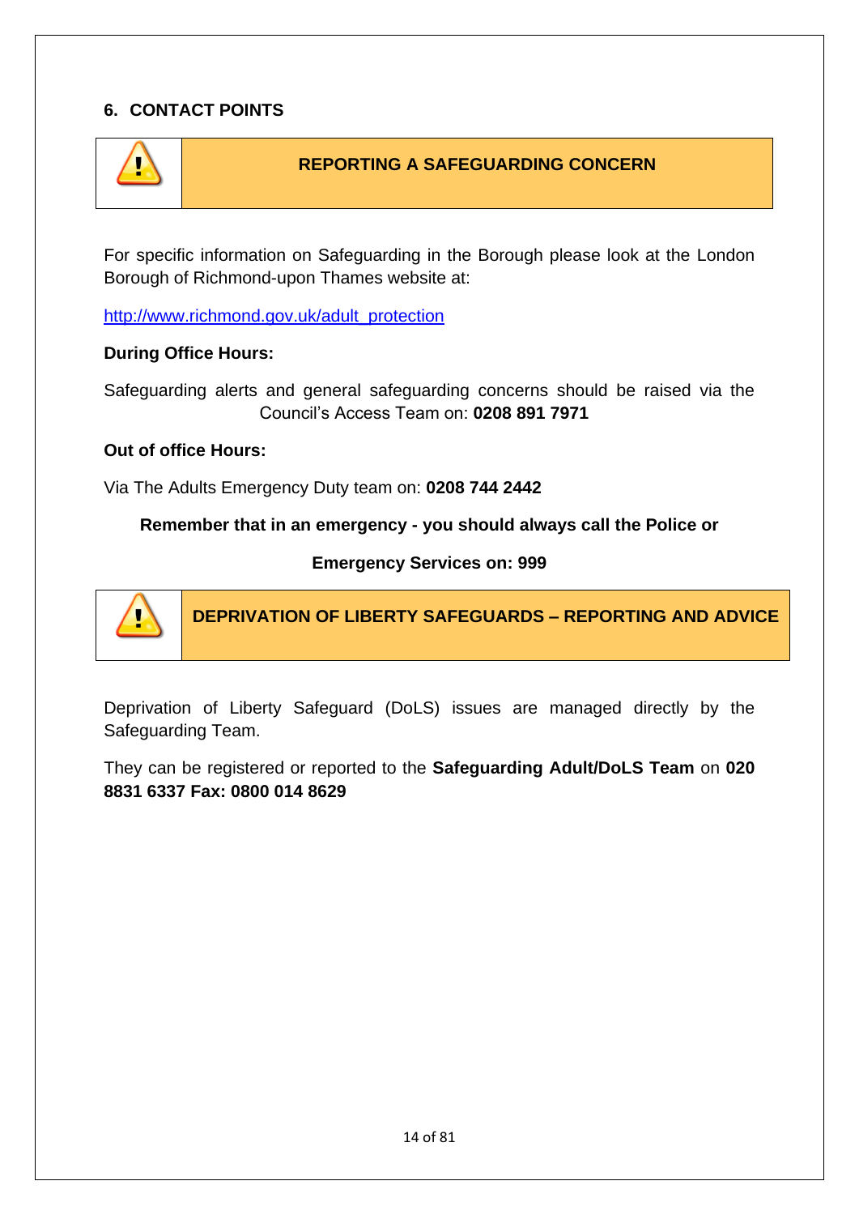## 6. CONTACT POINTS

### REPORTING A SAFEGUARDING CONCERN

For specific information on Safeguarding in the Borough please look at the London Borough of Richmond-upon Thames website at:

http://www.richmond.gov.uk/adult_protection

**During Office Hours:**

Safeguarding alerts and general safeguarding concerns should be raised via the Council's Access Team on: **0208 891 7971**

**Out of office Hours:**

Via The Adults Emergency Duty team on: **0208 744 2442**

**Remember that in an emergency - you should always call the Police or**

**Emergency Services on: 999**

### DEPRIVATION OF LIBERTY SAFEGUARDS – REPORTING AND ADVICE

Deprivation of Liberty Safeguard (DoLS) issues are managed directly by the Safeguarding Team.

They can be registered or reported to the **Safeguarding Adult/DoLS Team** on **020 8831 6337 Fax: 0800 014 8629**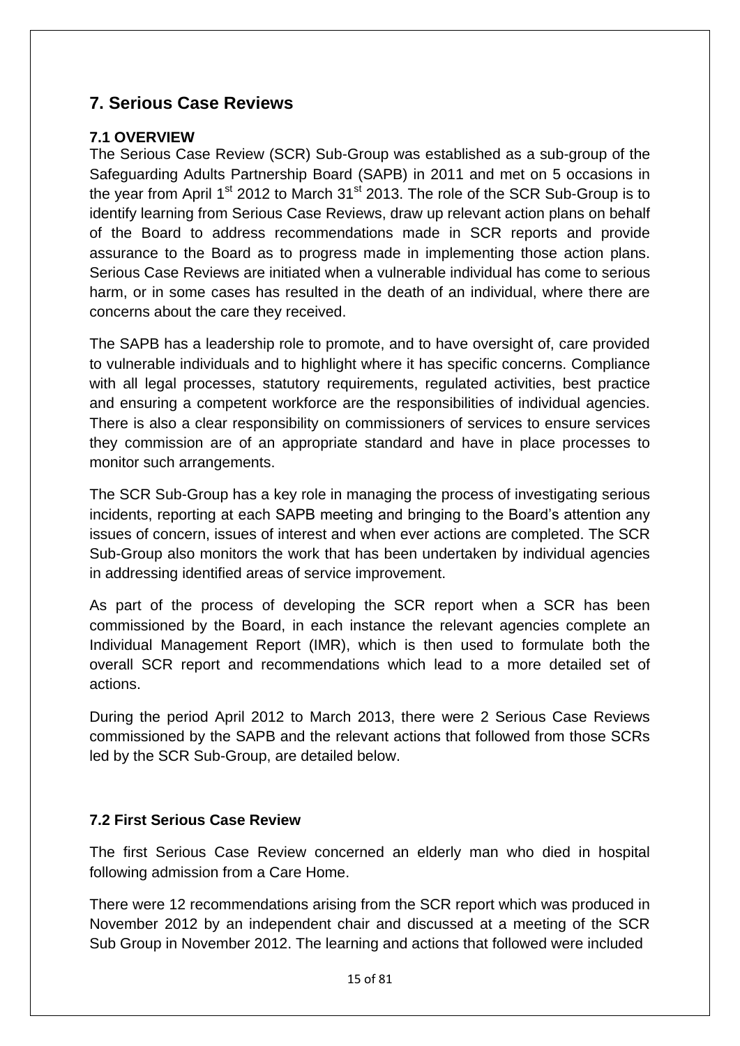## 7. Serious Case Reviews

### 7.1 OVERVIEW

The Serious Case Review (SCR) Sub-Group was established as a sub-group of the Safeguarding Adults Partnership Board (SAPB) in 2011 and met on 5 occasions in the year from April 1st 2012 to March 31st 2013. The role of the SCR Sub-Group is to identify learning from Serious Case Reviews, draw up relevant action plans on behalf of the Board to address recommendations made in SCR reports and provide assurance to the Board as to progress made in implementing those action plans. Serious Case Reviews are initiated when a vulnerable individual has come to serious harm, or in some cases has resulted in the death of an individual, where there are concerns about the care they received.

The SAPB has a leadership role to promote, and to have oversight of, care provided to vulnerable individuals and to highlight where it has specific concerns. Compliance with all legal processes, statutory requirements, regulated activities, best practice and ensuring a competent workforce are the responsibilities of individual agencies. There is also a clear responsibility on commissioners of services to ensure services they commission are of an appropriate standard and have in place processes to monitor such arrangements.

The SCR Sub-Group has a key role in managing the process of investigating serious incidents, reporting at each SAPB meeting and bringing to the Board's attention any issues of concern, issues of interest and when ever actions are completed. The SCR Sub-Group also monitors the work that has been undertaken by individual agencies in addressing identified areas of service improvement.

As part of the process of developing the SCR report when a SCR has been commissioned by the Board, in each instance the relevant agencies complete an Individual Management Report (IMR), which is then used to formulate both the overall SCR report and recommendations which lead to a more detailed set of actions.

During the period April 2012 to March 2013, there were 2 Serious Case Reviews commissioned by the SAPB and the relevant actions that followed from those SCRs led by the SCR Sub-Group, are detailed below.

### 7.2 First Serious Case Review

The first Serious Case Review concerned an elderly man who died in hospital following admission from a Care Home.

There were 12 recommendations arising from the SCR report which was produced in November 2012 by an independent chair and discussed at a meeting of the SCR Sub Group in November 2012. The learning and actions that followed were included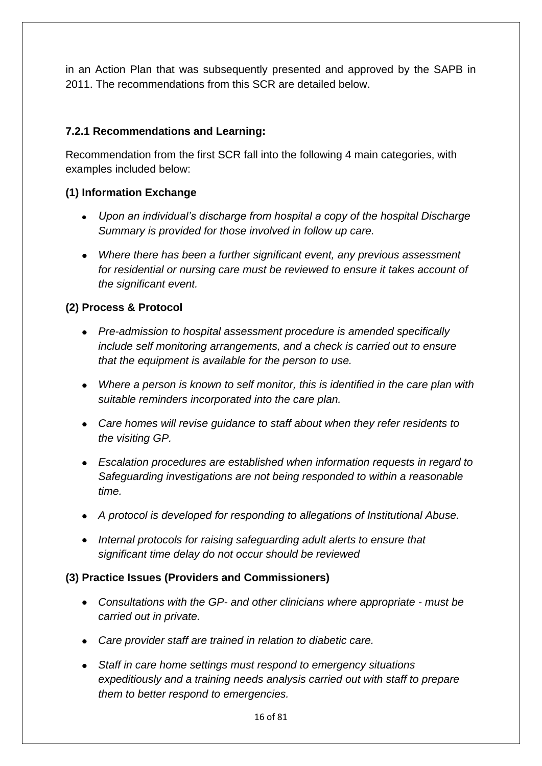in an Action Plan that was subsequently presented and approved by the SAPB in 2011. The recommendations from this SCR are detailed below.

### 7.2.1 Recommendations and Learning:

Recommendation from the first SCR fall into the following 4 main categories, with examples included below:

**(1) Information Exchange**

- *Upon an individual's discharge from hospital a copy of the hospital Discharge Summary is provided for those involved in follow up care.*
- *Where there has been a further significant event, any previous assessment for residential or nursing care must be reviewed to ensure it takes account of the significant event.*

**(2) Process & Protocol**

- *Pre-admission to hospital assessment procedure is amended specifically include self monitoring arrangements, and a check is carried out to ensure that the equipment is available for the person to use.*
- *Where a person is known to self monitor, this is identified in the care plan with suitable reminders incorporated into the care plan.*
- *Care homes will revise guidance to staff about when they refer residents to the visiting GP.*
- *Escalation procedures are established when information requests in regard to Safeguarding investigations are not being responded to within a reasonable time.*
- *A protocol is developed for responding to allegations of Institutional Abuse.*
- *Internal protocols for raising safeguarding adult alerts to ensure that significant time delay do not occur should be reviewed*

**(3) Practice Issues (Providers and Commissioners)**

- *Consultations with the GP- and other clinicians where appropriate - must be carried out in private.*
- *Care provider staff are trained in relation to diabetic care.*
- *Staff in care home settings must respond to emergency situations expeditiously and a training needs analysis carried out with staff to prepare them to better respond to emergencies.*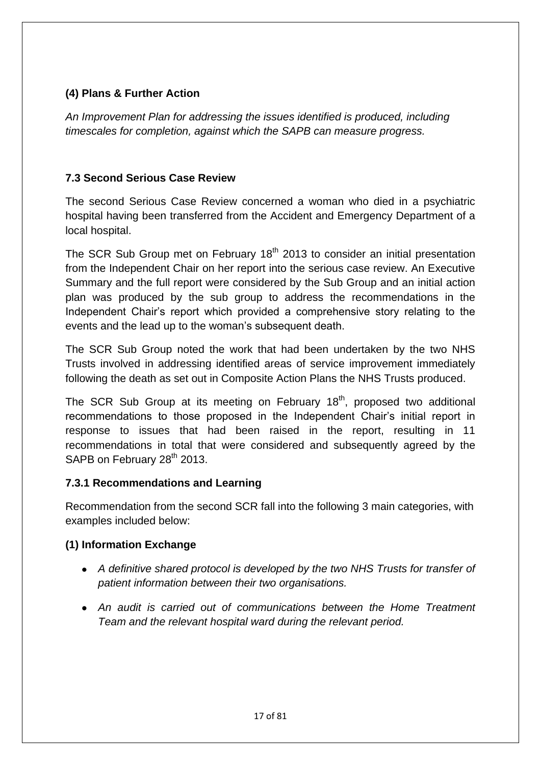**(4) Plans & Further Action**

*An Improvement Plan for addressing the issues identified is produced, including timescales for completion, against which the SAPB can measure progress.*

### 7.3 Second Serious Case Review

The second Serious Case Review concerned a woman who died in a psychiatric hospital having been transferred from the Accident and Emergency Department of a local hospital.

The SCR Sub Group met on February 18th 2013 to consider an initial presentation from the Independent Chair on her report into the serious case review. An Executive Summary and the full report were considered by the Sub Group and an initial action plan was produced by the sub group to address the recommendations in the Independent Chair's report which provided a comprehensive story relating to the events and the lead up to the woman's subsequent death.

The SCR Sub Group noted the work that had been undertaken by the two NHS Trusts involved in addressing identified areas of service improvement immediately following the death as set out in Composite Action Plans the NHS Trusts produced.

The SCR Sub Group at its meeting on February 18th, proposed two additional recommendations to those proposed in the Independent Chair's initial report in response to issues that had been raised in the report, resulting in 11 recommendations in total that were considered and subsequently agreed by the SAPB on February 28th 2013.

#### 7.3.1 Recommendations and Learning

Recommendation from the second SCR fall into the following 3 main categories, with examples included below:

**(1) Information Exchange**

- *A definitive shared protocol is developed by the two NHS Trusts for transfer of patient information between their two organisations.*
- *An audit is carried out of communications between the Home Treatment Team and the relevant hospital ward during the relevant period.*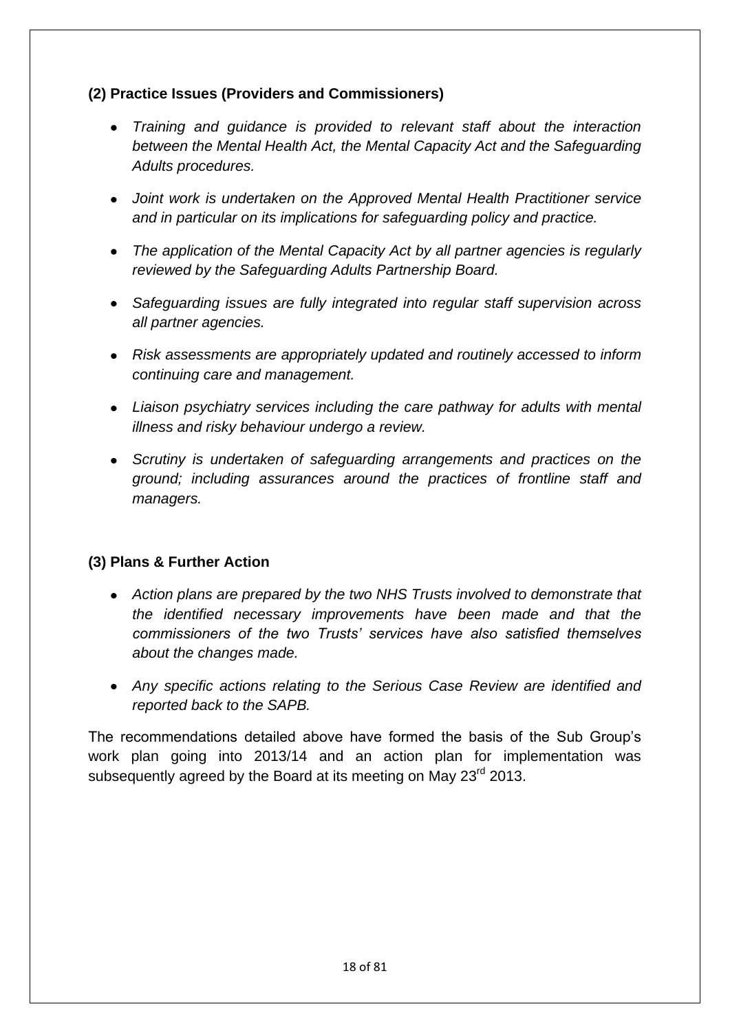**(2) Practice Issues (Providers and Commissioners)**

- *Training and guidance is provided to relevant staff about the interaction between the Mental Health Act, the Mental Capacity Act and the Safeguarding Adults procedures.*
- *Joint work is undertaken on the Approved Mental Health Practitioner service and in particular on its implications for safeguarding policy and practice.*
- *The application of the Mental Capacity Act by all partner agencies is regularly reviewed by the Safeguarding Adults Partnership Board.*
- *Safeguarding issues are fully integrated into regular staff supervision across all partner agencies.*
- *Risk assessments are appropriately updated and routinely accessed to inform continuing care and management.*
- *Liaison psychiatry services including the care pathway for adults with mental illness and risky behaviour undergo a review.*
- *Scrutiny is undertaken of safeguarding arrangements and practices on the ground; including assurances around the practices of frontline staff and managers.*

**(3) Plans & Further Action**

- *Action plans are prepared by the two NHS Trusts involved to demonstrate that the identified necessary improvements have been made and that the commissioners of the two Trusts' services have also satisfied themselves about the changes made.*
- *Any specific actions relating to the Serious Case Review are identified and reported back to the SAPB.*

The recommendations detailed above have formed the basis of the Sub Group's work plan going into 2013/14 and an action plan for implementation was subsequently agreed by the Board at its meeting on May 23rd 2013.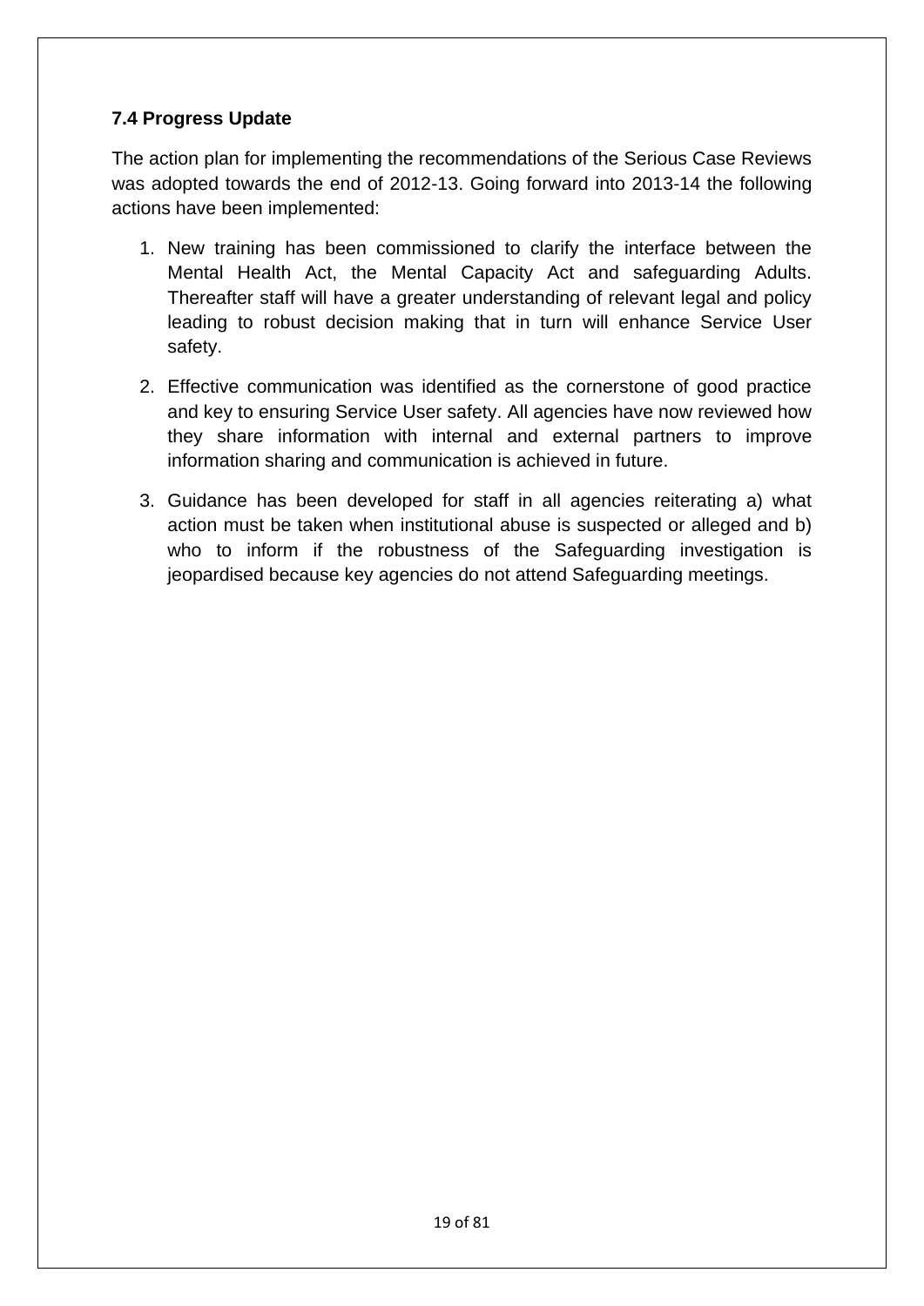### 7.4 Progress Update

The action plan for implementing the recommendations of the Serious Case Reviews was adopted towards the end of 2012-13. Going forward into 2013-14 the following actions have been implemented:

1. New training has been commissioned to clarify the interface between the Mental Health Act, the Mental Capacity Act and safeguarding Adults. Thereafter staff will have a greater understanding of relevant legal and policy leading to robust decision making that in turn will enhance Service User safety.
2. Effective communication was identified as the cornerstone of good practice and key to ensuring Service User safety. All agencies have now reviewed how they share information with internal and external partners to improve information sharing and communication is achieved in future.
3. Guidance has been developed for staff in all agencies reiterating a) what action must be taken when institutional abuse is suspected or alleged and b) who to inform if the robustness of the Safeguarding investigation is jeopardised because key agencies do not attend Safeguarding meetings.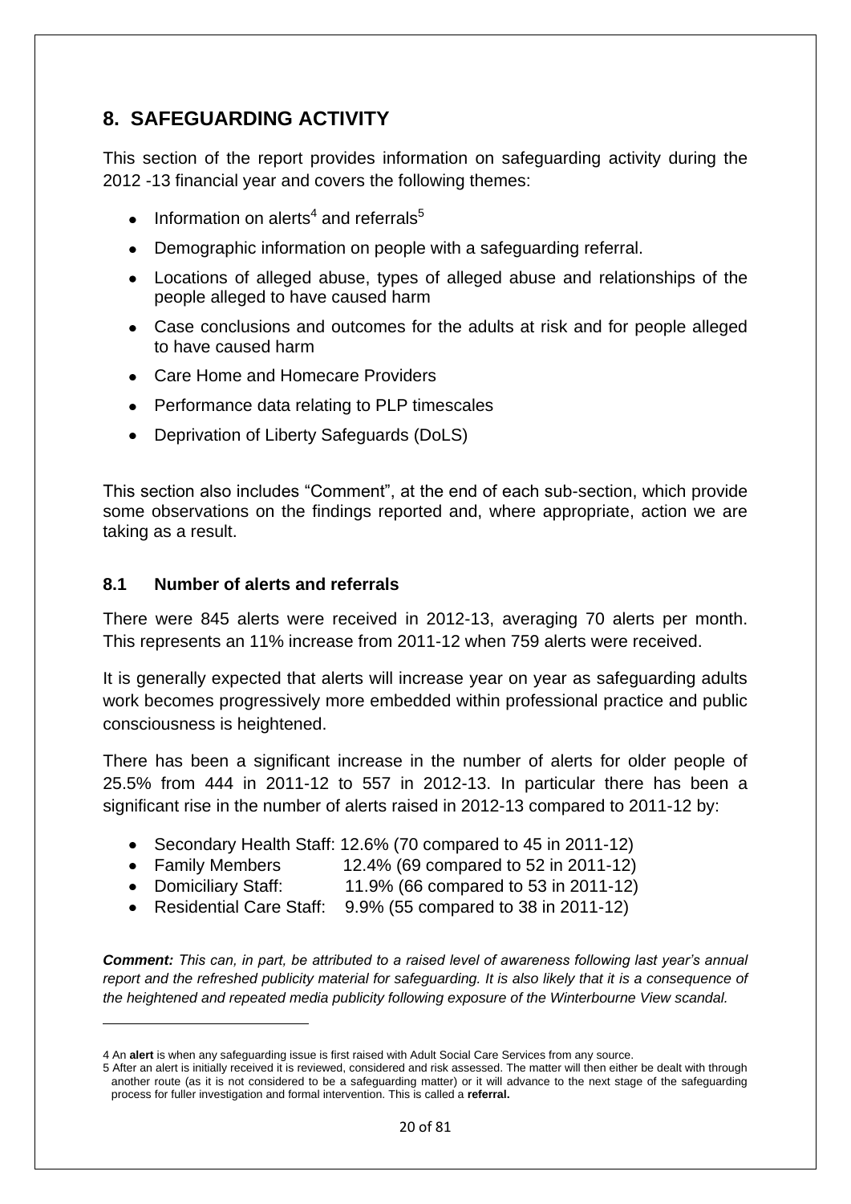## 8. SAFEGUARDING ACTIVITY

This section of the report provides information on safeguarding activity during the 2012 -13 financial year and covers the following themes:

- Information on alerts[4] and referrals[5]
- Demographic information on people with a safeguarding referral.
- Locations of alleged abuse, types of alleged abuse and relationships of the people alleged to have caused harm
- Case conclusions and outcomes for the adults at risk and for people alleged to have caused harm
- Care Home and Homecare Providers
- Performance data relating to PLP timescales
- Deprivation of Liberty Safeguards (DoLS)

This section also includes "Comment", at the end of each sub-section, which provide some observations on the findings reported and, where appropriate, action we are taking as a result.

### 8.1 Number of alerts and referrals

There were 845 alerts were received in 2012-13, averaging 70 alerts per month. This represents an 11% increase from 2011-12 when 759 alerts were received.

It is generally expected that alerts will increase year on year as safeguarding adults work becomes progressively more embedded within professional practice and public consciousness is heightened.

There has been a significant increase in the number of alerts for older people of 25.5% from 444 in 2011-12 to 557 in 2012-13. In particular there has been a significant rise in the number of alerts raised in 2012-13 compared to 2011-12 by:

- Secondary Health Staff: 12.6% (70 compared to 45 in 2011-12)
- Family Members 12.4% (69 compared to 52 in 2011-12)
- Domiciliary Staff: 11.9% (66 compared to 53 in 2011-12)
- Residential Care Staff: 9.9% (55 compared to 38 in 2011-12)

***Comment:*** *This can, in part, be attributed to a raised level of awareness following last year's annual report and the refreshed publicity material for safeguarding. It is also likely that it is a consequence of the heightened and repeated media publicity following exposure of the Winterbourne View scandal.*

---

4 An **alert** is when any safeguarding issue is first raised with Adult Social Care Services from any source.

5 After an alert is initially received it is reviewed, considered and risk assessed. The matter will then either be dealt with through another route (as it is not considered to be a safeguarding matter) or it will advance to the next stage of the safeguarding process for fuller investigation and formal intervention. This is called a **referral.**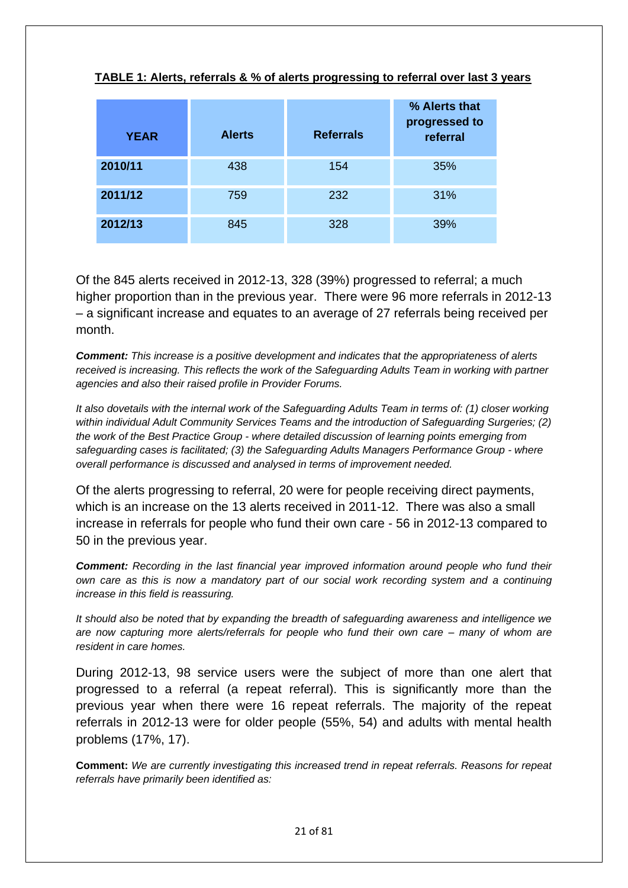**TABLE 1: Alerts, referrals & % of alerts progressing to referral over last 3 years**

| YEAR | Alerts | Referrals | % Alerts that progressed to referral |
|---|---|---|---|
| **2010/11** | 438 | 154 | 35% |
| **2011/12** | 759 | 232 | 31% |
| **2012/13** | 845 | 328 | 39% |

Of the 845 alerts received in 2012-13, 328 (39%) progressed to referral; a much higher proportion than in the previous year. There were 96 more referrals in 2012-13 – a significant increase and equates to an average of 27 referrals being received per month.

***Comment:*** *This increase is a positive development and indicates that the appropriateness of alerts received is increasing. This reflects the work of the Safeguarding Adults Team in working with partner agencies and also their raised profile in Provider Forums.*

*It also dovetails with the internal work of the Safeguarding Adults Team in terms of: (1) closer working within individual Adult Community Services Teams and the introduction of Safeguarding Surgeries; (2) the work of the Best Practice Group - where detailed discussion of learning points emerging from safeguarding cases is facilitated; (3) the Safeguarding Adults Managers Performance Group - where overall performance is discussed and analysed in terms of improvement needed.*

Of the alerts progressing to referral, 20 were for people receiving direct payments, which is an increase on the 13 alerts received in 2011-12. There was also a small increase in referrals for people who fund their own care - 56 in 2012-13 compared to 50 in the previous year.

***Comment:*** *Recording in the last financial year improved information around people who fund their own care as this is now a mandatory part of our social work recording system and a continuing increase in this field is reassuring.*

*It should also be noted that by expanding the breadth of safeguarding awareness and intelligence we are now capturing more alerts/referrals for people who fund their own care – many of whom are resident in care homes.*

During 2012-13, 98 service users were the subject of more than one alert that progressed to a referral (a repeat referral). This is significantly more than the previous year when there were 16 repeat referrals. The majority of the repeat referrals in 2012-13 were for older people (55%, 54) and adults with mental health problems (17%, 17).

**Comment:** *We are currently investigating this increased trend in repeat referrals. Reasons for repeat referrals have primarily been identified as:*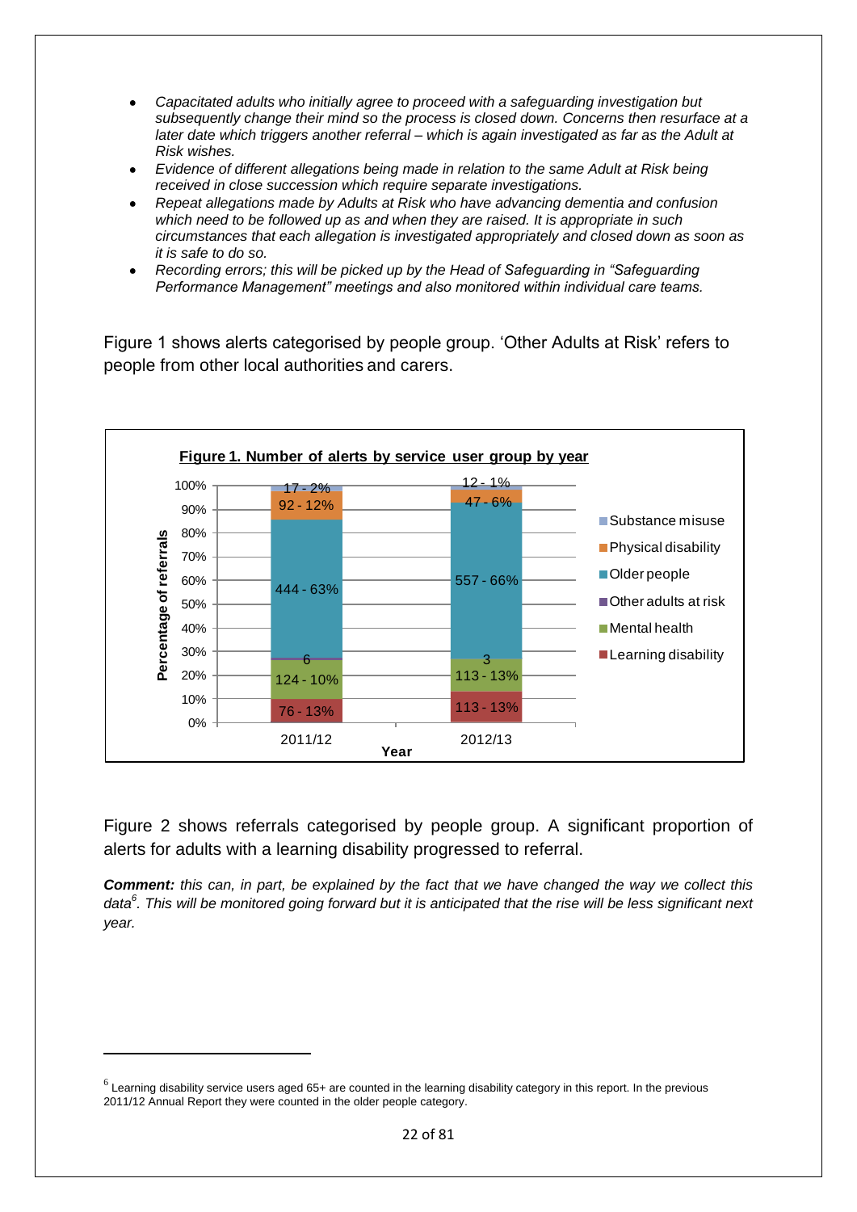- *Capacitated adults who initially agree to proceed with a safeguarding investigation but subsequently change their mind so the process is closed down. Concerns then resurface at a later date which triggers another referral – which is again investigated as far as the Adult at Risk wishes.*
- *Evidence of different allegations being made in relation to the same Adult at Risk being received in close succession which require separate investigations.*
- *Repeat allegations made by Adults at Risk who have advancing dementia and confusion which need to be followed up as and when they are raised. It is appropriate in such circumstances that each allegation is investigated appropriately and closed down as soon as it is safe to do so.*
- *Recording errors; this will be picked up by the Head of Safeguarding in "Safeguarding Performance Management" meetings and also monitored within individual care teams.*

Figure 1 shows alerts categorised by people group. 'Other Adults at Risk' refers to people from other local authorities and carers.

**Figure 1. Number of alerts by service user group by year**

| Service user group | 2011/12 | 2012/13 |
|---|---|---|
| Substance misuse | 17 - 2% | 12 - 1% |
| Physical disability | 92 - 12% | 47 - 6% |
| Older people | 444 - 63% | 557 - 66% |
| Other adults at risk | 6 | 3 |
| Mental health | 124 - 10% | 113 - 13% |
| Learning disability | 76 - 13% | 113 - 13% |

Figure 2 shows referrals categorised by people group. A significant proportion of alerts for adults with a learning disability progressed to referral.

***Comment:*** *this can, in part, be explained by the fact that we have changed the way we collect this data*[6]*. This will be monitored going forward but it is anticipated that the rise will be less significant next year.*

[6] Learning disability service users aged 65+ are counted in the learning disability category in this report. In the previous 2011/12 Annual Report they were counted in the older people category.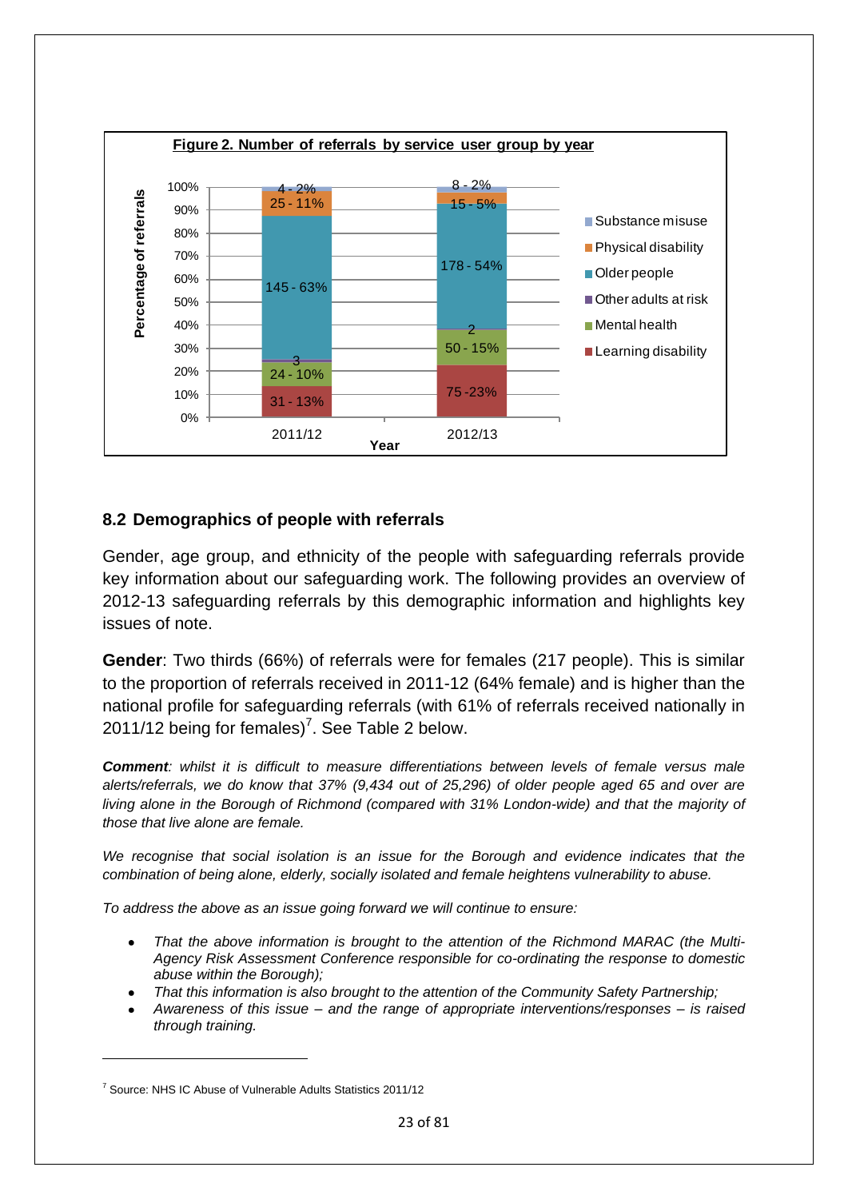**Figure 2. Number of referrals by service user group by year**

| Service user group | 2011/12 | 2012/13 |
| --- | --- | --- |
| Substance misuse | 4 - 2% | 8 - 2% |
| Physical disability | 25 - 11% | 15 - 5% |
| Older people | 145 - 63% | 178 - 54% |
| Other adults at risk | 3 | 2 |
| Mental health | 24 - 10% | 50 - 15% |
| Learning disability | 31 - 13% | 75 -23% |

## 8.2 Demographics of people with referrals

Gender, age group, and ethnicity of the people with safeguarding referrals provide key information about our safeguarding work. The following provides an overview of 2012-13 safeguarding referrals by this demographic information and highlights key issues of note.

**Gender**: Two thirds (66%) of referrals were for females (217 people). This is similar to the proportion of referrals received in 2011-12 (64% female) and is higher than the national profile for safeguarding referrals (with 61% of referrals received nationally in 2011/12 being for females)[7]. See Table 2 below.

***Comment**: whilst it is difficult to measure differentiations between levels of female versus male alerts/referrals, we do know that 37% (9,434 out of 25,296) of older people aged 65 and over are living alone in the Borough of Richmond (compared with 31% London-wide) and that the majority of those that live alone are female.*

*We recognise that social isolation is an issue for the Borough and evidence indicates that the combination of being alone, elderly, socially isolated and female heightens vulnerability to abuse.*

*To address the above as an issue going forward we will continue to ensure:*

- *That the above information is brought to the attention of the Richmond MARAC (the Multi-Agency Risk Assessment Conference responsible for co-ordinating the response to domestic abuse within the Borough);*
- *That this information is also brought to the attention of the Community Safety Partnership;*
- *Awareness of this issue – and the range of appropriate interventions/responses – is raised through training.*

[7] Source: NHS IC Abuse of Vulnerable Adults Statistics 2011/12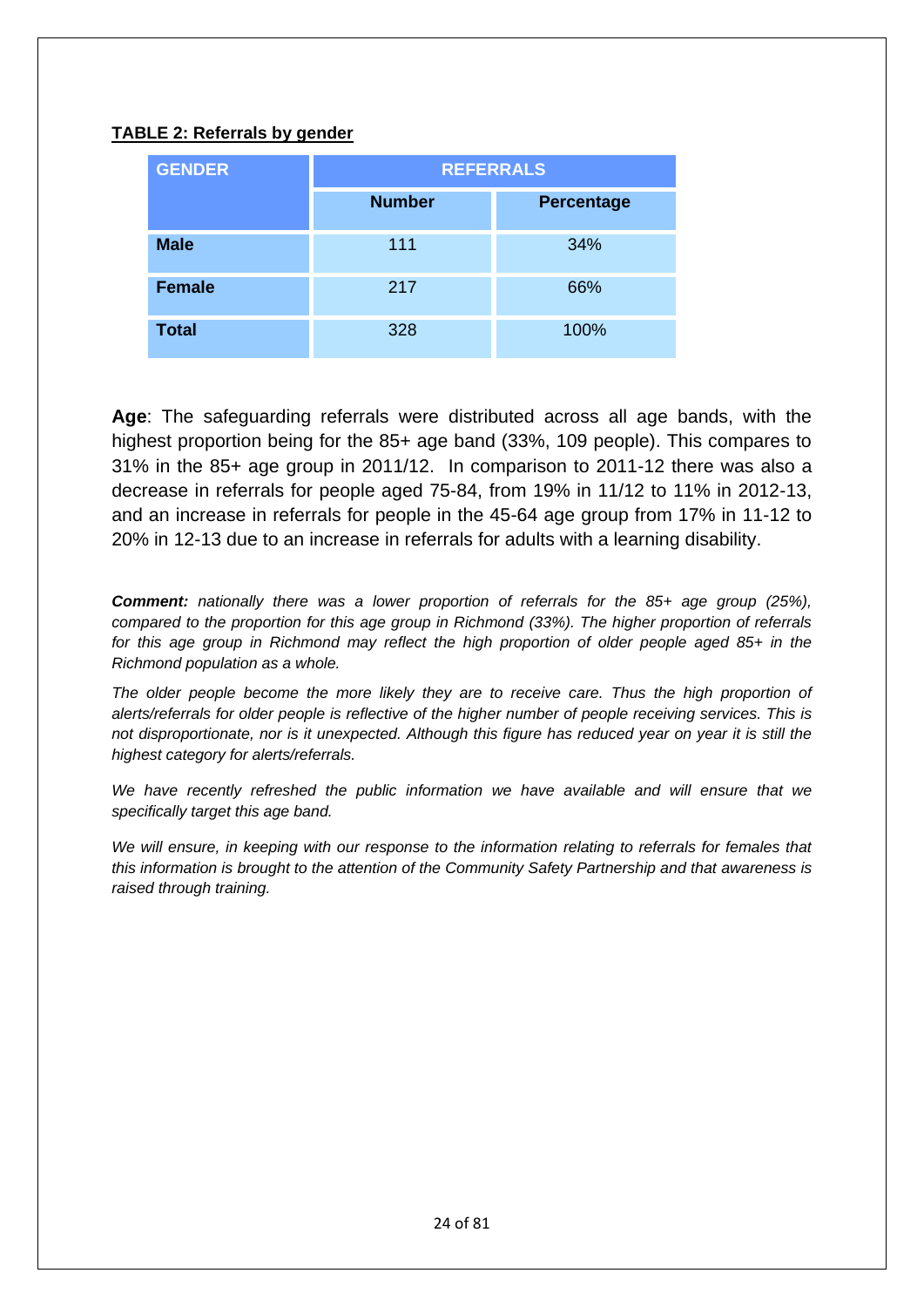**TABLE 2: Referrals by gender**

| GENDER | REFERRALS | |
|---|---|---|
| | Number | Percentage |
| **Male** | 111 | 34% |
| **Female** | 217 | 66% |
| **Total** | 328 | 100% |

**Age**: The safeguarding referrals were distributed across all age bands, with the highest proportion being for the 85+ age band (33%, 109 people). This compares to 31% in the 85+ age group in 2011/12. In comparison to 2011-12 there was also a decrease in referrals for people aged 75-84, from 19% in 11/12 to 11% in 2012-13, and an increase in referrals for people in the 45-64 age group from 17% in 11-12 to 20% in 12-13 due to an increase in referrals for adults with a learning disability.

***Comment:*** *nationally there was a lower proportion of referrals for the 85+ age group (25%), compared to the proportion for this age group in Richmond (33%). The higher proportion of referrals for this age group in Richmond may reflect the high proportion of older people aged 85+ in the Richmond population as a whole.*

*The older people become the more likely they are to receive care. Thus the high proportion of alerts/referrals for older people is reflective of the higher number of people receiving services. This is not disproportionate, nor is it unexpected. Although this figure has reduced year on year it is still the highest category for alerts/referrals.*

*We have recently refreshed the public information we have available and will ensure that we specifically target this age band.*

*We will ensure, in keeping with our response to the information relating to referrals for females that this information is brought to the attention of the Community Safety Partnership and that awareness is raised through training.*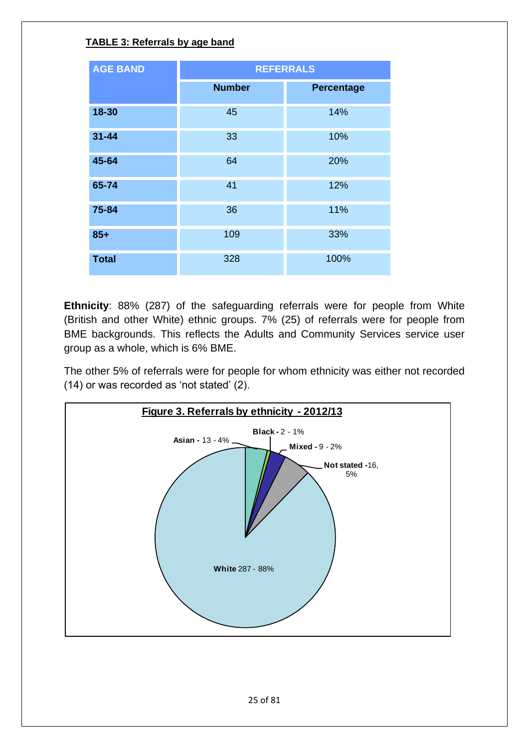**TABLE 3: Referrals by age band**

| AGE BAND | REFERRALS | |
|---|---|---|
| | Number | Percentage |
| **18-30** | 45 | 14% |
| **31-44** | 33 | 10% |
| **45-64** | 64 | 20% |
| **65-74** | 41 | 12% |
| **75-84** | 36 | 11% |
| **85+** | 109 | 33% |
| **Total** | 328 | 100% |

**Ethnicity**: 88% (287) of the safeguarding referrals were for people from White (British and other White) ethnic groups. 7% (25) of referrals were for people from BME backgrounds. This reflects the Adults and Community Services service user group as a whole, which is 6% BME.

The other 5% of referrals were for people for whom ethnicity was either not recorded (14) or was recorded as 'not stated' (2).

**Figure 3. Referrals by ethnicity - 2012/13**

**Asian -** 13 - 4%
**Black -** 2 - 1%
**Mixed -** 9 - 2%
**Not stated -**16, 5%
**White** 287 - 88%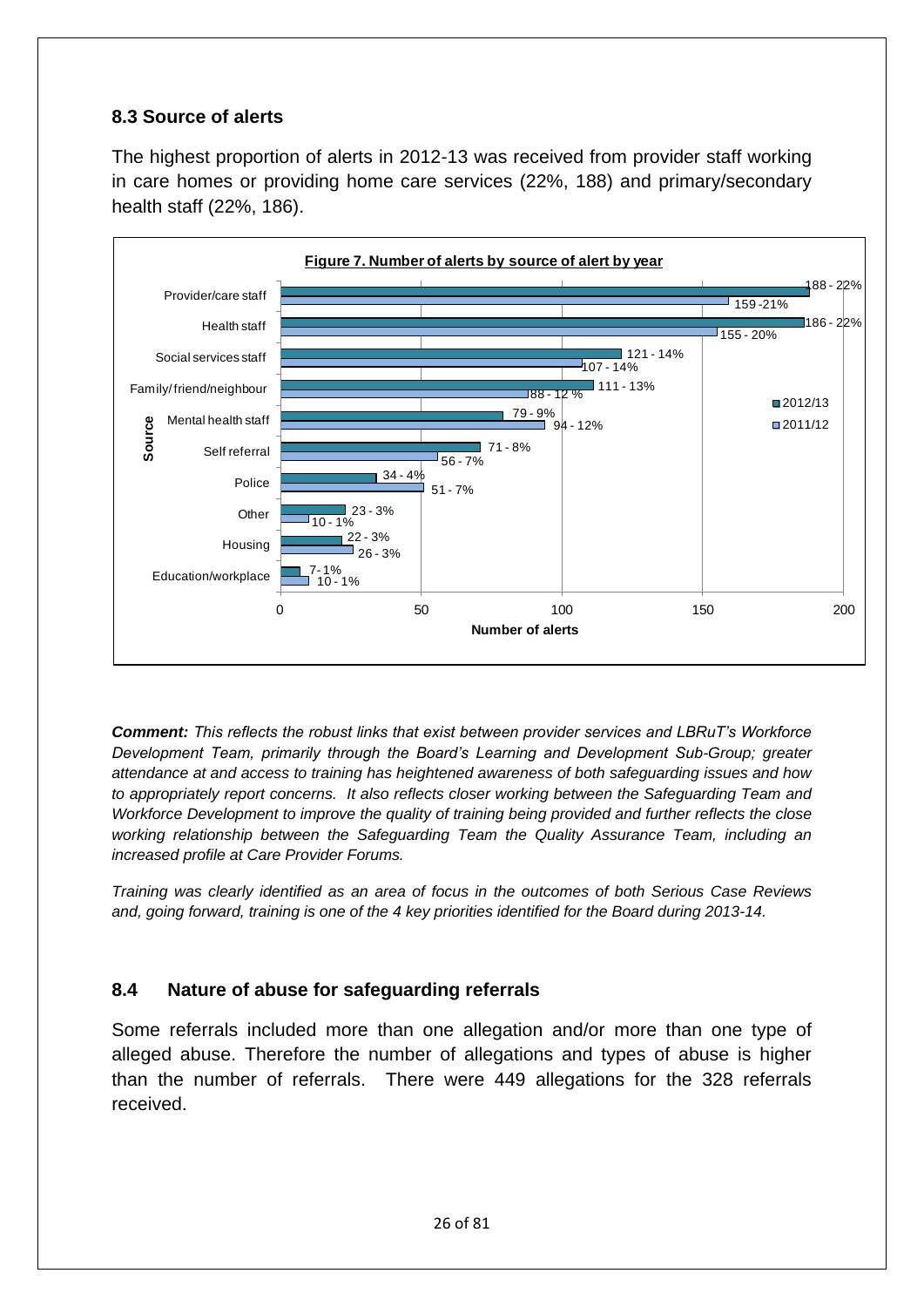## 8.3 Source of alerts

The highest proportion of alerts in 2012-13 was received from provider staff working in care homes or providing home care services (22%, 188) and primary/secondary health staff (22%, 186).

**Figure 7. Number of alerts by source of alert by year**

| Source | 2012/13 | 2011/12 |
|---|---|---|
| Provider/care staff | 188 - 22% | 159 -21% |
| Health staff | 186 - 22% | 155 - 20% |
| Social services staff | 121 - 14% | 107 - 14% |
| Family/friend/neighbour | 111 - 13% | 88 - 12 % |
| Mental health staff | 79 - 9% | 94 - 12% |
| Self referral | 71 - 8% | 56 - 7% |
| Police | 34 - 4% | 51 - 7% |
| Other | 23 - 3% | 10 - 1% |
| Housing | 22 - 3% | 26 - 3% |
| Education/workplace | 7- 1% | 10 - 1% |

*Number of alerts*

***Comment:*** *This reflects the robust links that exist between provider services and LBRuT's Workforce Development Team, primarily through the Board's Learning and Development Sub-Group; greater attendance at and access to training has heightened awareness of both safeguarding issues and how to appropriately report concerns. It also reflects closer working between the Safeguarding Team and Workforce Development to improve the quality of training being provided and further reflects the close working relationship between the Safeguarding Team the Quality Assurance Team, including an increased profile at Care Provider Forums.*

*Training was clearly identified as an area of focus in the outcomes of both Serious Case Reviews and, going forward, training is one of the 4 key priorities identified for the Board during 2013-14.*

## 8.4 Nature of abuse for safeguarding referrals

Some referrals included more than one allegation and/or more than one type of alleged abuse. Therefore the number of allegations and types of abuse is higher than the number of referrals. There were 449 allegations for the 328 referrals received.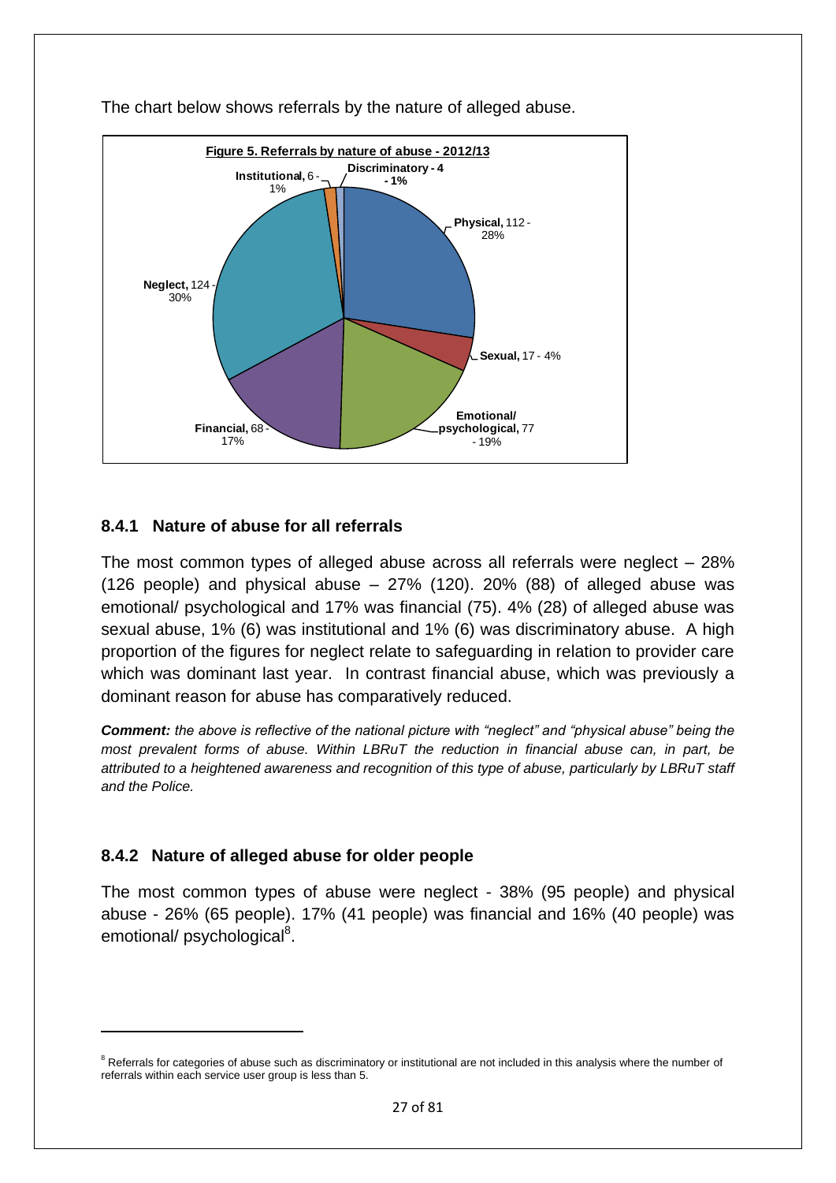The chart below shows referrals by the nature of alleged abuse.

**Figure 5. Referrals by nature of abuse - 2012/13**

| Nature of abuse | Number | % |
|---|---|---|
| Physical | 112 | 28% |
| Sexual | 17 | 4% |
| Emotional/ psychological | 77 | 19% |
| Financial | 68 | 17% |
| Neglect | 124 | 30% |
| Institutional | 6 | 1% |
| Discriminatory | 4 | 1% |

### 8.4.1 Nature of abuse for all referrals

The most common types of alleged abuse across all referrals were neglect – 28% (126 people) and physical abuse – 27% (120). 20% (88) of alleged abuse was emotional/ psychological and 17% was financial (75). 4% (28) of alleged abuse was sexual abuse, 1% (6) was institutional and 1% (6) was discriminatory abuse. A high proportion of the figures for neglect relate to safeguarding in relation to provider care which was dominant last year. In contrast financial abuse, which was previously a dominant reason for abuse has comparatively reduced.

***Comment:*** *the above is reflective of the national picture with "neglect" and "physical abuse" being the most prevalent forms of abuse. Within LBRuT the reduction in financial abuse can, in part, be attributed to a heightened awareness and recognition of this type of abuse, particularly by LBRuT staff and the Police.*

### 8.4.2 Nature of alleged abuse for older people

The most common types of abuse were neglect - 38% (95 people) and physical abuse - 26% (65 people). 17% (41 people) was financial and 16% (40 people) was emotional/ psychological[8].

---

[8] Referrals for categories of abuse such as discriminatory or institutional are not included in this analysis where the number of referrals within each service user group is less than 5.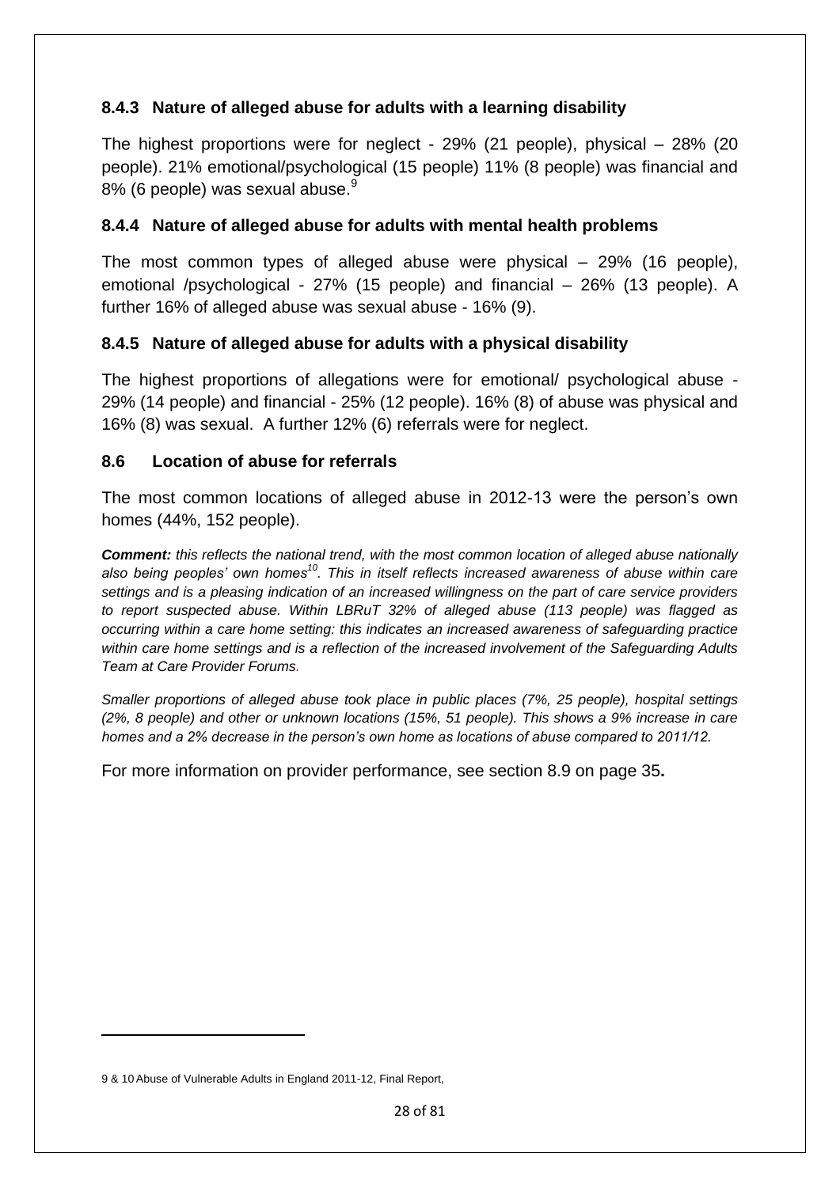### 8.4.3 Nature of alleged abuse for adults with a learning disability

The highest proportions were for neglect - 29% (21 people), physical – 28% (20 people). 21% emotional/psychological (15 people) 11% (8 people) was financial and 8% (6 people) was sexual abuse.[9]

### 8.4.4 Nature of alleged abuse for adults with mental health problems

The most common types of alleged abuse were physical – 29% (16 people), emotional /psychological - 27% (15 people) and financial – 26% (13 people). A further 16% of alleged abuse was sexual abuse - 16% (9).

### 8.4.5 Nature of alleged abuse for adults with a physical disability

The highest proportions of allegations were for emotional/ psychological abuse - 29% (14 people) and financial - 25% (12 people). 16% (8) of abuse was physical and 16% (8) was sexual. A further 12% (6) referrals were for neglect.

### 8.6 Location of abuse for referrals

The most common locations of alleged abuse in 2012-13 were the person's own homes (44%, 152 people).

***Comment:*** *this reflects the national trend, with the most common location of alleged abuse nationally also being peoples' own homes[10]. This in itself reflects increased awareness of abuse within care settings and is a pleasing indication of an increased willingness on the part of care service providers to report suspected abuse. Within LBRuT 32% of alleged abuse (113 people) was flagged as occurring within a care home setting: this indicates an increased awareness of safeguarding practice within care home settings and is a reflection of the increased involvement of the Safeguarding Adults Team at Care Provider Forums.*

*Smaller proportions of alleged abuse took place in public places (7%, 25 people), hospital settings (2%, 8 people) and other or unknown locations (15%, 51 people). This shows a 9% increase in care homes and a 2% decrease in the person's own home as locations of abuse compared to 2011/12.*

For more information on provider performance, see section 8.9 on page 35**.**

---

9 & 10 Abuse of Vulnerable Adults in England 2011-12, Final Report,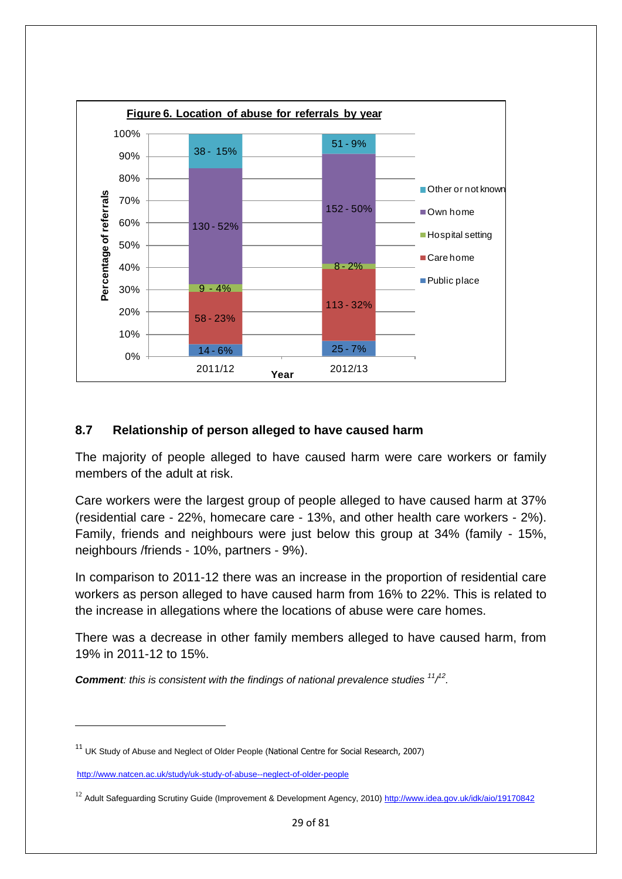**Figure 6. Location of abuse for referrals by year**

| Location | 2011/12 | 2012/13 |
|---|---|---|
| Other or not known | 38 - 15% | 51 - 9% |
| Own home | 130 - 52% | 152 - 50% |
| Hospital setting | 9 - 4% | 8 - 2% |
| Care home | 58 - 23% | 113 - 32% |
| Public place | 14 - 6% | 25 - 7% |

## 8.7 Relationship of person alleged to have caused harm

The majority of people alleged to have caused harm were care workers or family members of the adult at risk.

Care workers were the largest group of people alleged to have caused harm at 37% (residential care - 22%, homecare care - 13%, and other health care workers - 2%). Family, friends and neighbours were just below this group at 34% (family - 15%, neighbours /friends - 10%, partners - 9%).

In comparison to 2011-12 there was an increase in the proportion of residential care workers as person alleged to have caused harm from 16% to 22%. This is related to the increase in allegations where the locations of abuse were care homes.

There was a decrease in other family members alleged to have caused harm, from 19% in 2011-12 to 15%.

***Comment****: this is consistent with the findings of national prevalence studies* [11]/[12].

---

[11] UK Study of Abuse and Neglect of Older People (National Centre for Social Research, 2007)

http://www.natcen.ac.uk/study/uk-study-of-abuse--neglect-of-older-people

[12] Adult Safeguarding Scrutiny Guide (Improvement & Development Agency, 2010) http://www.idea.gov.uk/idk/aio/19170842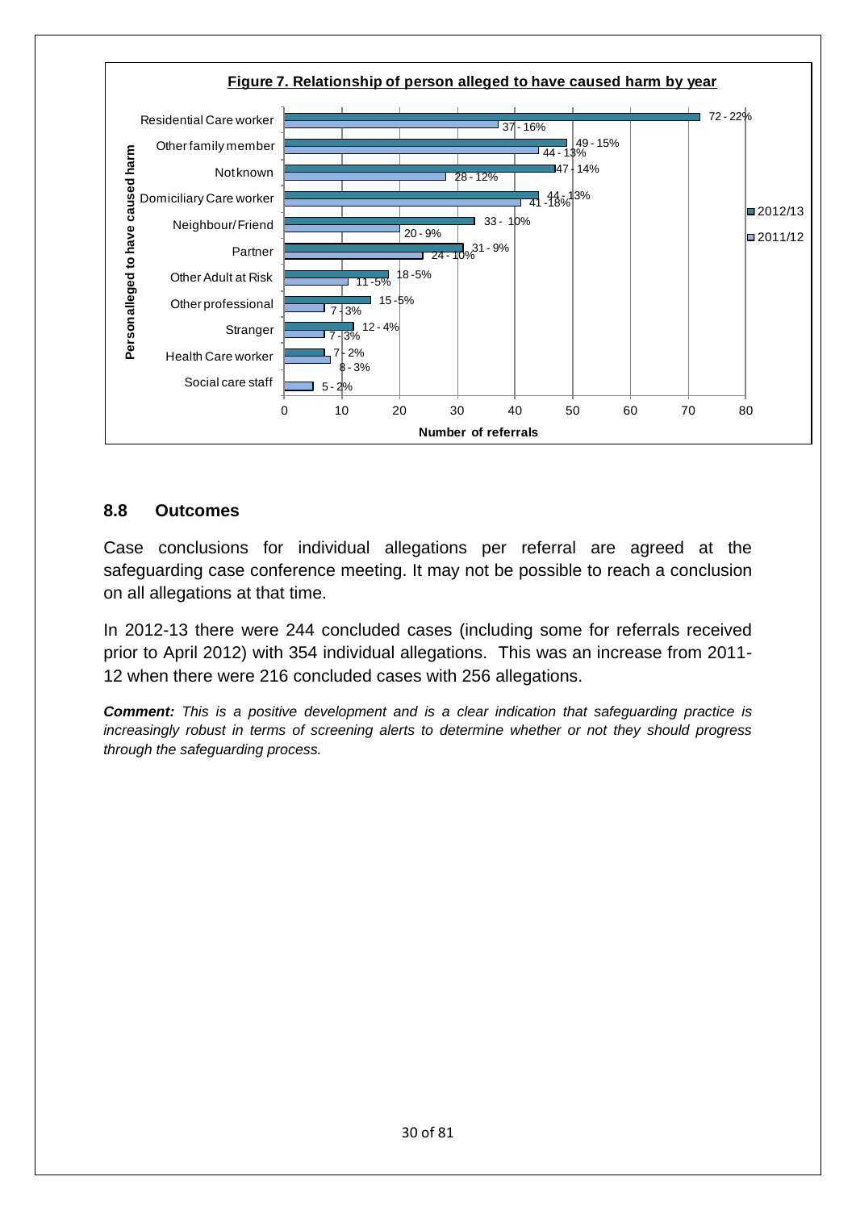**Figure 7. Relationship of person alleged to have caused harm by year**

| Person alleged to have caused harm | 2012/13 | 2011/12 |
|---|---|---|
| Residential Care worker | 72 - 22% | 37 - 16% |
| Other family member | 49 - 15% | 44 - 13% |
| Not known | 47 - 14% | 28 - 12% |
| Domiciliary Care worker | 44 - 13% | 41 - 18% |
| Neighbour/Friend | 33 - 10% | 20 - 9% |
| Partner | 31 - 9% | 24 - 10% |
| Other Adult at Risk | 18 - 5% | 11 - 5% |
| Other professional | 15 - 5% | 7 - 3% |
| Stranger | 12 - 4% | 7 - 3% |
| Health Care worker | 7 - 2% | 8 - 3% |
| Social care staff | | 5 - 2% |

Number of referrals

## 8.8 Outcomes

Case conclusions for individual allegations per referral are agreed at the safeguarding case conference meeting. It may not be possible to reach a conclusion on all allegations at that time.

In 2012-13 there were 244 concluded cases (including some for referrals received prior to April 2012) with 354 individual allegations. This was an increase from 2011-12 when there were 216 concluded cases with 256 allegations.

***Comment:*** *This is a positive development and is a clear indication that safeguarding practice is increasingly robust in terms of screening alerts to determine whether or not they should progress through the safeguarding process.*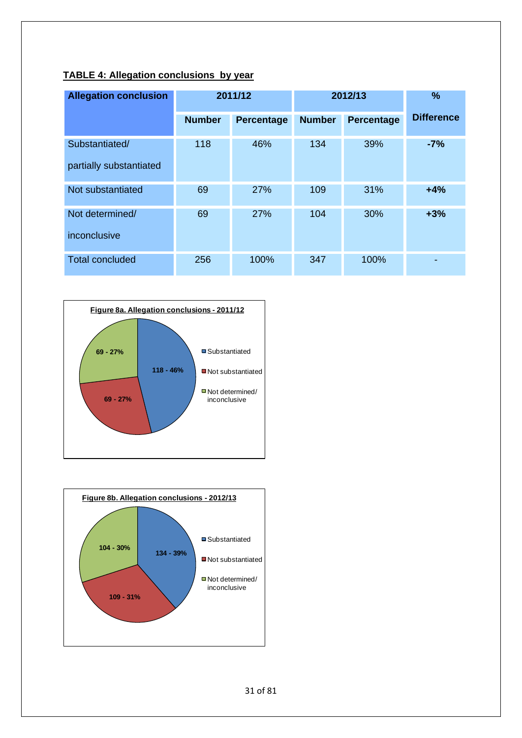**TABLE 4: Allegation conclusions by year**

| Allegation conclusion | 2011/12 | | 2012/13 | | % |
|---|---|---|---|---|---|
| | Number | Percentage | Number | Percentage | Difference |
| Substantiated/ partially substantiated | 118 | 46% | 134 | 39% | **-7%** |
| Not substantiated | 69 | 27% | 109 | 31% | **+4%** |
| Not determined/ inconclusive | 69 | 27% | 104 | 30% | **+3%** |
| Total concluded | 256 | 100% | 347 | 100% | - |

**Figure 8a. Allegation conclusions - 2011/12**

| Category | Value |
|---|---|
| Substantiated | 118 - 46% |
| Not substantiated | 69 - 27% |
| Not determined/ inconclusive | 69 - 27% |

**Figure 8b. Allegation conclusions - 2012/13**

| Category | Value |
|---|---|
| Substantiated | 134 - 39% |
| Not substantiated | 109 - 31% |
| Not determined/ inconclusive | 104 - 30% |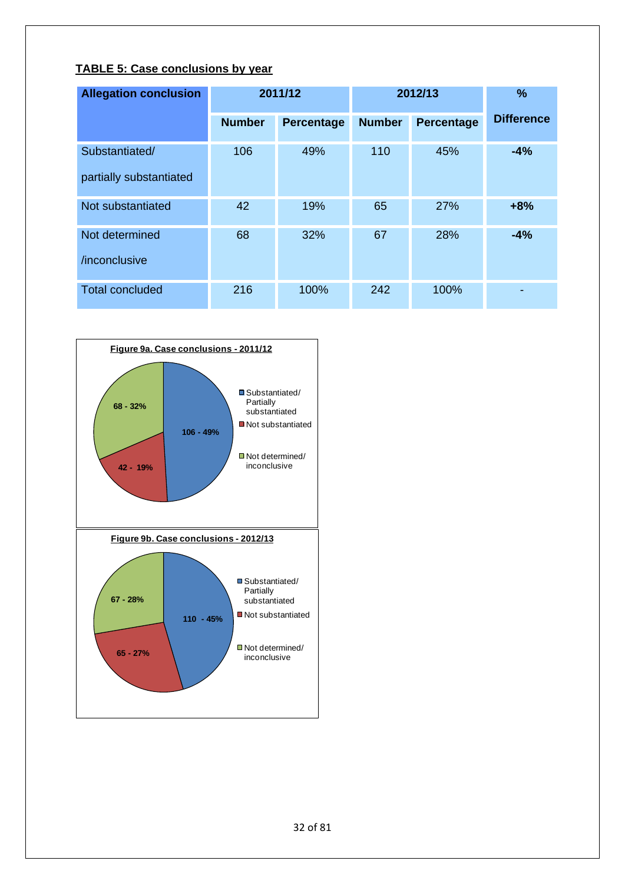**TABLE 5: Case conclusions by year**

| Allegation conclusion | 2011/12 | | 2012/13 | | % Difference |
|---|---|---|---|---|---|
| | Number | Percentage | Number | Percentage | |
| Substantiated/ partially substantiated | 106 | 49% | 110 | 45% | **-4%** |
| Not substantiated | 42 | 19% | 65 | 27% | **+8%** |
| Not determined /inconclusive | 68 | 32% | 67 | 28% | **-4%** |
| Total concluded | 216 | 100% | 242 | 100% | - |

**Figure 9a. Case conclusions - 2011/12**

- Substantiated/ Partially substantiated: 106 - 49%
- Not substantiated: 42 - 19%
- Not determined/ inconclusive: 68 - 32%

**Figure 9b. Case conclusions - 2012/13**

- Substantiated/ Partially substantiated: 110 - 45%
- Not substantiated: 65 - 27%
- Not determined/ inconclusive: 67 - 28%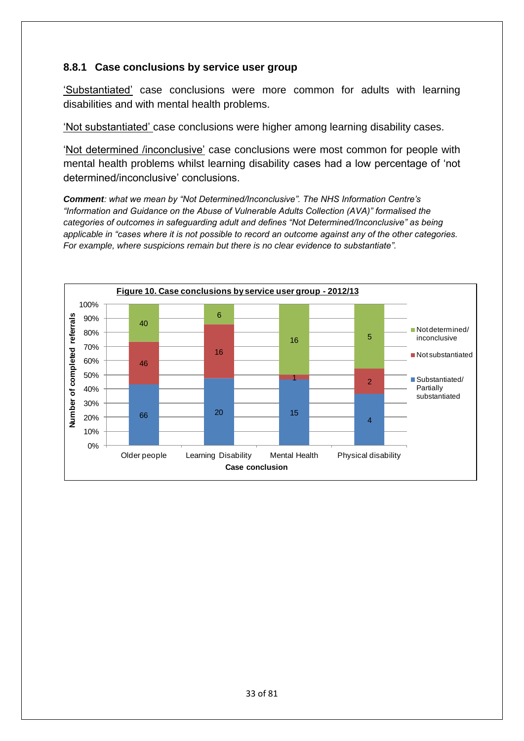### 8.8.1 Case conclusions by service user group

'Substantiated' case conclusions were more common for adults with learning disabilities and with mental health problems.

'Not substantiated' case conclusions were higher among learning disability cases.

'Not determined /inconclusive' case conclusions were most common for people with mental health problems whilst learning disability cases had a low percentage of 'not determined/inconclusive' conclusions.

***Comment**: what we mean by "Not Determined/Inconclusive". The NHS Information Centre's "Information and Guidance on the Abuse of Vulnerable Adults Collection (AVA)" formalised the categories of outcomes in safeguarding adult and defines "Not Determined/Inconclusive" as being applicable in "cases where it is not possible to record an outcome against any of the other categories. For example, where suspicions remain but there is no clear evidence to substantiate".*

**Figure 10. Case conclusions by service user group - 2012/13**

| Case conclusion | Substantiated/ Partially substantiated | Not substantiated | Not determined/ inconclusive |
|---|---|---|---|
| Older people | 66 | 46 | 40 |
| Learning Disability | 20 | 16 | 6 |
| Mental Health | 15 | 1 | 16 |
| Physical disability | 4 | 2 | 5 |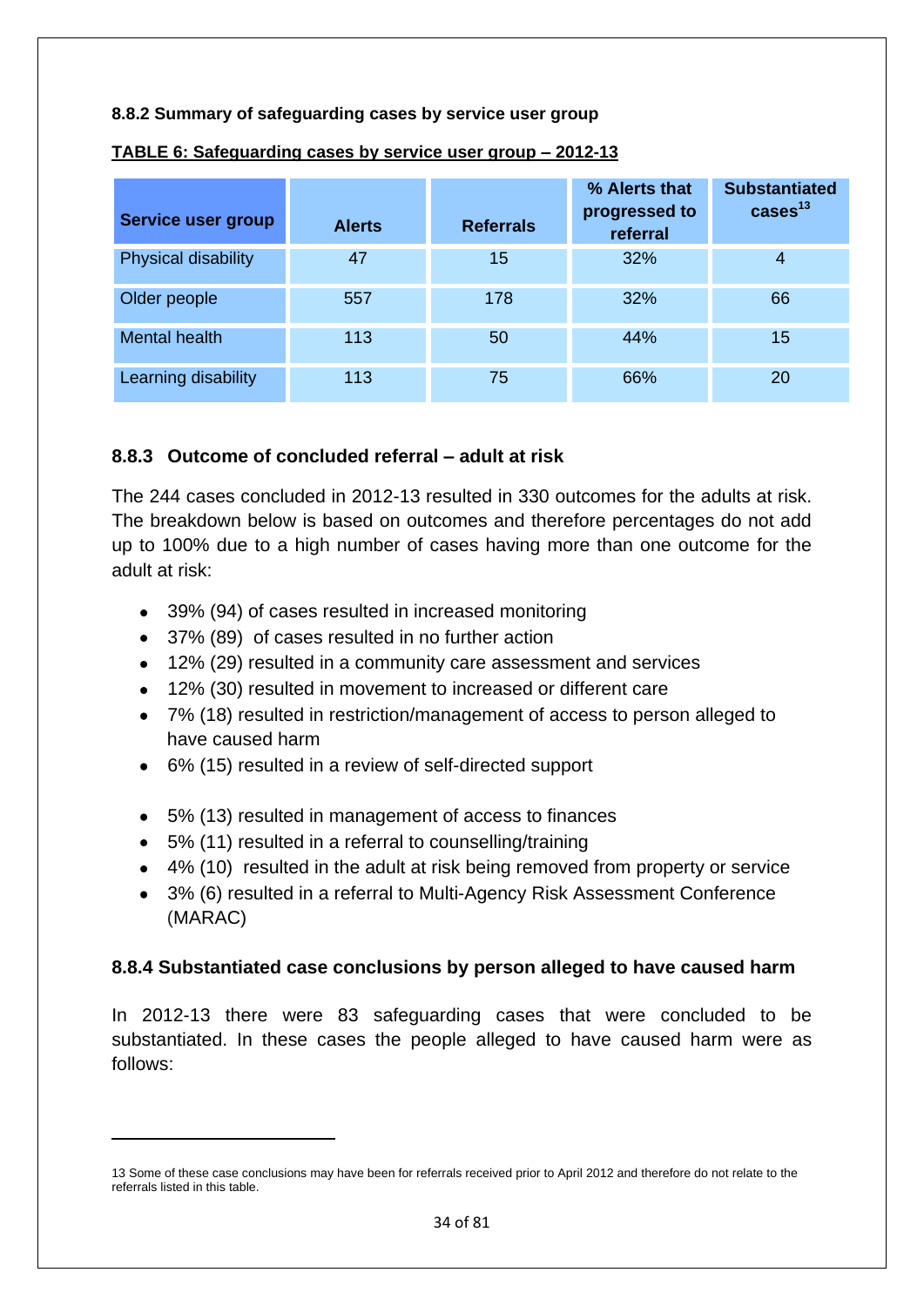### 8.8.2 Summary of safeguarding cases by service user group

**TABLE 6: Safeguarding cases by service user group – 2012-13**

| Service user group | Alerts | Referrals | % Alerts that progressed to referral | Substantiated cases[13] |
|---|---|---|---|---|
| Physical disability | 47 | 15 | 32% | 4 |
| Older people | 557 | 178 | 32% | 66 |
| Mental health | 113 | 50 | 44% | 15 |
| Learning disability | 113 | 75 | 66% | 20 |

### 8.8.3 Outcome of concluded referral – adult at risk

The 244 cases concluded in 2012-13 resulted in 330 outcomes for the adults at risk. The breakdown below is based on outcomes and therefore percentages do not add up to 100% due to a high number of cases having more than one outcome for the adult at risk:

- 39% (94) of cases resulted in increased monitoring
- 37% (89) of cases resulted in no further action
- 12% (29) resulted in a community care assessment and services
- 12% (30) resulted in movement to increased or different care
- 7% (18) resulted in restriction/management of access to person alleged to have caused harm
- 6% (15) resulted in a review of self-directed support
- 5% (13) resulted in management of access to finances
- 5% (11) resulted in a referral to counselling/training
- 4% (10) resulted in the adult at risk being removed from property or service
- 3% (6) resulted in a referral to Multi-Agency Risk Assessment Conference (MARAC)

### 8.8.4 Substantiated case conclusions by person alleged to have caused harm

In 2012-13 there were 83 safeguarding cases that were concluded to be substantiated. In these cases the people alleged to have caused harm were as follows:

---

13 Some of these case conclusions may have been for referrals received prior to April 2012 and therefore do not relate to the referrals listed in this table.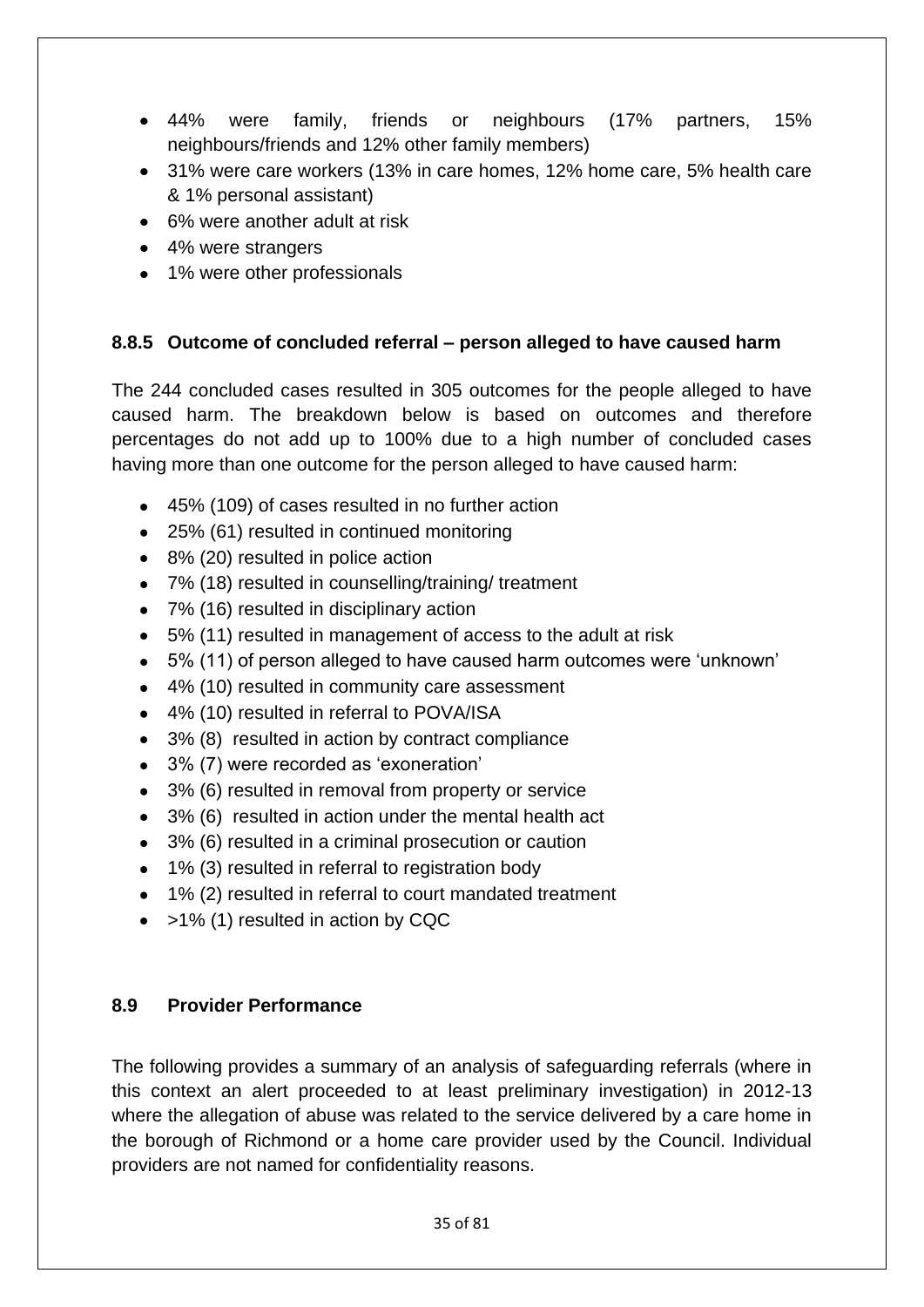- 44% were family, friends or neighbours (17% partners, 15% neighbours/friends and 12% other family members)
- 31% were care workers (13% in care homes, 12% home care, 5% health care & 1% personal assistant)
- 6% were another adult at risk
- 4% were strangers
- 1% were other professionals

### 8.8.5 Outcome of concluded referral – person alleged to have caused harm

The 244 concluded cases resulted in 305 outcomes for the people alleged to have caused harm. The breakdown below is based on outcomes and therefore percentages do not add up to 100% due to a high number of concluded cases having more than one outcome for the person alleged to have caused harm:

- 45% (109) of cases resulted in no further action
- 25% (61) resulted in continued monitoring
- 8% (20) resulted in police action
- 7% (18) resulted in counselling/training/ treatment
- 7% (16) resulted in disciplinary action
- 5% (11) resulted in management of access to the adult at risk
- 5% (11) of person alleged to have caused harm outcomes were 'unknown'
- 4% (10) resulted in community care assessment
- 4% (10) resulted in referral to POVA/ISA
- 3% (8) resulted in action by contract compliance
- 3% (7) were recorded as 'exoneration'
- 3% (6) resulted in removal from property or service
- 3% (6) resulted in action under the mental health act
- 3% (6) resulted in a criminal prosecution or caution
- 1% (3) resulted in referral to registration body
- 1% (2) resulted in referral to court mandated treatment
- >1% (1) resulted in action by CQC

## 8.9 Provider Performance

The following provides a summary of an analysis of safeguarding referrals (where in this context an alert proceeded to at least preliminary investigation) in 2012-13 where the allegation of abuse was related to the service delivered by a care home in the borough of Richmond or a home care provider used by the Council. Individual providers are not named for confidentiality reasons.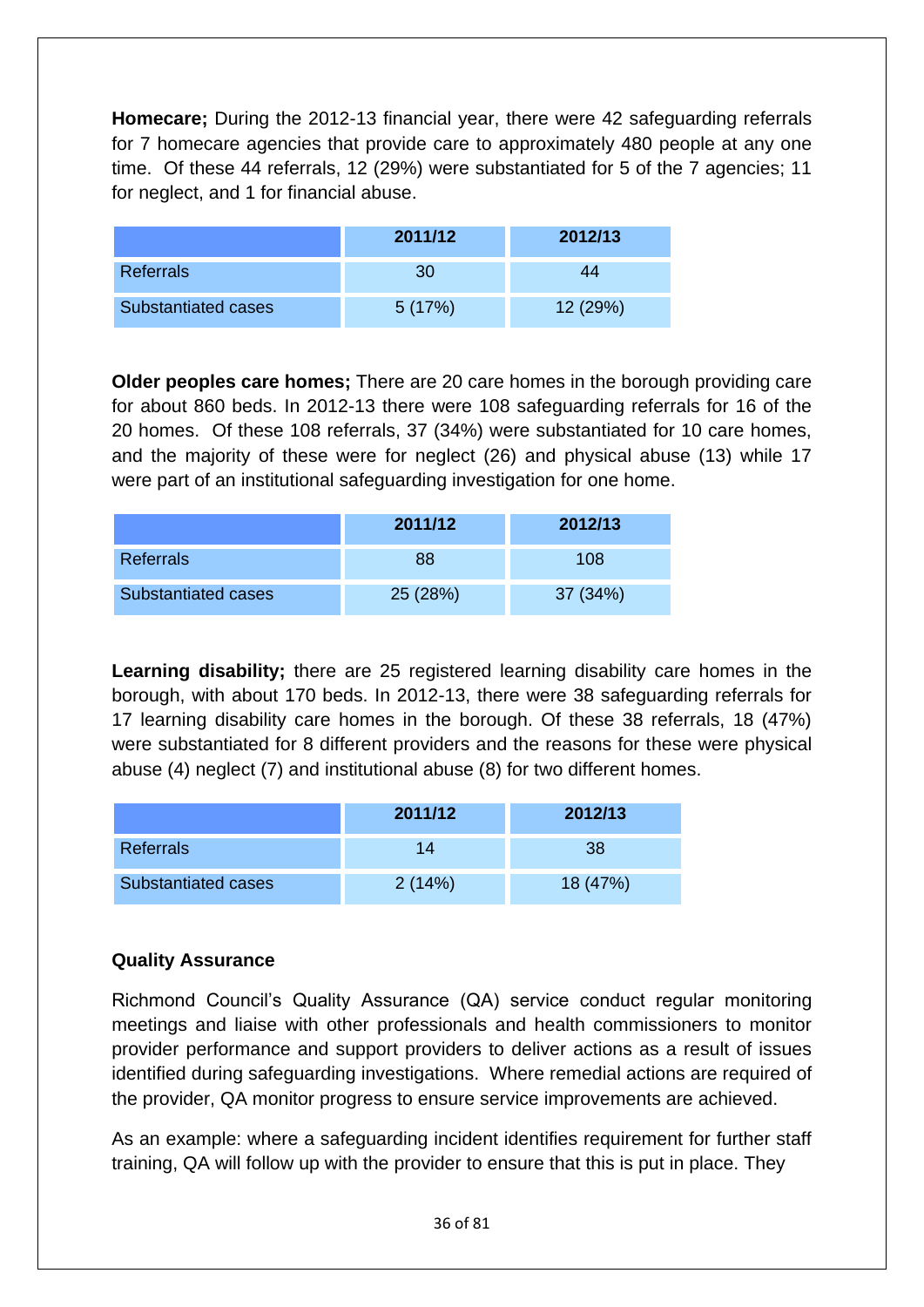**Homecare;** During the 2012-13 financial year, there were 42 safeguarding referrals for 7 homecare agencies that provide care to approximately 480 people at any one time. Of these 44 referrals, 12 (29%) were substantiated for 5 of the 7 agencies; 11 for neglect, and 1 for financial abuse.

| | 2011/12 | 2012/13 |
|---|---|---|
| Referrals | 30 | 44 |
| Substantiated cases | 5 (17%) | 12 (29%) |

**Older peoples care homes;** There are 20 care homes in the borough providing care for about 860 beds. In 2012-13 there were 108 safeguarding referrals for 16 of the 20 homes. Of these 108 referrals, 37 (34%) were substantiated for 10 care homes, and the majority of these were for neglect (26) and physical abuse (13) while 17 were part of an institutional safeguarding investigation for one home.

| | 2011/12 | 2012/13 |
|---|---|---|
| Referrals | 88 | 108 |
| Substantiated cases | 25 (28%) | 37 (34%) |

**Learning disability;** there are 25 registered learning disability care homes in the borough, with about 170 beds. In 2012-13, there were 38 safeguarding referrals for 17 learning disability care homes in the borough. Of these 38 referrals, 18 (47%) were substantiated for 8 different providers and the reasons for these were physical abuse (4) neglect (7) and institutional abuse (8) for two different homes.

| | 2011/12 | 2012/13 |
|---|---|---|
| Referrals | 14 | 38 |
| Substantiated cases | 2 (14%) | 18 (47%) |

**Quality Assurance**

Richmond Council's Quality Assurance (QA) service conduct regular monitoring meetings and liaise with other professionals and health commissioners to monitor provider performance and support providers to deliver actions as a result of issues identified during safeguarding investigations. Where remedial actions are required of the provider, QA monitor progress to ensure service improvements are achieved.

As an example: where a safeguarding incident identifies requirement for further staff training, QA will follow up with the provider to ensure that this is put in place. They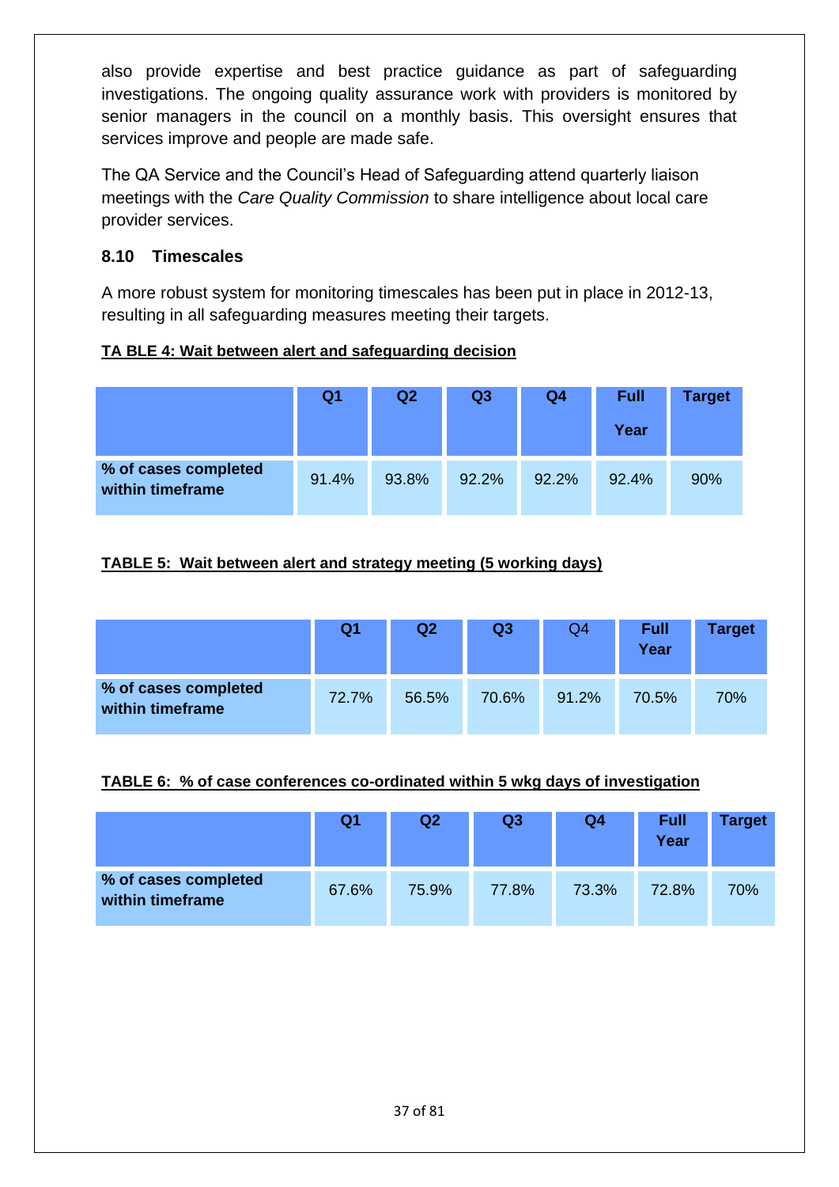also provide expertise and best practice guidance as part of safeguarding investigations. The ongoing quality assurance work with providers is monitored by senior managers in the council on a monthly basis. This oversight ensures that services improve and people are made safe.

The QA Service and the Council's Head of Safeguarding attend quarterly liaison meetings with the *Care Quality Commission* to share intelligence about local care provider services.

### 8.10 Timescales

A more robust system for monitoring timescales has been put in place in 2012-13, resulting in all safeguarding measures meeting their targets.

**TA BLE 4: Wait between alert and safeguarding decision**

| | Q1 | Q2 | Q3 | Q4 | Full Year | Target |
|---|---|---|---|---|---|---|
| **% of cases completed within timeframe** | 91.4% | 93.8% | 92.2% | 92.2% | 92.4% | 90% |

**TABLE 5: Wait between alert and strategy meeting (5 working days)**

| | Q1 | Q2 | Q3 | Q4 | Full Year | Target |
|---|---|---|---|---|---|---|
| **% of cases completed within timeframe** | 72.7% | 56.5% | 70.6% | 91.2% | 70.5% | 70% |

**TABLE 6: % of case conferences co-ordinated within 5 wkg days of investigation**

| | Q1 | Q2 | Q3 | Q4 | Full Year | Target |
|---|---|---|---|---|---|---|
| **% of cases completed within timeframe** | 67.6% | 75.9% | 77.8% | 73.3% | 72.8% | 70% |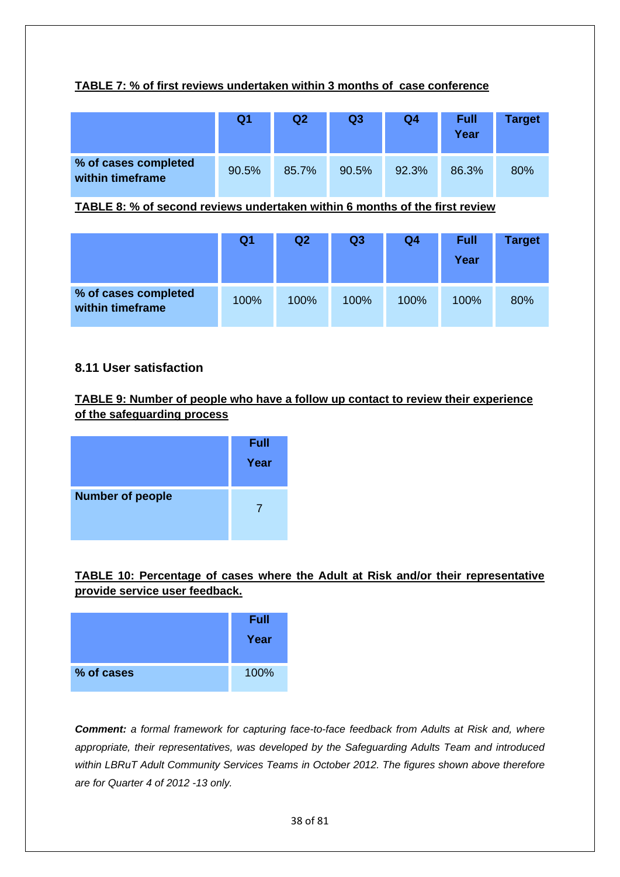**TABLE 7: % of first reviews undertaken within 3 months of case conference**

| | Q1 | Q2 | Q3 | Q4 | Full Year | Target |
|---|---|---|---|---|---|---|
| **% of cases completed within timeframe** | 90.5% | 85.7% | 90.5% | 92.3% | 86.3% | 80% |

**TABLE 8: % of second reviews undertaken within 6 months of the first review**

| | Q1 | Q2 | Q3 | Q4 | Full Year | Target |
|---|---|---|---|---|---|---|
| **% of cases completed within timeframe** | 100% | 100% | 100% | 100% | 100% | 80% |

### 8.11 User satisfaction

**TABLE 9: Number of people who have a follow up contact to review their experience of the safeguarding process**

| | Full Year |
|---|---|
| **Number of people** | 7 |

**TABLE 10: Percentage of cases where the Adult at Risk and/or their representative provide service user feedback.**

| | Full Year |
|---|---|
| **% of cases** | 100% |

***Comment:*** *a formal framework for capturing face-to-face feedback from Adults at Risk and, where appropriate, their representatives, was developed by the Safeguarding Adults Team and introduced within LBRuT Adult Community Services Teams in October 2012. The figures shown above therefore are for Quarter 4 of 2012 -13 only.*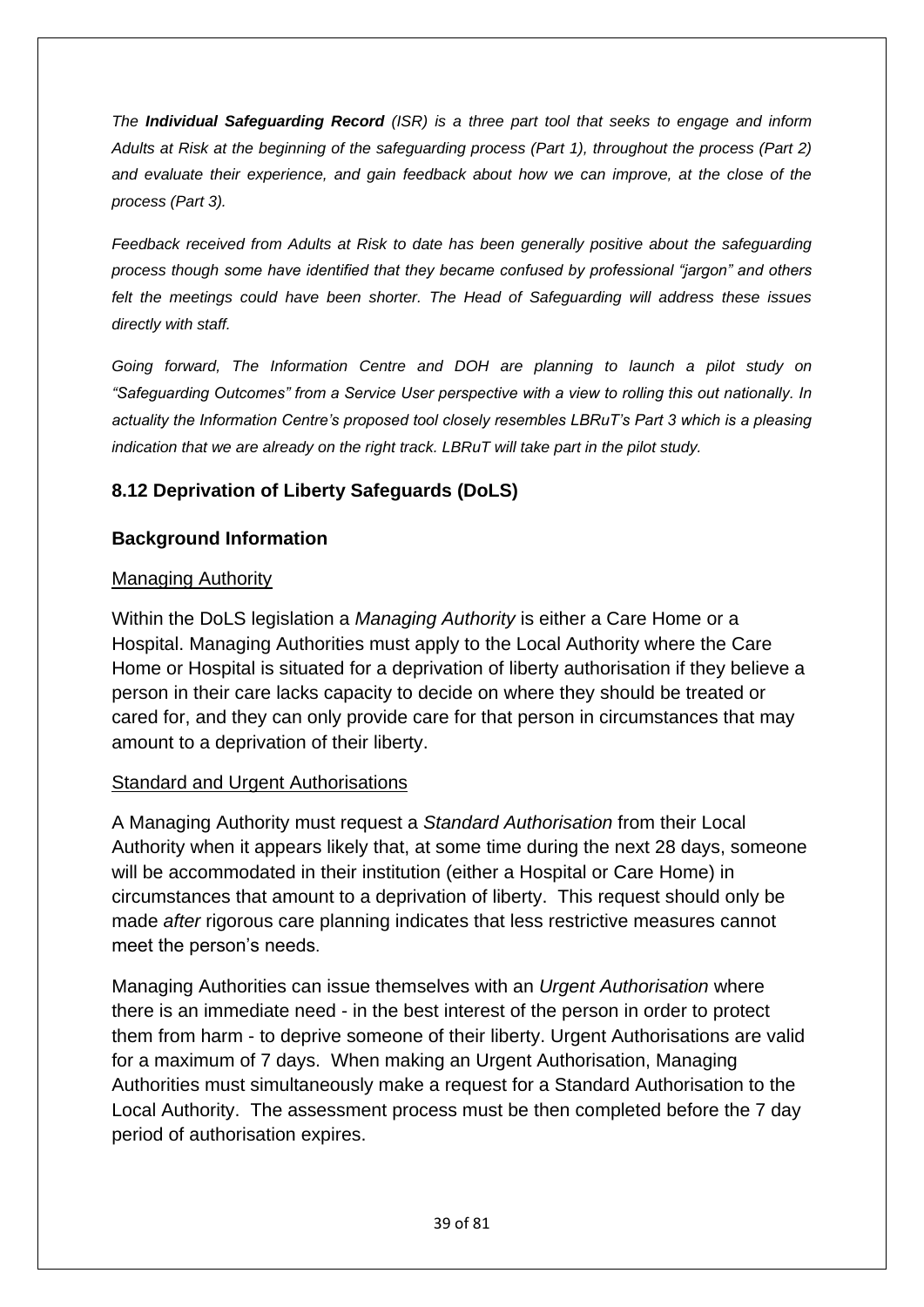*The **Individual Safeguarding Record** (ISR) is a three part tool that seeks to engage and inform Adults at Risk at the beginning of the safeguarding process (Part 1), throughout the process (Part 2) and evaluate their experience, and gain feedback about how we can improve, at the close of the process (Part 3).*

*Feedback received from Adults at Risk to date has been generally positive about the safeguarding process though some have identified that they became confused by professional "jargon" and others felt the meetings could have been shorter. The Head of Safeguarding will address these issues directly with staff.*

*Going forward, The Information Centre and DOH are planning to launch a pilot study on "Safeguarding Outcomes" from a Service User perspective with a view to rolling this out nationally. In actuality the Information Centre's proposed tool closely resembles LBRuT's Part 3 which is a pleasing indication that we are already on the right track. LBRuT will take part in the pilot study.*

## 8.12 Deprivation of Liberty Safeguards (DoLS)

### Background Information

<u>Managing Authority</u>

Within the DoLS legislation a *Managing Authority* is either a Care Home or a Hospital. Managing Authorities must apply to the Local Authority where the Care Home or Hospital is situated for a deprivation of liberty authorisation if they believe a person in their care lacks capacity to decide on where they should be treated or cared for, and they can only provide care for that person in circumstances that may amount to a deprivation of their liberty.

<u>Standard and Urgent Authorisations</u>

A Managing Authority must request a *Standard Authorisation* from their Local Authority when it appears likely that, at some time during the next 28 days, someone will be accommodated in their institution (either a Hospital or Care Home) in circumstances that amount to a deprivation of liberty. This request should only be made *after* rigorous care planning indicates that less restrictive measures cannot meet the person's needs.

Managing Authorities can issue themselves with an *Urgent Authorisation* where there is an immediate need - in the best interest of the person in order to protect them from harm - to deprive someone of their liberty. Urgent Authorisations are valid for a maximum of 7 days. When making an Urgent Authorisation, Managing Authorities must simultaneously make a request for a Standard Authorisation to the Local Authority. The assessment process must be then completed before the 7 day period of authorisation expires.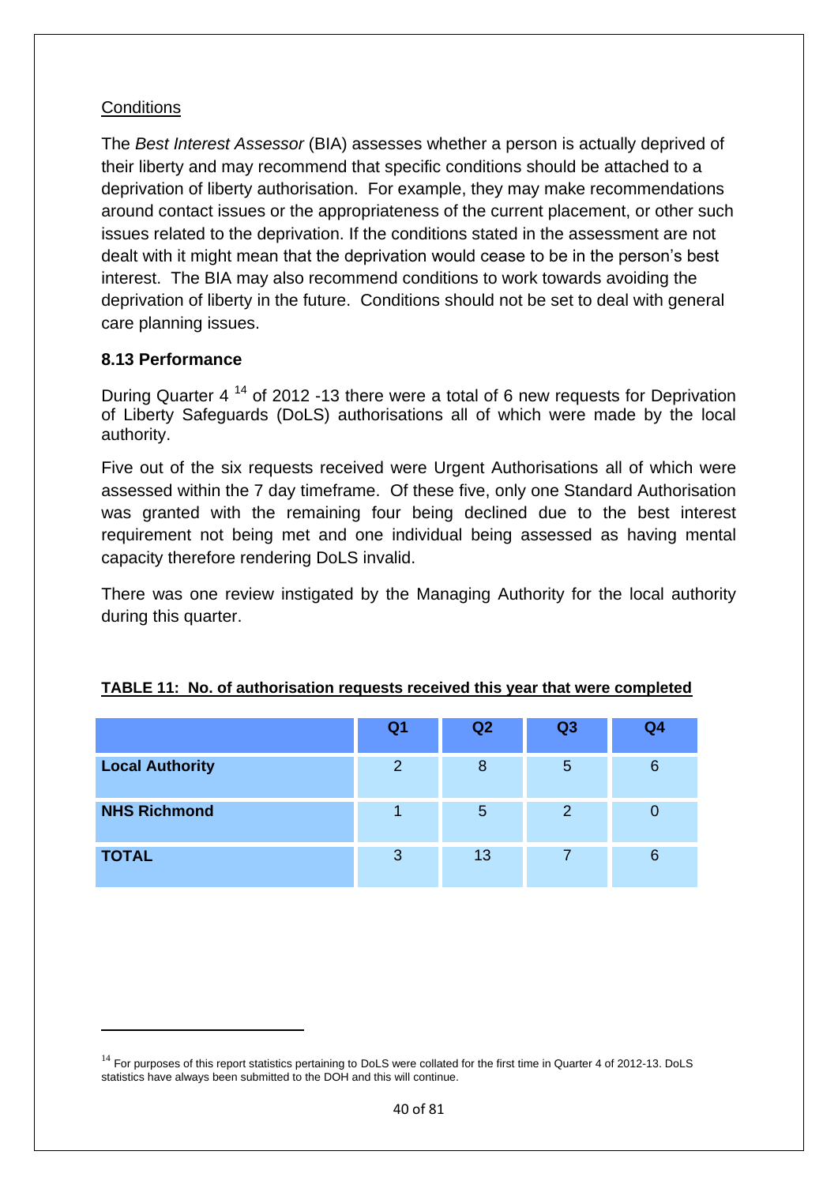Conditions

The *Best Interest Assessor* (BIA) assesses whether a person is actually deprived of their liberty and may recommend that specific conditions should be attached to a deprivation of liberty authorisation. For example, they may make recommendations around contact issues or the appropriateness of the current placement, or other such issues related to the deprivation. If the conditions stated in the assessment are not dealt with it might mean that the deprivation would cease to be in the person's best interest. The BIA may also recommend conditions to work towards avoiding the deprivation of liberty in the future. Conditions should not be set to deal with general care planning issues.

### 8.13 Performance

During Quarter 4 [14] of 2012 -13 there were a total of 6 new requests for Deprivation of Liberty Safeguards (DoLS) authorisations all of which were made by the local authority.

Five out of the six requests received were Urgent Authorisations all of which were assessed within the 7 day timeframe. Of these five, only one Standard Authorisation was granted with the remaining four being declined due to the best interest requirement not being met and one individual being assessed as having mental capacity therefore rendering DoLS invalid.

There was one review instigated by the Managing Authority for the local authority during this quarter.

**TABLE 11: No. of authorisation requests received this year that were completed**

| | Q1 | Q2 | Q3 | Q4 |
|---|---|---|---|---|
| **Local Authority** | 2 | 8 | 5 | 6 |
| **NHS Richmond** | 1 | 5 | 2 | 0 |
| **TOTAL** | 3 | 13 | 7 | 6 |

[14] For purposes of this report statistics pertaining to DoLS were collated for the first time in Quarter 4 of 2012-13. DoLS statistics have always been submitted to the DOH and this will continue.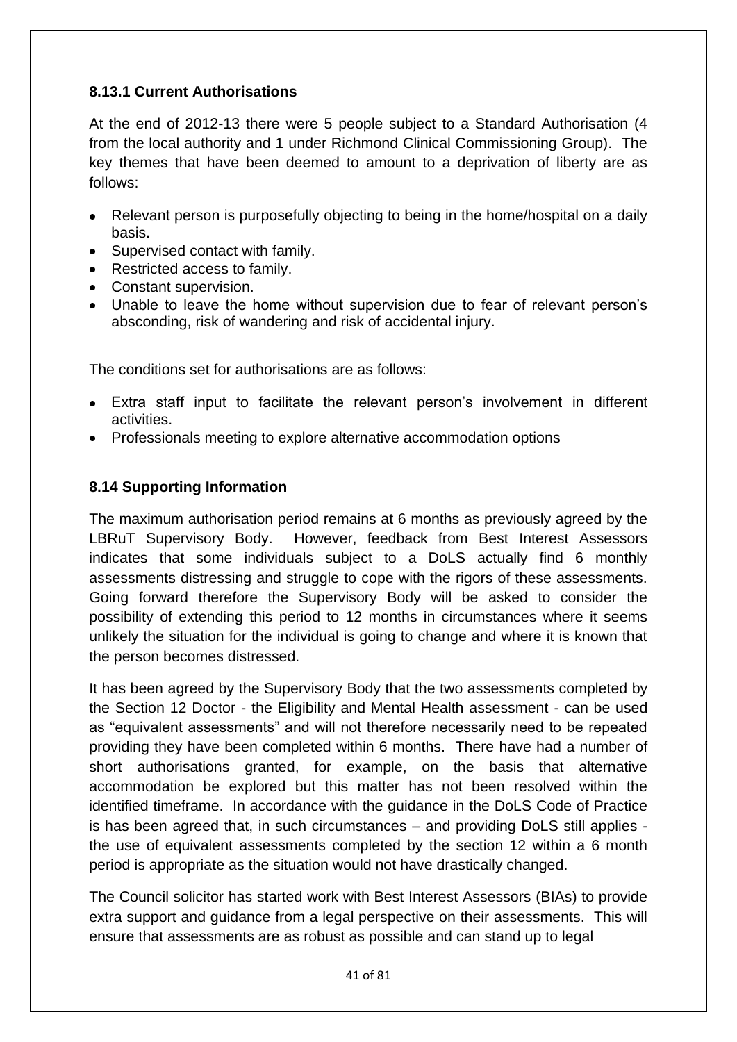### 8.13.1 Current Authorisations

At the end of 2012-13 there were 5 people subject to a Standard Authorisation (4 from the local authority and 1 under Richmond Clinical Commissioning Group). The key themes that have been deemed to amount to a deprivation of liberty are as follows:

- Relevant person is purposefully objecting to being in the home/hospital on a daily basis.
- Supervised contact with family.
- Restricted access to family.
- Constant supervision.
- Unable to leave the home without supervision due to fear of relevant person's absconding, risk of wandering and risk of accidental injury.

The conditions set for authorisations are as follows:

- Extra staff input to facilitate the relevant person's involvement in different activities.
- Professionals meeting to explore alternative accommodation options

### 8.14 Supporting Information

The maximum authorisation period remains at 6 months as previously agreed by the LBRuT Supervisory Body. However, feedback from Best Interest Assessors indicates that some individuals subject to a DoLS actually find 6 monthly assessments distressing and struggle to cope with the rigors of these assessments. Going forward therefore the Supervisory Body will be asked to consider the possibility of extending this period to 12 months in circumstances where it seems unlikely the situation for the individual is going to change and where it is known that the person becomes distressed.

It has been agreed by the Supervisory Body that the two assessments completed by the Section 12 Doctor - the Eligibility and Mental Health assessment - can be used as "equivalent assessments" and will not therefore necessarily need to be repeated providing they have been completed within 6 months. There have had a number of short authorisations granted, for example, on the basis that alternative accommodation be explored but this matter has not been resolved within the identified timeframe. In accordance with the guidance in the DoLS Code of Practice is has been agreed that, in such circumstances – and providing DoLS still applies - the use of equivalent assessments completed by the section 12 within a 6 month period is appropriate as the situation would not have drastically changed.

The Council solicitor has started work with Best Interest Assessors (BIAs) to provide extra support and guidance from a legal perspective on their assessments. This will ensure that assessments are as robust as possible and can stand up to legal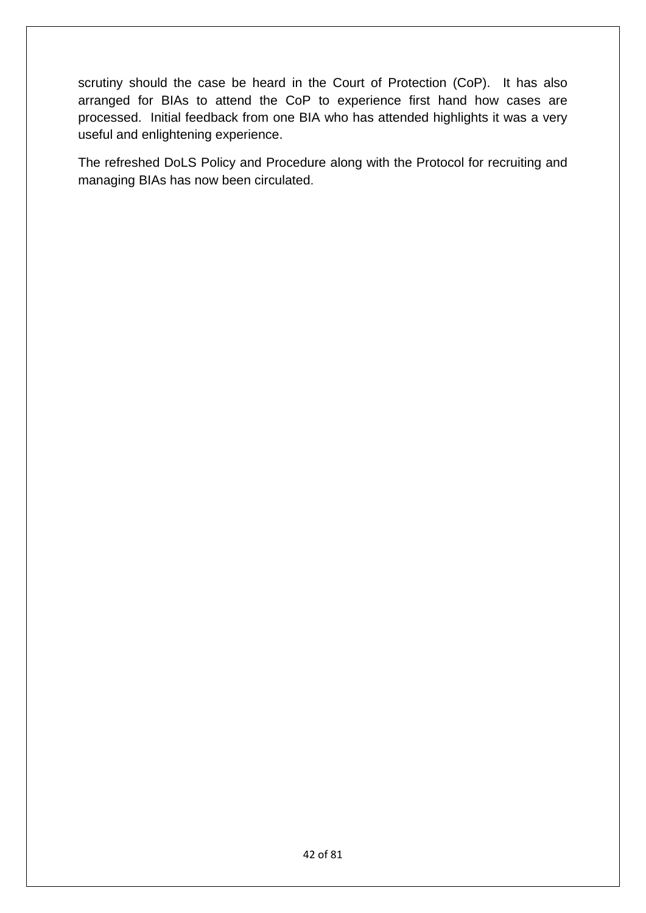scrutiny should the case be heard in the Court of Protection (CoP). It has also arranged for BIAs to attend the CoP to experience first hand how cases are processed. Initial feedback from one BIA who has attended highlights it was a very useful and enlightening experience.

The refreshed DoLS Policy and Procedure along with the Protocol for recruiting and managing BIAs has now been circulated.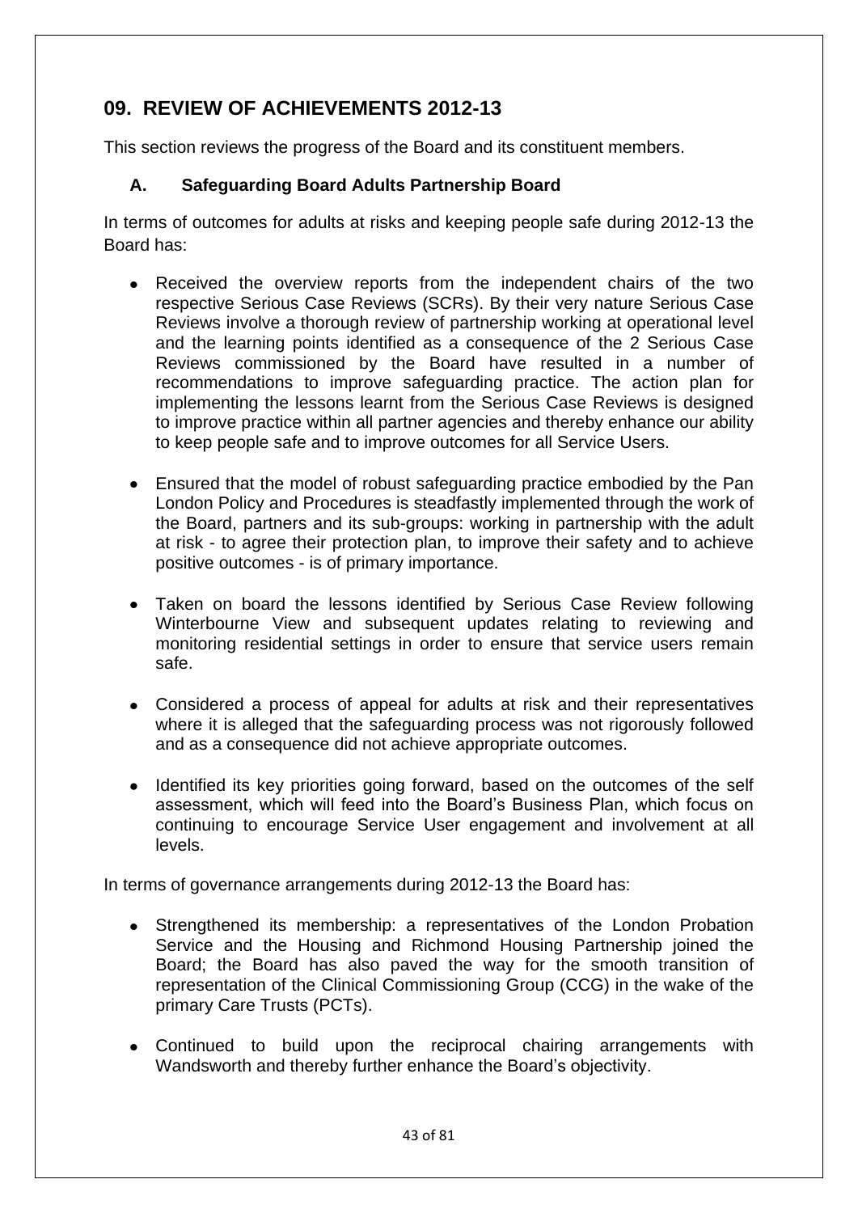## 09. REVIEW OF ACHIEVEMENTS 2012-13

This section reviews the progress of the Board and its constituent members.

### A. Safeguarding Board Adults Partnership Board

In terms of outcomes for adults at risks and keeping people safe during 2012-13 the Board has:

- Received the overview reports from the independent chairs of the two respective Serious Case Reviews (SCRs). By their very nature Serious Case Reviews involve a thorough review of partnership working at operational level and the learning points identified as a consequence of the 2 Serious Case Reviews commissioned by the Board have resulted in a number of recommendations to improve safeguarding practice. The action plan for implementing the lessons learnt from the Serious Case Reviews is designed to improve practice within all partner agencies and thereby enhance our ability to keep people safe and to improve outcomes for all Service Users.

- Ensured that the model of robust safeguarding practice embodied by the Pan London Policy and Procedures is steadfastly implemented through the work of the Board, partners and its sub-groups: working in partnership with the adult at risk - to agree their protection plan, to improve their safety and to achieve positive outcomes - is of primary importance.

- Taken on board the lessons identified by Serious Case Review following Winterbourne View and subsequent updates relating to reviewing and monitoring residential settings in order to ensure that service users remain safe.

- Considered a process of appeal for adults at risk and their representatives where it is alleged that the safeguarding process was not rigorously followed and as a consequence did not achieve appropriate outcomes.

- Identified its key priorities going forward, based on the outcomes of the self assessment, which will feed into the Board's Business Plan, which focus on continuing to encourage Service User engagement and involvement at all levels.

In terms of governance arrangements during 2012-13 the Board has:

- Strengthened its membership: a representatives of the London Probation Service and the Housing and Richmond Housing Partnership joined the Board; the Board has also paved the way for the smooth transition of representation of the Clinical Commissioning Group (CCG) in the wake of the primary Care Trusts (PCTs).

- Continued to build upon the reciprocal chairing arrangements with Wandsworth and thereby further enhance the Board's objectivity.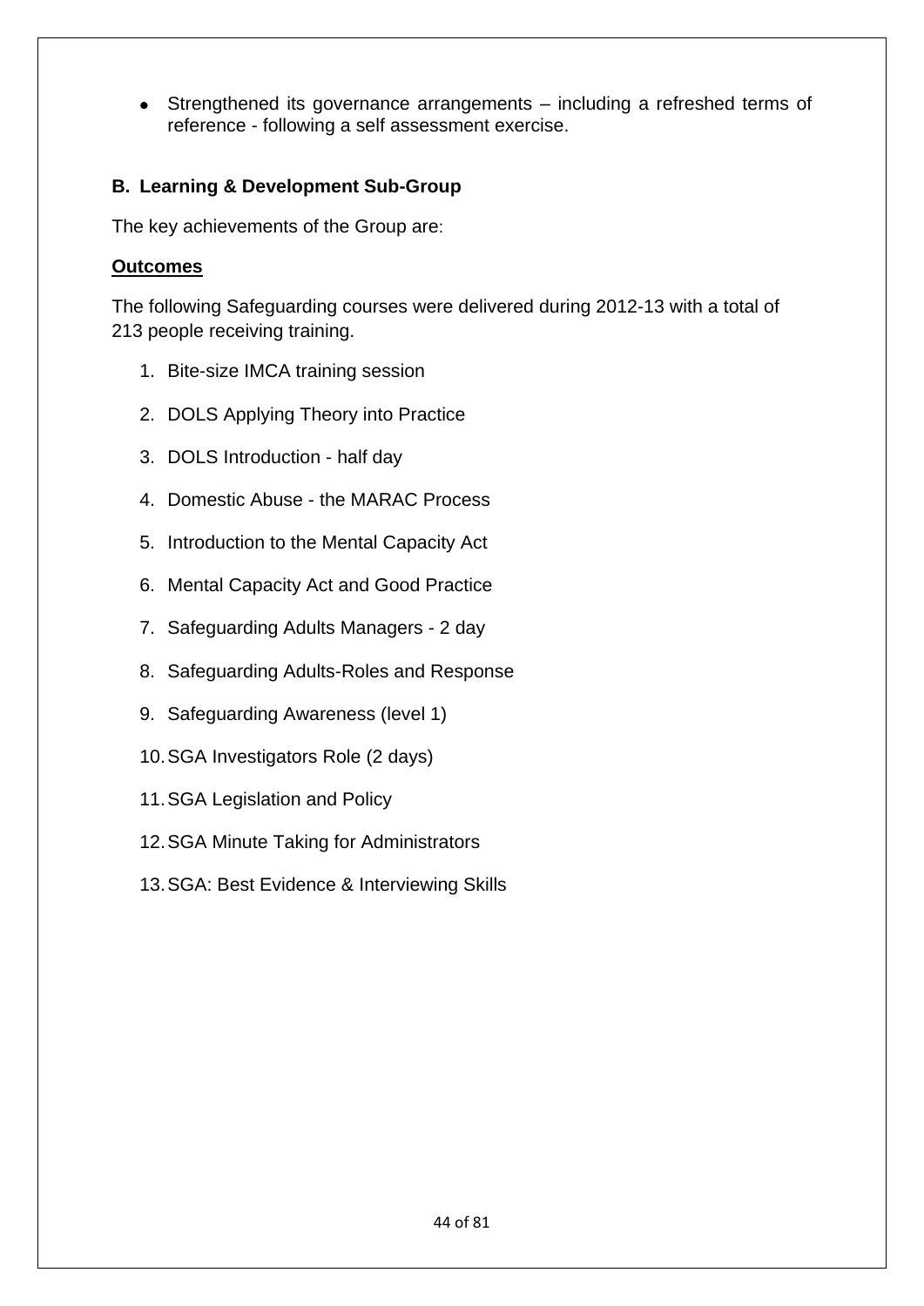- Strengthened its governance arrangements – including a refreshed terms of reference - following a self assessment exercise.

### B. Learning & Development Sub-Group

The key achievements of the Group are:

**Outcomes**

The following Safeguarding courses were delivered during 2012-13 with a total of 213 people receiving training.

1. Bite-size IMCA training session
2. DOLS Applying Theory into Practice
3. DOLS Introduction - half day
4. Domestic Abuse - the MARAC Process
5. Introduction to the Mental Capacity Act
6. Mental Capacity Act and Good Practice
7. Safeguarding Adults Managers - 2 day
8. Safeguarding Adults-Roles and Response
9. Safeguarding Awareness (level 1)
10. SGA Investigators Role (2 days)
11. SGA Legislation and Policy
12. SGA Minute Taking for Administrators
13. SGA: Best Evidence & Interviewing Skills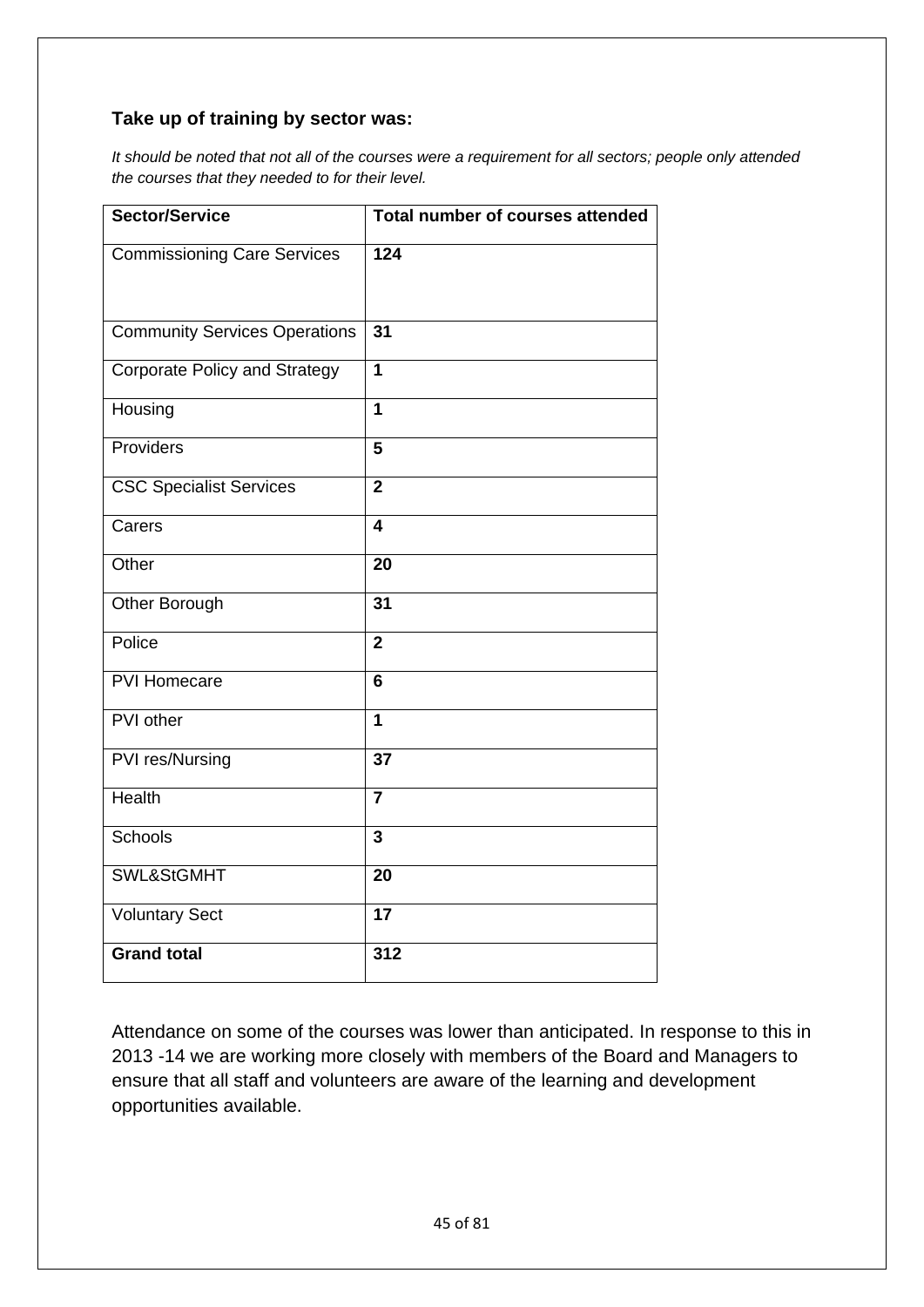**Take up of training by sector was:**

*It should be noted that not all of the courses were a requirement for all sectors; people only attended the courses that they needed to for their level.*

| Sector/Service | Total number of courses attended |
|---|---|
| Commissioning Care Services | **124** |
| Community Services Operations | **31** |
| Corporate Policy and Strategy | **1** |
| Housing | **1** |
| Providers | **5** |
| CSC Specialist Services | **2** |
| Carers | **4** |
| Other | **20** |
| Other Borough | **31** |
| Police | **2** |
| PVI Homecare | **6** |
| PVI other | **1** |
| PVI res/Nursing | **37** |
| Health | **7** |
| Schools | **3** |
| SWL&StGMHT | **20** |
| Voluntary Sect | **17** |
| **Grand total** | **312** |

Attendance on some of the courses was lower than anticipated. In response to this in 2013 -14 we are working more closely with members of the Board and Managers to ensure that all staff and volunteers are aware of the learning and development opportunities available.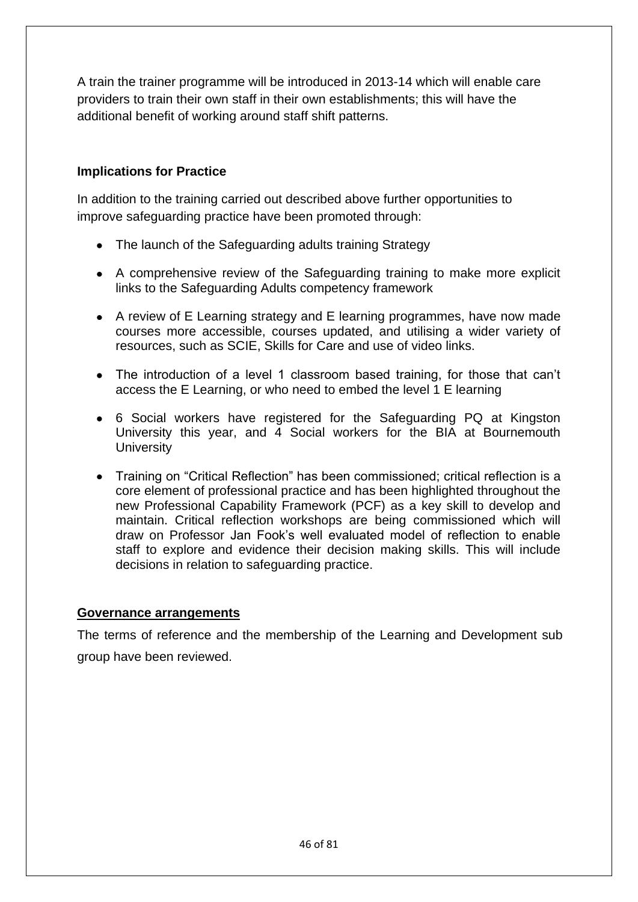A train the trainer programme will be introduced in 2013-14 which will enable care providers to train their own staff in their own establishments; this will have the additional benefit of working around staff shift patterns.

**Implications for Practice**

In addition to the training carried out described above further opportunities to improve safeguarding practice have been promoted through:

- The launch of the Safeguarding adults training Strategy
- A comprehensive review of the Safeguarding training to make more explicit links to the Safeguarding Adults competency framework
- A review of E Learning strategy and E learning programmes, have now made courses more accessible, courses updated, and utilising a wider variety of resources, such as SCIE, Skills for Care and use of video links.
- The introduction of a level 1 classroom based training, for those that can't access the E Learning, or who need to embed the level 1 E learning
- 6 Social workers have registered for the Safeguarding PQ at Kingston University this year, and 4 Social workers for the BIA at Bournemouth University
- Training on "Critical Reflection" has been commissioned; critical reflection is a core element of professional practice and has been highlighted throughout the new Professional Capability Framework (PCF) as a key skill to develop and maintain. Critical reflection workshops are being commissioned which will draw on Professor Jan Fook's well evaluated model of reflection to enable staff to explore and evidence their decision making skills. This will include decisions in relation to safeguarding practice.

**Governance arrangements**

The terms of reference and the membership of the Learning and Development sub group have been reviewed.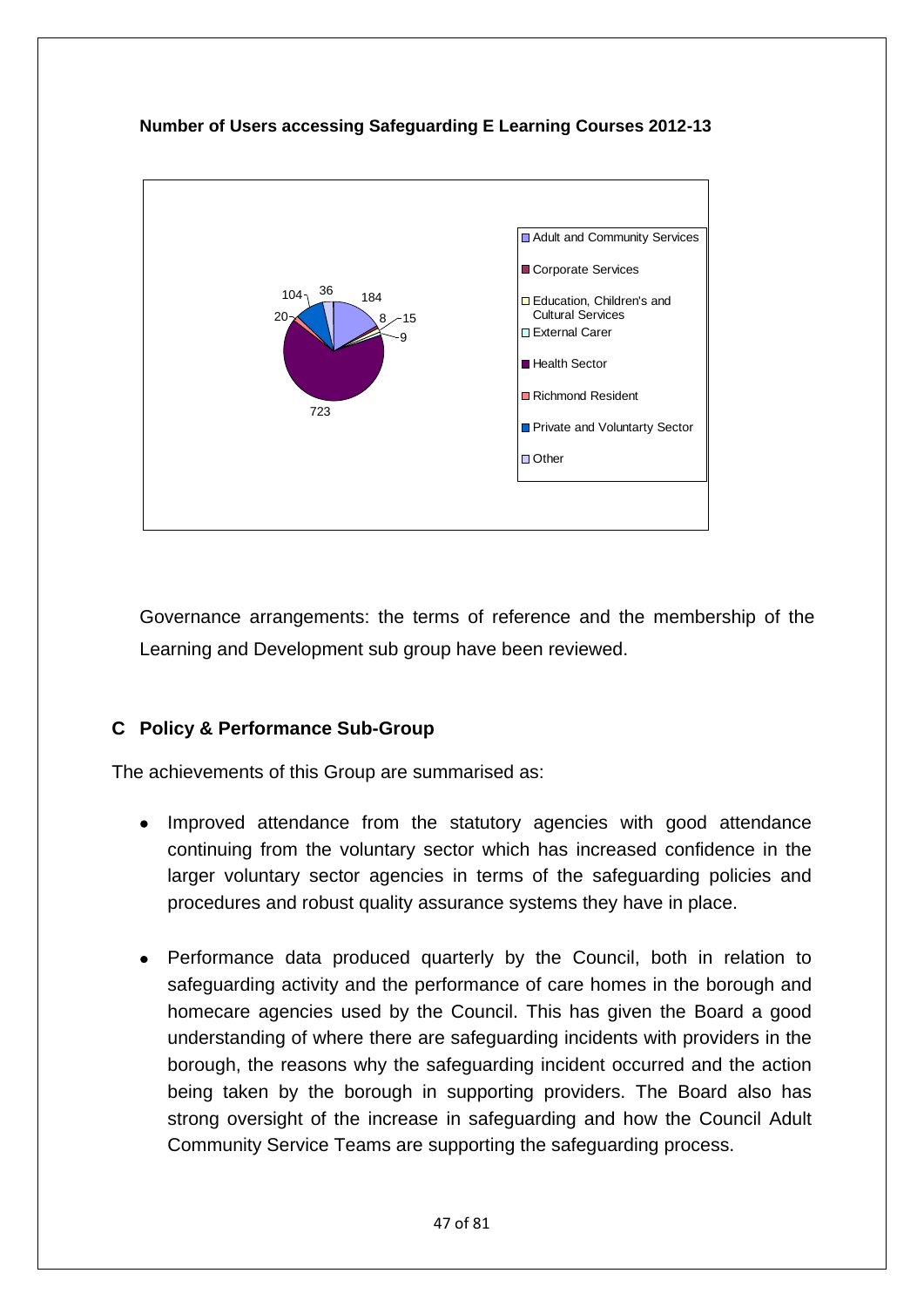**Number of Users accessing Safeguarding E Learning Courses 2012-13**

| User group | Number |
| --- | --- |
| Adult and Community Services | 184 |
| Corporate Services | 8 |
| Education, Children's and Cultural Services | 15 |
| External Carer | 9 |
| Health Sector | 723 |
| Richmond Resident | 20 |
| Private and Voluntarty Sector | 104 |
| Other | 36 |

Governance arrangements: the terms of reference and the membership of the Learning and Development sub group have been reviewed.

### C Policy & Performance Sub-Group

The achievements of this Group are summarised as:

- Improved attendance from the statutory agencies with good attendance continuing from the voluntary sector which has increased confidence in the larger voluntary sector agencies in terms of the safeguarding policies and procedures and robust quality assurance systems they have in place.

- Performance data produced quarterly by the Council, both in relation to safeguarding activity and the performance of care homes in the borough and homecare agencies used by the Council. This has given the Board a good understanding of where there are safeguarding incidents with providers in the borough, the reasons why the safeguarding incident occurred and the action being taken by the borough in supporting providers. The Board also has strong oversight of the increase in safeguarding and how the Council Adult Community Service Teams are supporting the safeguarding process.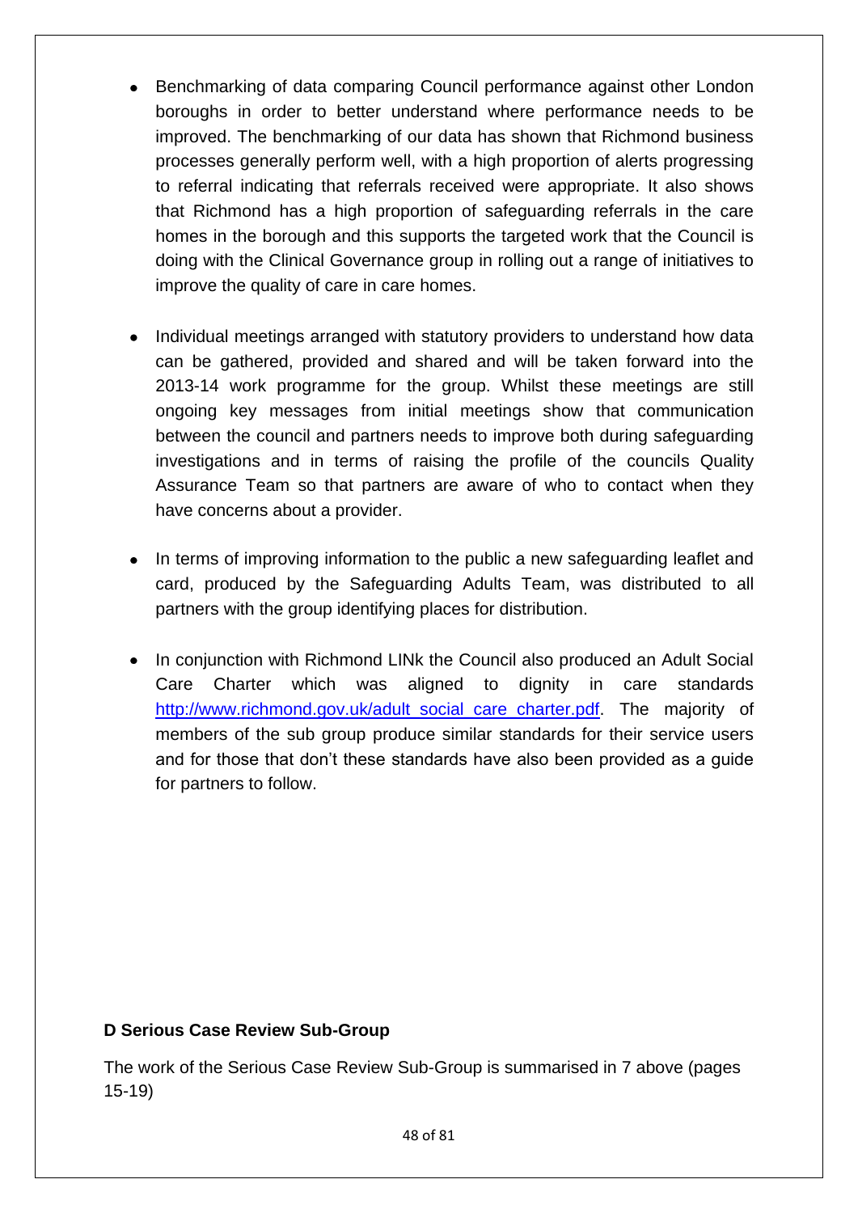- Benchmarking of data comparing Council performance against other London boroughs in order to better understand where performance needs to be improved. The benchmarking of our data has shown that Richmond business processes generally perform well, with a high proportion of alerts progressing to referral indicating that referrals received were appropriate. It also shows that Richmond has a high proportion of safeguarding referrals in the care homes in the borough and this supports the targeted work that the Council is doing with the Clinical Governance group in rolling out a range of initiatives to improve the quality of care in care homes.

- Individual meetings arranged with statutory providers to understand how data can be gathered, provided and shared and will be taken forward into the 2013-14 work programme for the group. Whilst these meetings are still ongoing key messages from initial meetings show that communication between the council and partners needs to improve both during safeguarding investigations and in terms of raising the profile of the councils Quality Assurance Team so that partners are aware of who to contact when they have concerns about a provider.

- In terms of improving information to the public a new safeguarding leaflet and card, produced by the Safeguarding Adults Team, was distributed to all partners with the group identifying places for distribution.

- In conjunction with Richmond LINk the Council also produced an Adult Social Care Charter which was aligned to dignity in care standards [http://www.richmond.gov.uk/adult_social_care_charter.pdf](http://www.richmond.gov.uk/adult_social_care_charter.pdf). The majority of members of the sub group produce similar standards for their service users and for those that don't these standards have also been provided as a guide for partners to follow.

**D Serious Case Review Sub-Group**

The work of the Serious Case Review Sub-Group is summarised in 7 above (pages 15-19)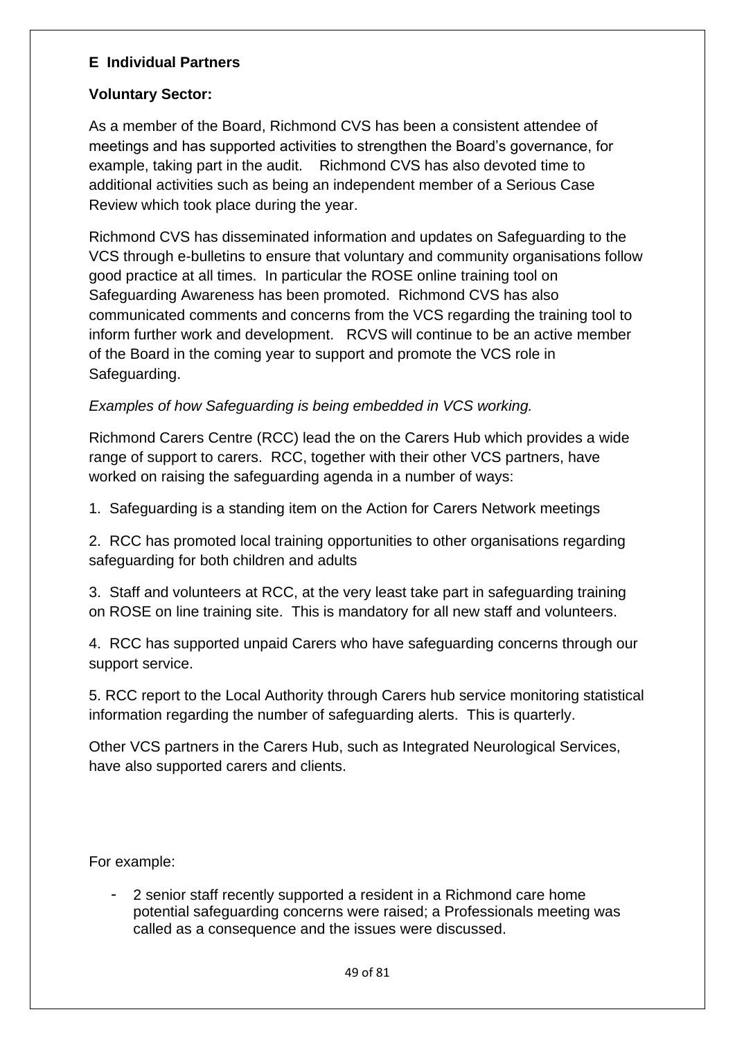## E Individual Partners

**Voluntary Sector:**

As a member of the Board, Richmond CVS has been a consistent attendee of meetings and has supported activities to strengthen the Board's governance, for example, taking part in the audit. Richmond CVS has also devoted time to additional activities such as being an independent member of a Serious Case Review which took place during the year.

Richmond CVS has disseminated information and updates on Safeguarding to the VCS through e-bulletins to ensure that voluntary and community organisations follow good practice at all times. In particular the ROSE online training tool on Safeguarding Awareness has been promoted. Richmond CVS has also communicated comments and concerns from the VCS regarding the training tool to inform further work and development. RCVS will continue to be an active member of the Board in the coming year to support and promote the VCS role in Safeguarding.

*Examples of how Safeguarding is being embedded in VCS working.*

Richmond Carers Centre (RCC) lead the on the Carers Hub which provides a wide range of support to carers. RCC, together with their other VCS partners, have worked on raising the safeguarding agenda in a number of ways:

1. Safeguarding is a standing item on the Action for Carers Network meetings

2. RCC has promoted local training opportunities to other organisations regarding safeguarding for both children and adults

3. Staff and volunteers at RCC, at the very least take part in safeguarding training on ROSE on line training site. This is mandatory for all new staff and volunteers.

4. RCC has supported unpaid Carers who have safeguarding concerns through our support service.

5. RCC report to the Local Authority through Carers hub service monitoring statistical information regarding the number of safeguarding alerts. This is quarterly.

Other VCS partners in the Carers Hub, such as Integrated Neurological Services, have also supported carers and clients.

For example:

- 2 senior staff recently supported a resident in a Richmond care home potential safeguarding concerns were raised; a Professionals meeting was called as a consequence and the issues were discussed.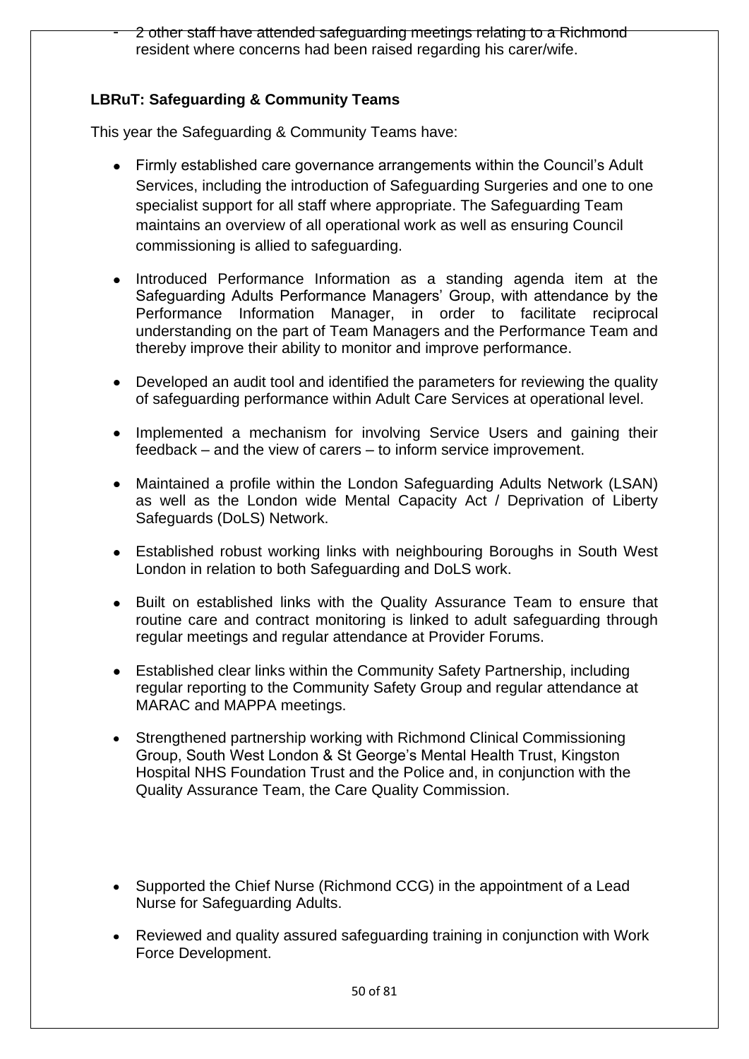- 2 other staff have attended safeguarding meetings relating to a Richmond resident where concerns had been raised regarding his carer/wife.

**LBRuT: Safeguarding & Community Teams**

This year the Safeguarding & Community Teams have:

- Firmly established care governance arrangements within the Council's Adult Services, including the introduction of Safeguarding Surgeries and one to one specialist support for all staff where appropriate. The Safeguarding Team maintains an overview of all operational work as well as ensuring Council commissioning is allied to safeguarding.
- Introduced Performance Information as a standing agenda item at the Safeguarding Adults Performance Managers' Group, with attendance by the Performance Information Manager, in order to facilitate reciprocal understanding on the part of Team Managers and the Performance Team and thereby improve their ability to monitor and improve performance.
- Developed an audit tool and identified the parameters for reviewing the quality of safeguarding performance within Adult Care Services at operational level.
- Implemented a mechanism for involving Service Users and gaining their feedback – and the view of carers – to inform service improvement.
- Maintained a profile within the London Safeguarding Adults Network (LSAN) as well as the London wide Mental Capacity Act / Deprivation of Liberty Safeguards (DoLS) Network.
- Established robust working links with neighbouring Boroughs in South West London in relation to both Safeguarding and DoLS work.
- Built on established links with the Quality Assurance Team to ensure that routine care and contract monitoring is linked to adult safeguarding through regular meetings and regular attendance at Provider Forums.
- Established clear links within the Community Safety Partnership, including regular reporting to the Community Safety Group and regular attendance at MARAC and MAPPA meetings.
- Strengthened partnership working with Richmond Clinical Commissioning Group, South West London & St George's Mental Health Trust, Kingston Hospital NHS Foundation Trust and the Police and, in conjunction with the Quality Assurance Team, the Care Quality Commission.
- Supported the Chief Nurse (Richmond CCG) in the appointment of a Lead Nurse for Safeguarding Adults.
- Reviewed and quality assured safeguarding training in conjunction with Work Force Development.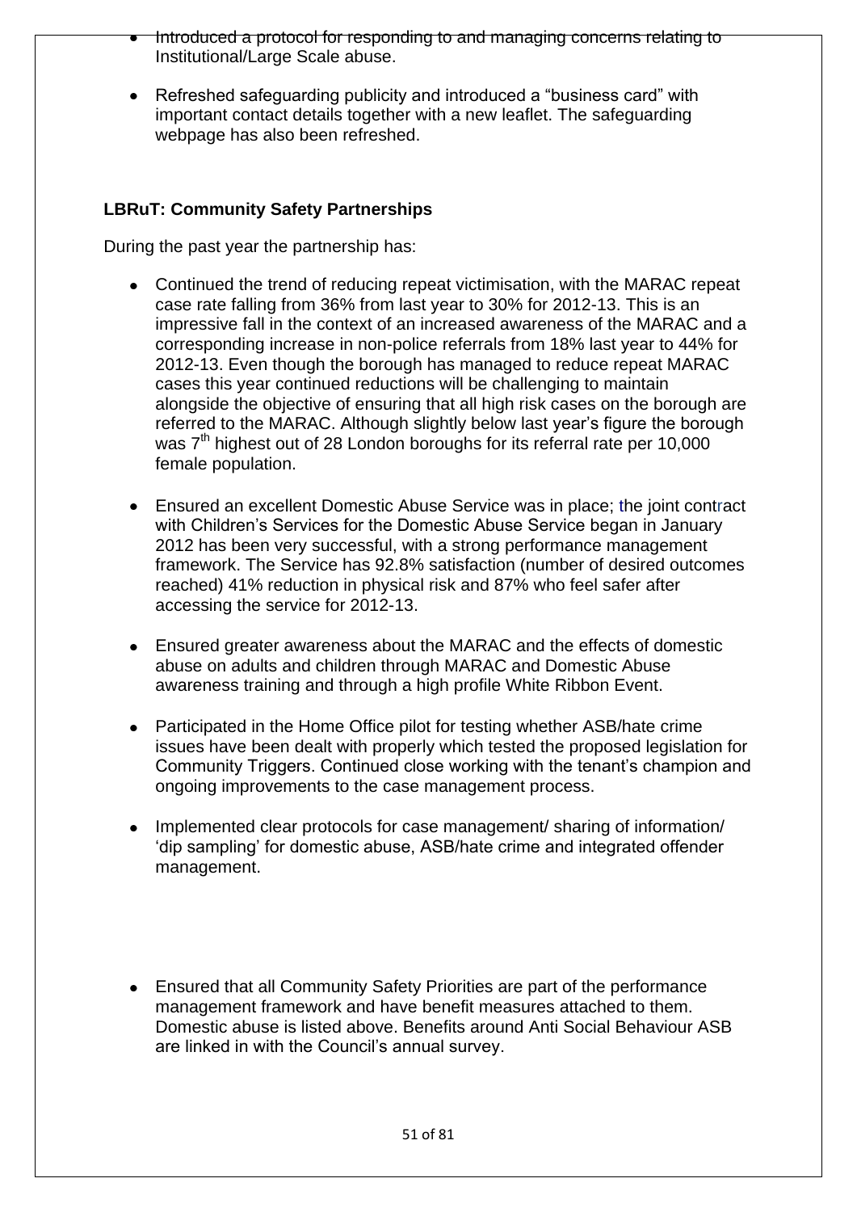- Introduced a protocol for responding to and managing concerns relating to Institutional/Large Scale abuse.
- Refreshed safeguarding publicity and introduced a "business card" with important contact details together with a new leaflet. The safeguarding webpage has also been refreshed.

**LBRuT: Community Safety Partnerships**

During the past year the partnership has:

- Continued the trend of reducing repeat victimisation, with the MARAC repeat case rate falling from 36% from last year to 30% for 2012-13. This is an impressive fall in the context of an increased awareness of the MARAC and a corresponding increase in non-police referrals from 18% last year to 44% for 2012-13. Even though the borough has managed to reduce repeat MARAC cases this year continued reductions will be challenging to maintain alongside the objective of ensuring that all high risk cases on the borough are referred to the MARAC. Although slightly below last year's figure the borough was 7th highest out of 28 London boroughs for its referral rate per 10,000 female population.
- Ensured an excellent Domestic Abuse Service was in place; the joint contract with Children's Services for the Domestic Abuse Service began in January 2012 has been very successful, with a strong performance management framework. The Service has 92.8% satisfaction (number of desired outcomes reached) 41% reduction in physical risk and 87% who feel safer after accessing the service for 2012-13.
- Ensured greater awareness about the MARAC and the effects of domestic abuse on adults and children through MARAC and Domestic Abuse awareness training and through a high profile White Ribbon Event.
- Participated in the Home Office pilot for testing whether ASB/hate crime issues have been dealt with properly which tested the proposed legislation for Community Triggers. Continued close working with the tenant's champion and ongoing improvements to the case management process.
- Implemented clear protocols for case management/ sharing of information/ 'dip sampling' for domestic abuse, ASB/hate crime and integrated offender management.
- Ensured that all Community Safety Priorities are part of the performance management framework and have benefit measures attached to them. Domestic abuse is listed above. Benefits around Anti Social Behaviour ASB are linked in with the Council's annual survey.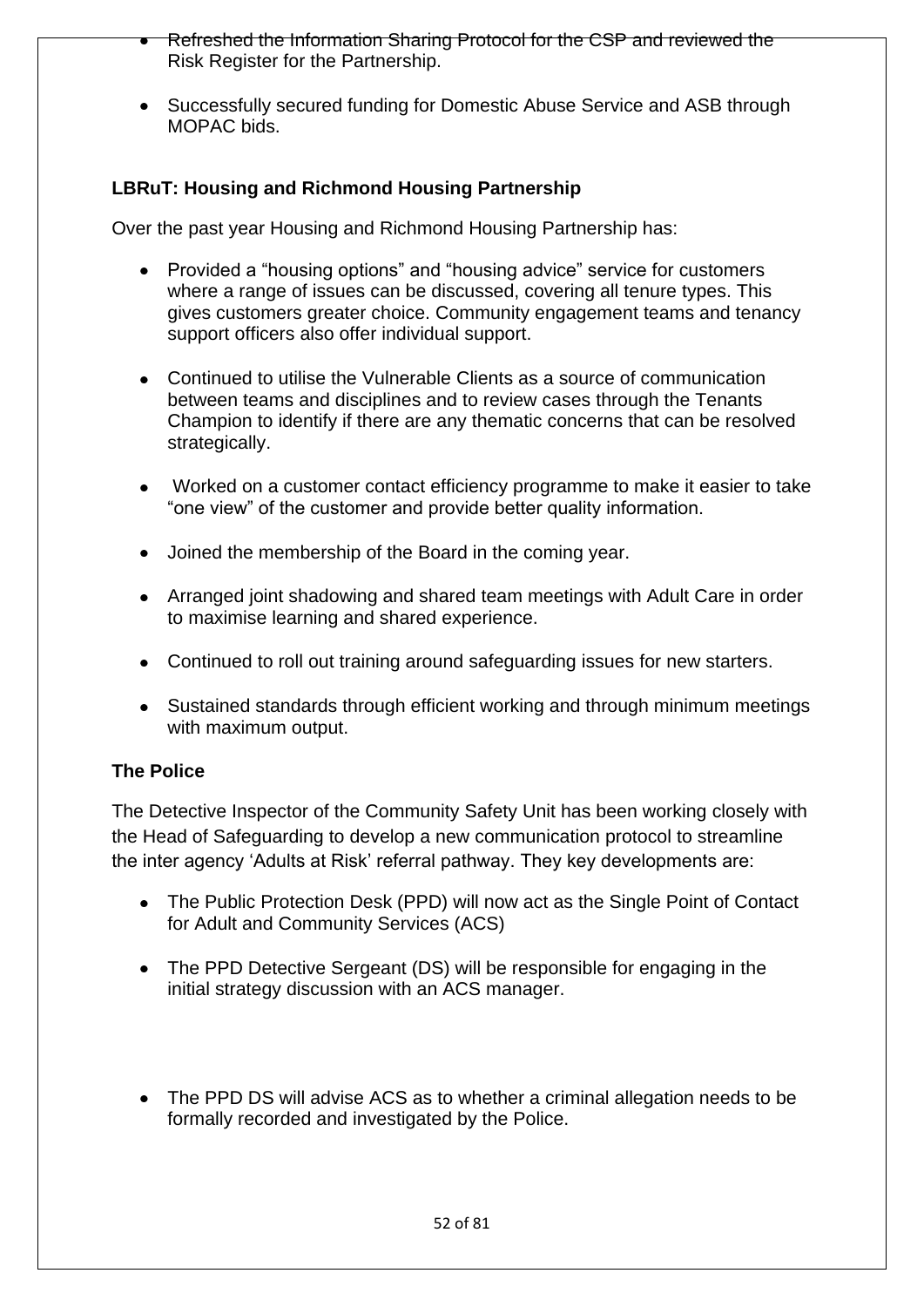- Refreshed the Information Sharing Protocol for the CSP and reviewed the Risk Register for the Partnership.
- Successfully secured funding for Domestic Abuse Service and ASB through MOPAC bids.

**LBRuT: Housing and Richmond Housing Partnership**

Over the past year Housing and Richmond Housing Partnership has:

- Provided a "housing options" and "housing advice" service for customers where a range of issues can be discussed, covering all tenure types. This gives customers greater choice. Community engagement teams and tenancy support officers also offer individual support.
- Continued to utilise the Vulnerable Clients as a source of communication between teams and disciplines and to review cases through the Tenants Champion to identify if there are any thematic concerns that can be resolved strategically.
- Worked on a customer contact efficiency programme to make it easier to take "one view" of the customer and provide better quality information.
- Joined the membership of the Board in the coming year.
- Arranged joint shadowing and shared team meetings with Adult Care in order to maximise learning and shared experience.
- Continued to roll out training around safeguarding issues for new starters.
- Sustained standards through efficient working and through minimum meetings with maximum output.

**The Police**

The Detective Inspector of the Community Safety Unit has been working closely with the Head of Safeguarding to develop a new communication protocol to streamline the inter agency 'Adults at Risk' referral pathway. They key developments are:

- The Public Protection Desk (PPD) will now act as the Single Point of Contact for Adult and Community Services (ACS)
- The PPD Detective Sergeant (DS) will be responsible for engaging in the initial strategy discussion with an ACS manager.
- The PPD DS will advise ACS as to whether a criminal allegation needs to be formally recorded and investigated by the Police.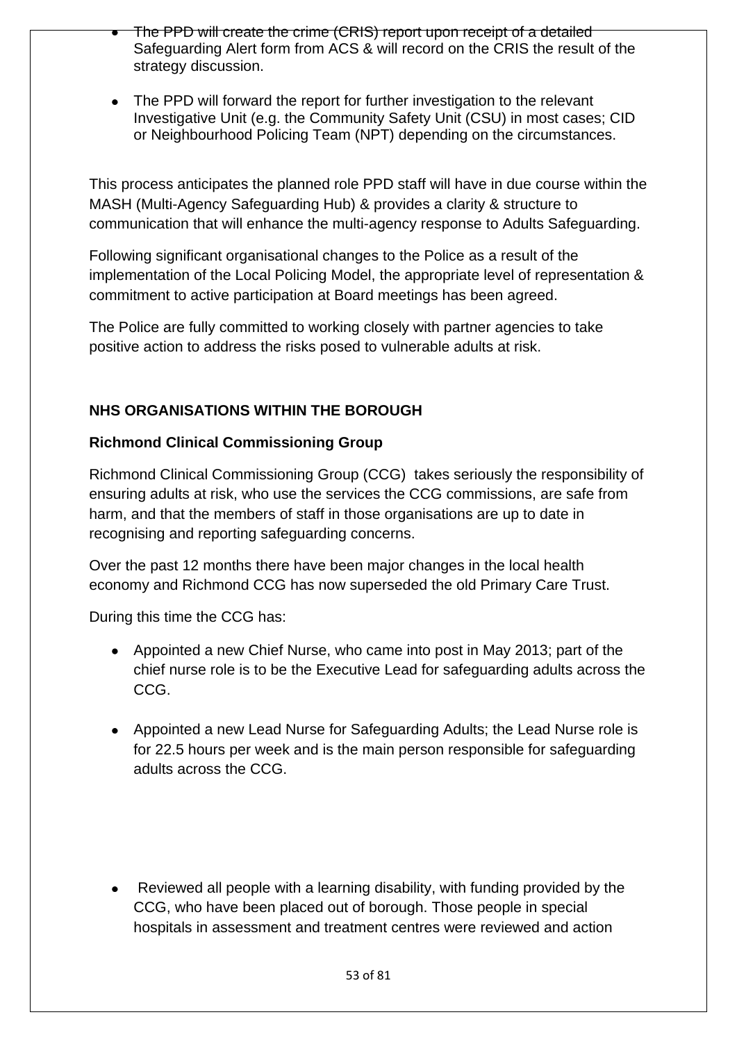- The PPD will create the crime (CRIS) report upon receipt of a detailed Safeguarding Alert form from ACS & will record on the CRIS the result of the strategy discussion.

- The PPD will forward the report for further investigation to the relevant Investigative Unit (e.g. the Community Safety Unit (CSU) in most cases; CID or Neighbourhood Policing Team (NPT) depending on the circumstances.

This process anticipates the planned role PPD staff will have in due course within the MASH (Multi-Agency Safeguarding Hub) & provides a clarity & structure to communication that will enhance the multi-agency response to Adults Safeguarding.

Following significant organisational changes to the Police as a result of the implementation of the Local Policing Model, the appropriate level of representation & commitment to active participation at Board meetings has been agreed.

The Police are fully committed to working closely with partner agencies to take positive action to address the risks posed to vulnerable adults at risk.

**NHS ORGANISATIONS WITHIN THE BOROUGH**

**Richmond Clinical Commissioning Group**

Richmond Clinical Commissioning Group (CCG) takes seriously the responsibility of ensuring adults at risk, who use the services the CCG commissions, are safe from harm, and that the members of staff in those organisations are up to date in recognising and reporting safeguarding concerns.

Over the past 12 months there have been major changes in the local health economy and Richmond CCG has now superseded the old Primary Care Trust.

During this time the CCG has:

- Appointed a new Chief Nurse, who came into post in May 2013; part of the chief nurse role is to be the Executive Lead for safeguarding adults across the CCG.

- Appointed a new Lead Nurse for Safeguarding Adults; the Lead Nurse role is for 22.5 hours per week and is the main person responsible for safeguarding adults across the CCG.

- Reviewed all people with a learning disability, with funding provided by the CCG, who have been placed out of borough. Those people in special hospitals in assessment and treatment centres were reviewed and action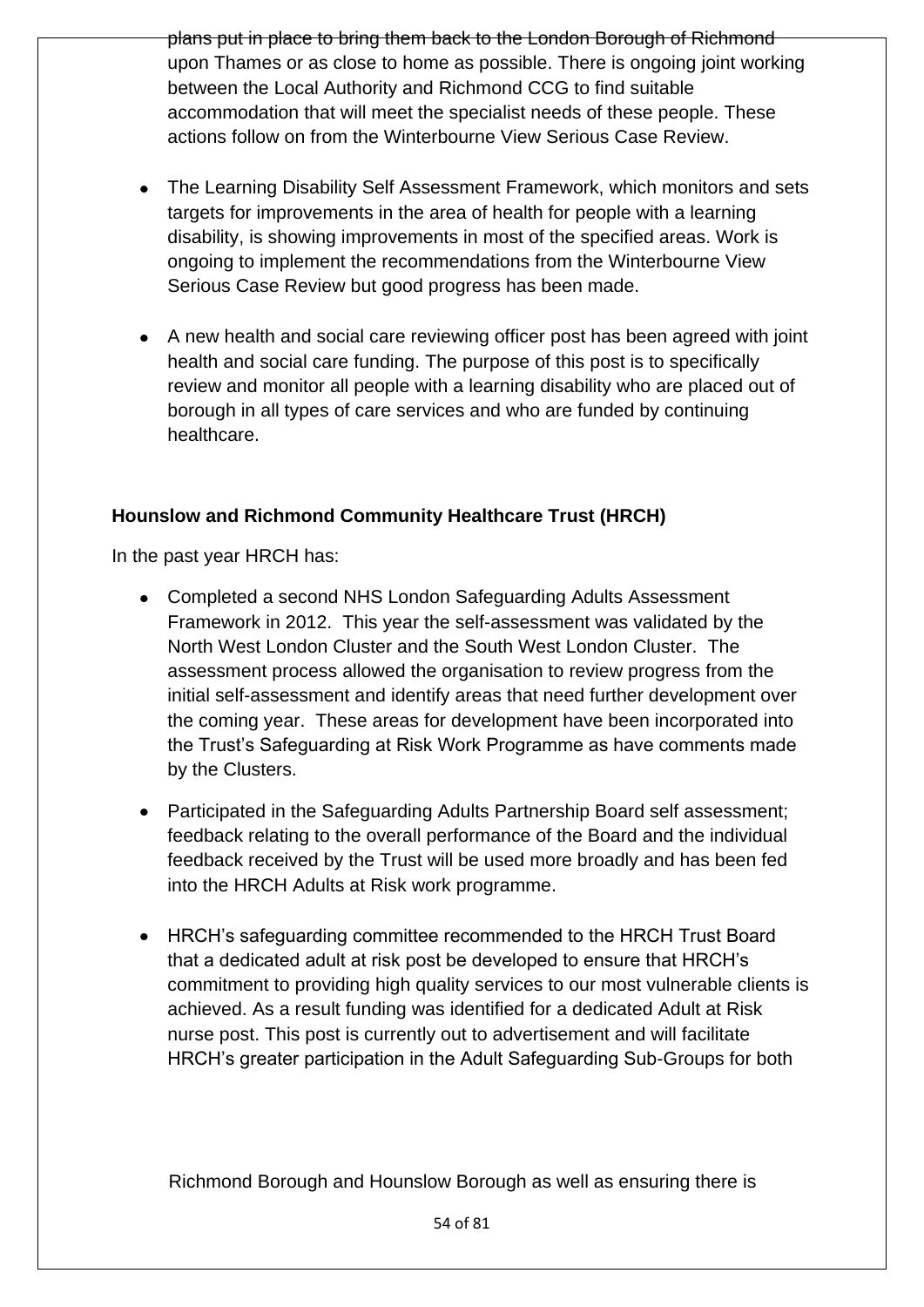plans put in place to bring them back to the London Borough of Richmond upon Thames or as close to home as possible. There is ongoing joint working between the Local Authority and Richmond CCG to find suitable accommodation that will meet the specialist needs of these people. These actions follow on from the Winterbourne View Serious Case Review.

- The Learning Disability Self Assessment Framework, which monitors and sets targets for improvements in the area of health for people with a learning disability, is showing improvements in most of the specified areas. Work is ongoing to implement the recommendations from the Winterbourne View Serious Case Review but good progress has been made.

- A new health and social care reviewing officer post has been agreed with joint health and social care funding. The purpose of this post is to specifically review and monitor all people with a learning disability who are placed out of borough in all types of care services and who are funded by continuing healthcare.

**Hounslow and Richmond Community Healthcare Trust (HRCH)**

In the past year HRCH has:

- Completed a second NHS London Safeguarding Adults Assessment Framework in 2012. This year the self-assessment was validated by the North West London Cluster and the South West London Cluster. The assessment process allowed the organisation to review progress from the initial self-assessment and identify areas that need further development over the coming year. These areas for development have been incorporated into the Trust's Safeguarding at Risk Work Programme as have comments made by the Clusters.

- Participated in the Safeguarding Adults Partnership Board self assessment; feedback relating to the overall performance of the Board and the individual feedback received by the Trust will be used more broadly and has been fed into the HRCH Adults at Risk work programme.

- HRCH's safeguarding committee recommended to the HRCH Trust Board that a dedicated adult at risk post be developed to ensure that HRCH's commitment to providing high quality services to our most vulnerable clients is achieved. As a result funding was identified for a dedicated Adult at Risk nurse post. This post is currently out to advertisement and will facilitate HRCH's greater participation in the Adult Safeguarding Sub-Groups for both Richmond Borough and Hounslow Borough as well as ensuring there is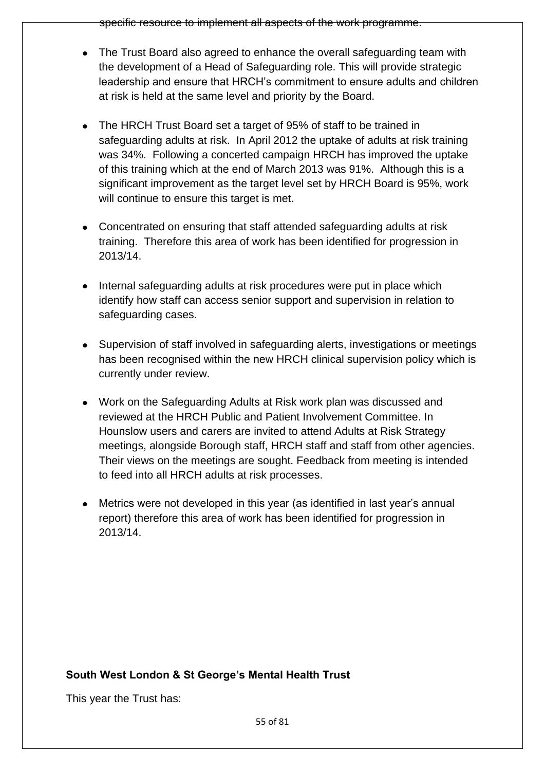specific resource to implement all aspects of the work programme.

- The Trust Board also agreed to enhance the overall safeguarding team with the development of a Head of Safeguarding role. This will provide strategic leadership and ensure that HRCH's commitment to ensure adults and children at risk is held at the same level and priority by the Board.

- The HRCH Trust Board set a target of 95% of staff to be trained in safeguarding adults at risk. In April 2012 the uptake of adults at risk training was 34%. Following a concerted campaign HRCH has improved the uptake of this training which at the end of March 2013 was 91%. Although this is a significant improvement as the target level set by HRCH Board is 95%, work will continue to ensure this target is met.

- Concentrated on ensuring that staff attended safeguarding adults at risk training. Therefore this area of work has been identified for progression in 2013/14.

- Internal safeguarding adults at risk procedures were put in place which identify how staff can access senior support and supervision in relation to safeguarding cases.

- Supervision of staff involved in safeguarding alerts, investigations or meetings has been recognised within the new HRCH clinical supervision policy which is currently under review.

- Work on the Safeguarding Adults at Risk work plan was discussed and reviewed at the HRCH Public and Patient Involvement Committee. In Hounslow users and carers are invited to attend Adults at Risk Strategy meetings, alongside Borough staff, HRCH staff and staff from other agencies. Their views on the meetings are sought. Feedback from meeting is intended to feed into all HRCH adults at risk processes.

- Metrics were not developed in this year (as identified in last year's annual report) therefore this area of work has been identified for progression in 2013/14.

**South West London & St George's Mental Health Trust**

This year the Trust has: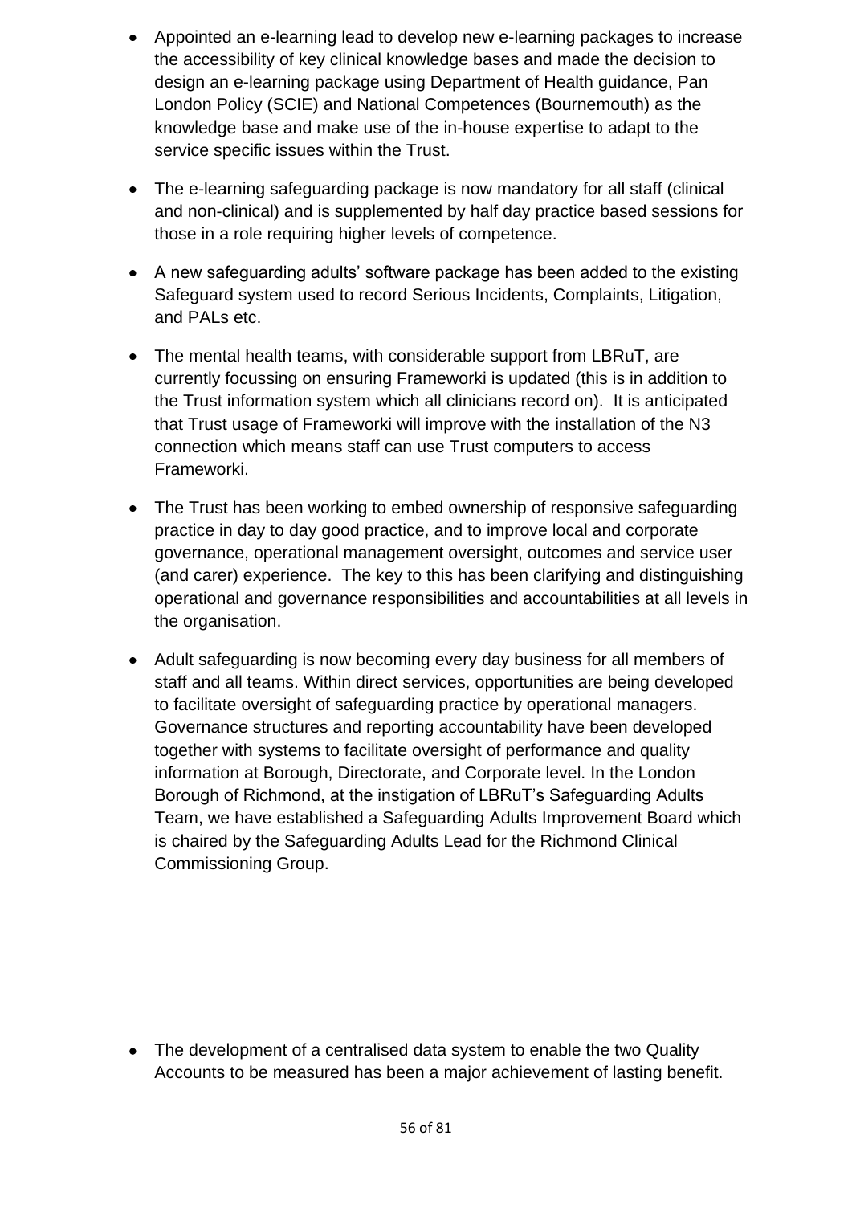- Appointed an e-learning lead to develop new e-learning packages to increase the accessibility of key clinical knowledge bases and made the decision to design an e-learning package using Department of Health guidance, Pan London Policy (SCIE) and National Competences (Bournemouth) as the knowledge base and make use of the in-house expertise to adapt to the service specific issues within the Trust.

- The e-learning safeguarding package is now mandatory for all staff (clinical and non-clinical) and is supplemented by half day practice based sessions for those in a role requiring higher levels of competence.

- A new safeguarding adults' software package has been added to the existing Safeguard system used to record Serious Incidents, Complaints, Litigation, and PALs etc.

- The mental health teams, with considerable support from LBRuT, are currently focussing on ensuring Frameworki is updated (this is in addition to the Trust information system which all clinicians record on). It is anticipated that Trust usage of Frameworki will improve with the installation of the N3 connection which means staff can use Trust computers to access Frameworki.

- The Trust has been working to embed ownership of responsive safeguarding practice in day to day good practice, and to improve local and corporate governance, operational management oversight, outcomes and service user (and carer) experience. The key to this has been clarifying and distinguishing operational and governance responsibilities and accountabilities at all levels in the organisation.

- Adult safeguarding is now becoming every day business for all members of staff and all teams. Within direct services, opportunities are being developed to facilitate oversight of safeguarding practice by operational managers. Governance structures and reporting accountability have been developed together with systems to facilitate oversight of performance and quality information at Borough, Directorate, and Corporate level. In the London Borough of Richmond, at the instigation of LBRuT's Safeguarding Adults Team, we have established a Safeguarding Adults Improvement Board which is chaired by the Safeguarding Adults Lead for the Richmond Clinical Commissioning Group.

- The development of a centralised data system to enable the two Quality Accounts to be measured has been a major achievement of lasting benefit.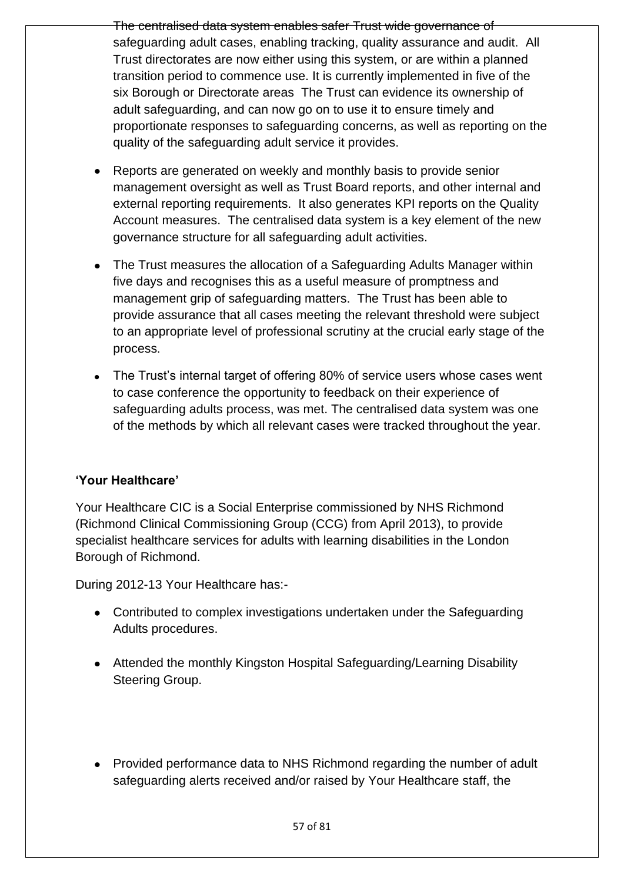The centralised data system enables safer Trust wide governance of safeguarding adult cases, enabling tracking, quality assurance and audit. All Trust directorates are now either using this system, or are within a planned transition period to commence use. It is currently implemented in five of the six Borough or Directorate areas The Trust can evidence its ownership of adult safeguarding, and can now go on to use it to ensure timely and proportionate responses to safeguarding concerns, as well as reporting on the quality of the safeguarding adult service it provides.

- Reports are generated on weekly and monthly basis to provide senior management oversight as well as Trust Board reports, and other internal and external reporting requirements. It also generates KPI reports on the Quality Account measures. The centralised data system is a key element of the new governance structure for all safeguarding adult activities.

- The Trust measures the allocation of a Safeguarding Adults Manager within five days and recognises this as a useful measure of promptness and management grip of safeguarding matters. The Trust has been able to provide assurance that all cases meeting the relevant threshold were subject to an appropriate level of professional scrutiny at the crucial early stage of the process.

- The Trust's internal target of offering 80% of service users whose cases went to case conference the opportunity to feedback on their experience of safeguarding adults process, was met. The centralised data system was one of the methods by which all relevant cases were tracked throughout the year.

**'Your Healthcare'**

Your Healthcare CIC is a Social Enterprise commissioned by NHS Richmond (Richmond Clinical Commissioning Group (CCG) from April 2013), to provide specialist healthcare services for adults with learning disabilities in the London Borough of Richmond.

During 2012-13 Your Healthcare has:-

- Contributed to complex investigations undertaken under the Safeguarding Adults procedures.

- Attended the monthly Kingston Hospital Safeguarding/Learning Disability Steering Group.

- Provided performance data to NHS Richmond regarding the number of adult safeguarding alerts received and/or raised by Your Healthcare staff, the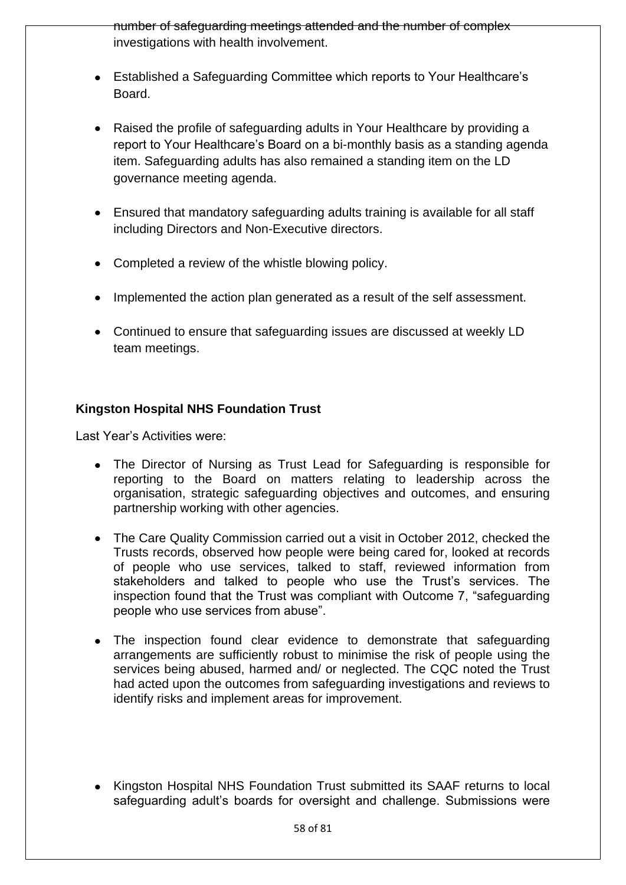number of safeguarding meetings attended and the number of complex investigations with health involvement.

- Established a Safeguarding Committee which reports to Your Healthcare's Board.
- Raised the profile of safeguarding adults in Your Healthcare by providing a report to Your Healthcare's Board on a bi-monthly basis as a standing agenda item. Safeguarding adults has also remained a standing item on the LD governance meeting agenda.
- Ensured that mandatory safeguarding adults training is available for all staff including Directors and Non-Executive directors.
- Completed a review of the whistle blowing policy.
- Implemented the action plan generated as a result of the self assessment.
- Continued to ensure that safeguarding issues are discussed at weekly LD team meetings.

**Kingston Hospital NHS Foundation Trust**

Last Year's Activities were:

- The Director of Nursing as Trust Lead for Safeguarding is responsible for reporting to the Board on matters relating to leadership across the organisation, strategic safeguarding objectives and outcomes, and ensuring partnership working with other agencies.
- The Care Quality Commission carried out a visit in October 2012, checked the Trusts records, observed how people were being cared for, looked at records of people who use services, talked to staff, reviewed information from stakeholders and talked to people who use the Trust's services. The inspection found that the Trust was compliant with Outcome 7, "safeguarding people who use services from abuse".
- The inspection found clear evidence to demonstrate that safeguarding arrangements are sufficiently robust to minimise the risk of people using the services being abused, harmed and/ or neglected. The CQC noted the Trust had acted upon the outcomes from safeguarding investigations and reviews to identify risks and implement areas for improvement.
- Kingston Hospital NHS Foundation Trust submitted its SAAF returns to local safeguarding adult's boards for oversight and challenge. Submissions were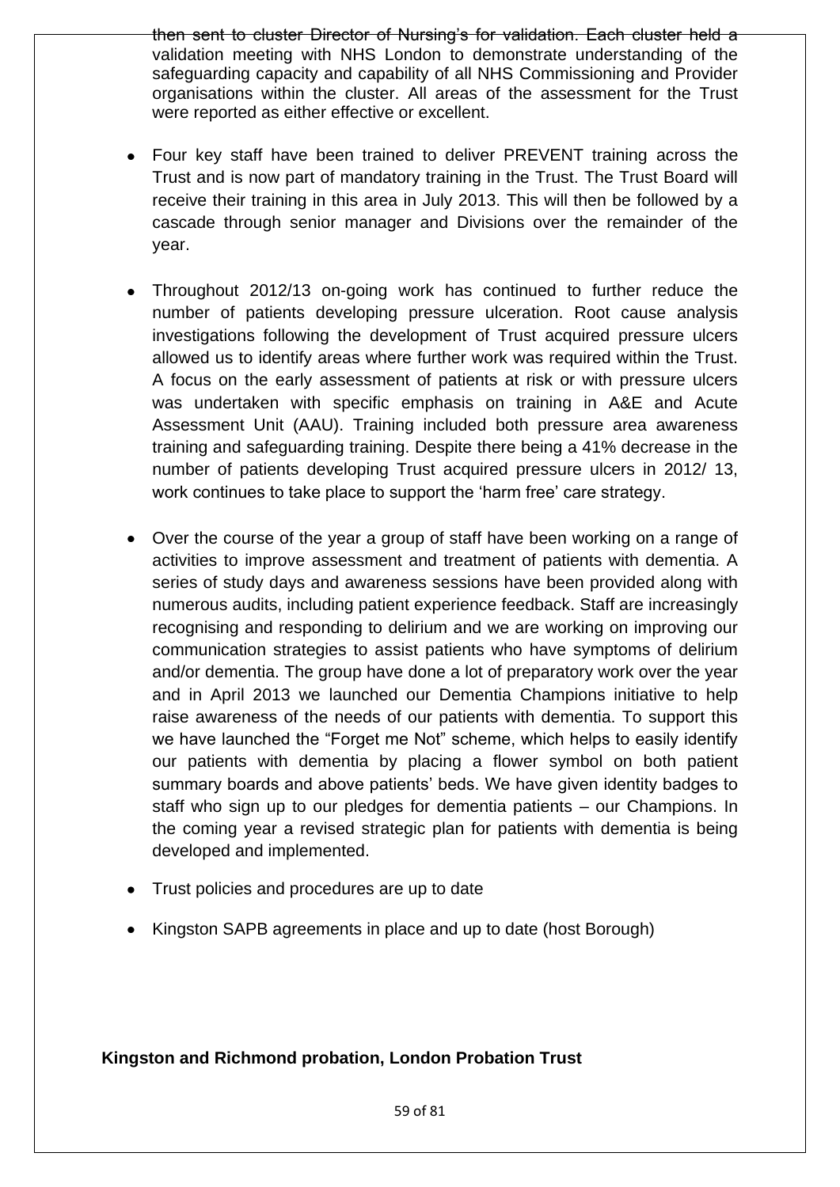then sent to cluster Director of Nursing's for validation. Each cluster held a validation meeting with NHS London to demonstrate understanding of the safeguarding capacity and capability of all NHS Commissioning and Provider organisations within the cluster. All areas of the assessment for the Trust were reported as either effective or excellent.

- Four key staff have been trained to deliver PREVENT training across the Trust and is now part of mandatory training in the Trust. The Trust Board will receive their training in this area in July 2013. This will then be followed by a cascade through senior manager and Divisions over the remainder of the year.

- Throughout 2012/13 on-going work has continued to further reduce the number of patients developing pressure ulceration. Root cause analysis investigations following the development of Trust acquired pressure ulcers allowed us to identify areas where further work was required within the Trust. A focus on the early assessment of patients at risk or with pressure ulcers was undertaken with specific emphasis on training in A&E and Acute Assessment Unit (AAU). Training included both pressure area awareness training and safeguarding training. Despite there being a 41% decrease in the number of patients developing Trust acquired pressure ulcers in 2012/ 13, work continues to take place to support the 'harm free' care strategy.

- Over the course of the year a group of staff have been working on a range of activities to improve assessment and treatment of patients with dementia. A series of study days and awareness sessions have been provided along with numerous audits, including patient experience feedback. Staff are increasingly recognising and responding to delirium and we are working on improving our communication strategies to assist patients who have symptoms of delirium and/or dementia. The group have done a lot of preparatory work over the year and in April 2013 we launched our Dementia Champions initiative to help raise awareness of the needs of our patients with dementia. To support this we have launched the "Forget me Not" scheme, which helps to easily identify our patients with dementia by placing a flower symbol on both patient summary boards and above patients' beds. We have given identity badges to staff who sign up to our pledges for dementia patients – our Champions. In the coming year a revised strategic plan for patients with dementia is being developed and implemented.

- Trust policies and procedures are up to date

- Kingston SAPB agreements in place and up to date (host Borough)

**Kingston and Richmond probation, London Probation Trust**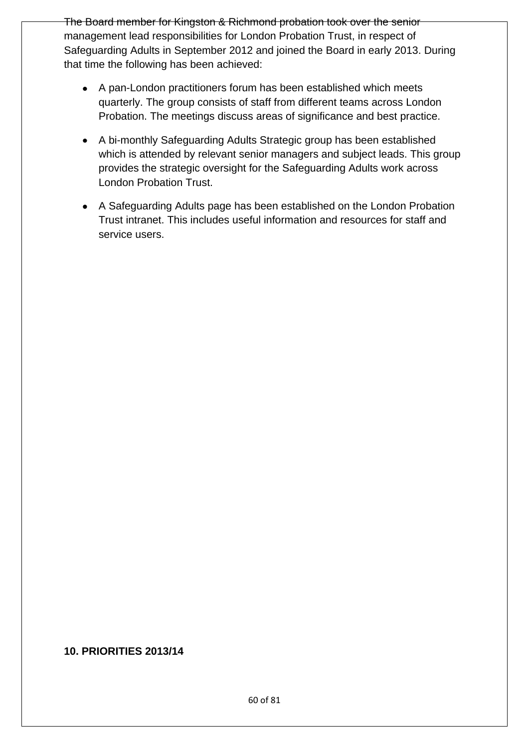The Board member for Kingston & Richmond probation took over the senior management lead responsibilities for London Probation Trust, in respect of Safeguarding Adults in September 2012 and joined the Board in early 2013. During that time the following has been achieved:

- A pan-London practitioners forum has been established which meets quarterly. The group consists of staff from different teams across London Probation. The meetings discuss areas of significance and best practice.
- A bi-monthly Safeguarding Adults Strategic group has been established which is attended by relevant senior managers and subject leads. This group provides the strategic oversight for the Safeguarding Adults work across London Probation Trust.
- A Safeguarding Adults page has been established on the London Probation Trust intranet. This includes useful information and resources for staff and service users.

## 10. PRIORITIES 2013/14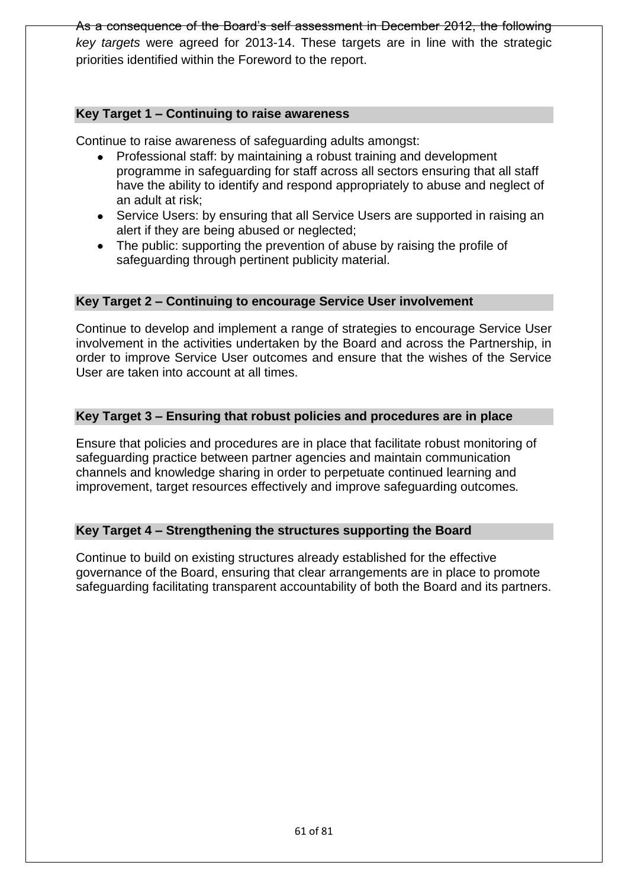As a consequence of the Board's self assessment in December 2012, the following *key targets* were agreed for 2013-14. These targets are in line with the strategic priorities identified within the Foreword to the report.

### Key Target 1 – Continuing to raise awareness

Continue to raise awareness of safeguarding adults amongst:

- Professional staff: by maintaining a robust training and development programme in safeguarding for staff across all sectors ensuring that all staff have the ability to identify and respond appropriately to abuse and neglect of an adult at risk;
- Service Users: by ensuring that all Service Users are supported in raising an alert if they are being abused or neglected;
- The public: supporting the prevention of abuse by raising the profile of safeguarding through pertinent publicity material.

### Key Target 2 – Continuing to encourage Service User involvement

Continue to develop and implement a range of strategies to encourage Service User involvement in the activities undertaken by the Board and across the Partnership, in order to improve Service User outcomes and ensure that the wishes of the Service User are taken into account at all times.

### Key Target 3 – Ensuring that robust policies and procedures are in place

Ensure that policies and procedures are in place that facilitate robust monitoring of safeguarding practice between partner agencies and maintain communication channels and knowledge sharing in order to perpetuate continued learning and improvement, target resources effectively and improve safeguarding outcomes.

### Key Target 4 – Strengthening the structures supporting the Board

Continue to build on existing structures already established for the effective governance of the Board, ensuring that clear arrangements are in place to promote safeguarding facilitating transparent accountability of both the Board and its partners.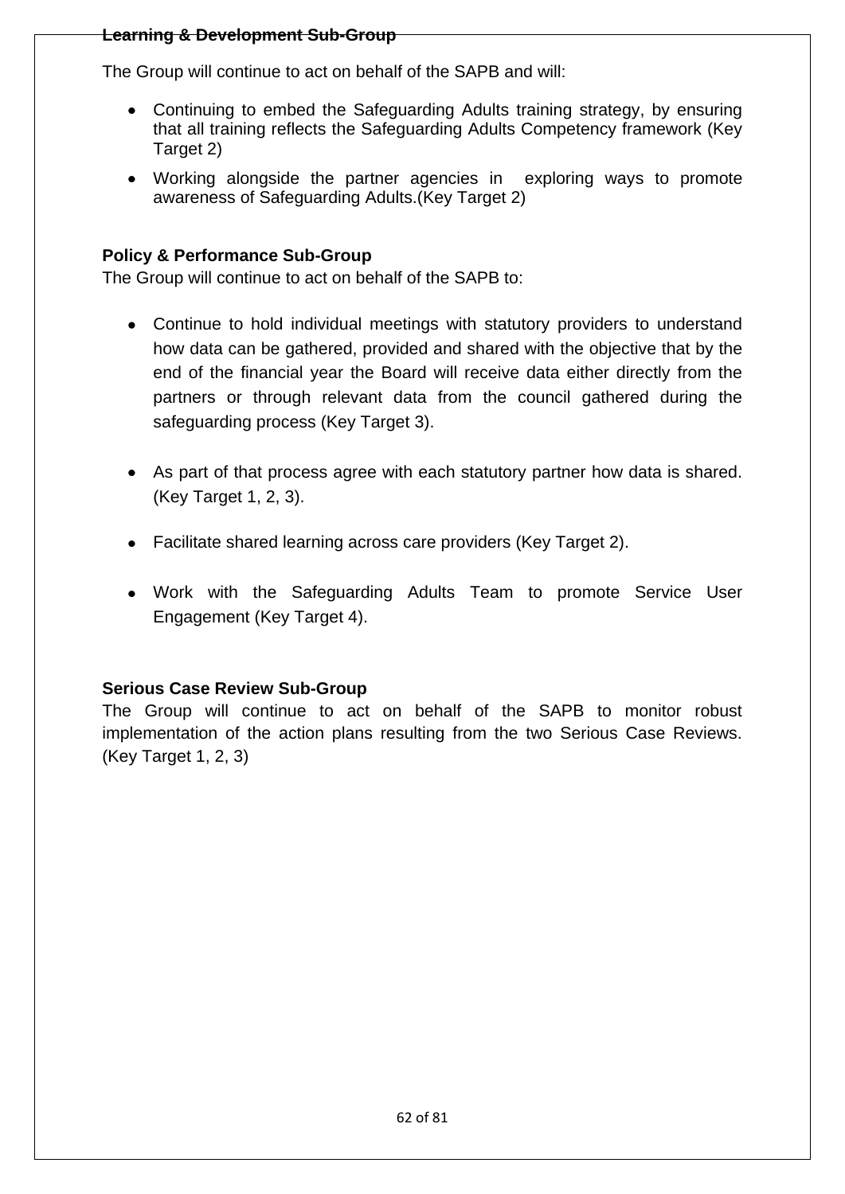**Learning & Development Sub-Group**

The Group will continue to act on behalf of the SAPB and will:

- Continuing to embed the Safeguarding Adults training strategy, by ensuring that all training reflects the Safeguarding Adults Competency framework (Key Target 2)
- Working alongside the partner agencies in exploring ways to promote awareness of Safeguarding Adults.(Key Target 2)

**Policy & Performance Sub-Group**

The Group will continue to act on behalf of the SAPB to:

- Continue to hold individual meetings with statutory providers to understand how data can be gathered, provided and shared with the objective that by the end of the financial year the Board will receive data either directly from the partners or through relevant data from the council gathered during the safeguarding process (Key Target 3).
- As part of that process agree with each statutory partner how data is shared. (Key Target 1, 2, 3).
- Facilitate shared learning across care providers (Key Target 2).
- Work with the Safeguarding Adults Team to promote Service User Engagement (Key Target 4).

**Serious Case Review Sub-Group**

The Group will continue to act on behalf of the SAPB to monitor robust implementation of the action plans resulting from the two Serious Case Reviews. (Key Target 1, 2, 3)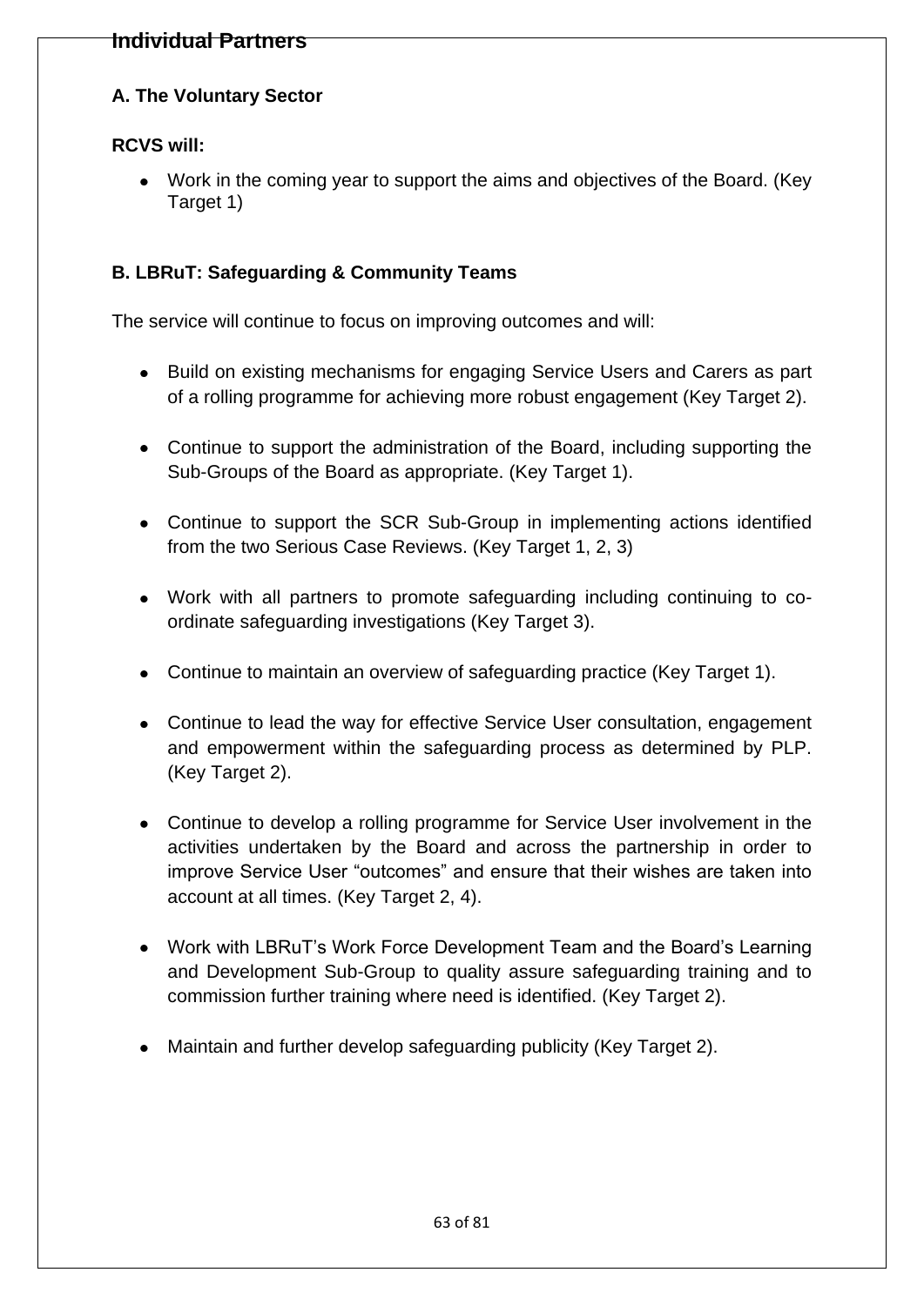## Individual Partners

### A. The Voluntary Sector

**RCVS will:**

- Work in the coming year to support the aims and objectives of the Board. (Key Target 1)

### B. LBRuT: Safeguarding & Community Teams

The service will continue to focus on improving outcomes and will:

- Build on existing mechanisms for engaging Service Users and Carers as part of a rolling programme for achieving more robust engagement (Key Target 2).
- Continue to support the administration of the Board, including supporting the Sub-Groups of the Board as appropriate. (Key Target 1).
- Continue to support the SCR Sub-Group in implementing actions identified from the two Serious Case Reviews. (Key Target 1, 2, 3)
- Work with all partners to promote safeguarding including continuing to co-ordinate safeguarding investigations (Key Target 3).
- Continue to maintain an overview of safeguarding practice (Key Target 1).
- Continue to lead the way for effective Service User consultation, engagement and empowerment within the safeguarding process as determined by PLP. (Key Target 2).
- Continue to develop a rolling programme for Service User involvement in the activities undertaken by the Board and across the partnership in order to improve Service User "outcomes" and ensure that their wishes are taken into account at all times. (Key Target 2, 4).
- Work with LBRuT's Work Force Development Team and the Board's Learning and Development Sub-Group to quality assure safeguarding training and to commission further training where need is identified. (Key Target 2).
- Maintain and further develop safeguarding publicity (Key Target 2).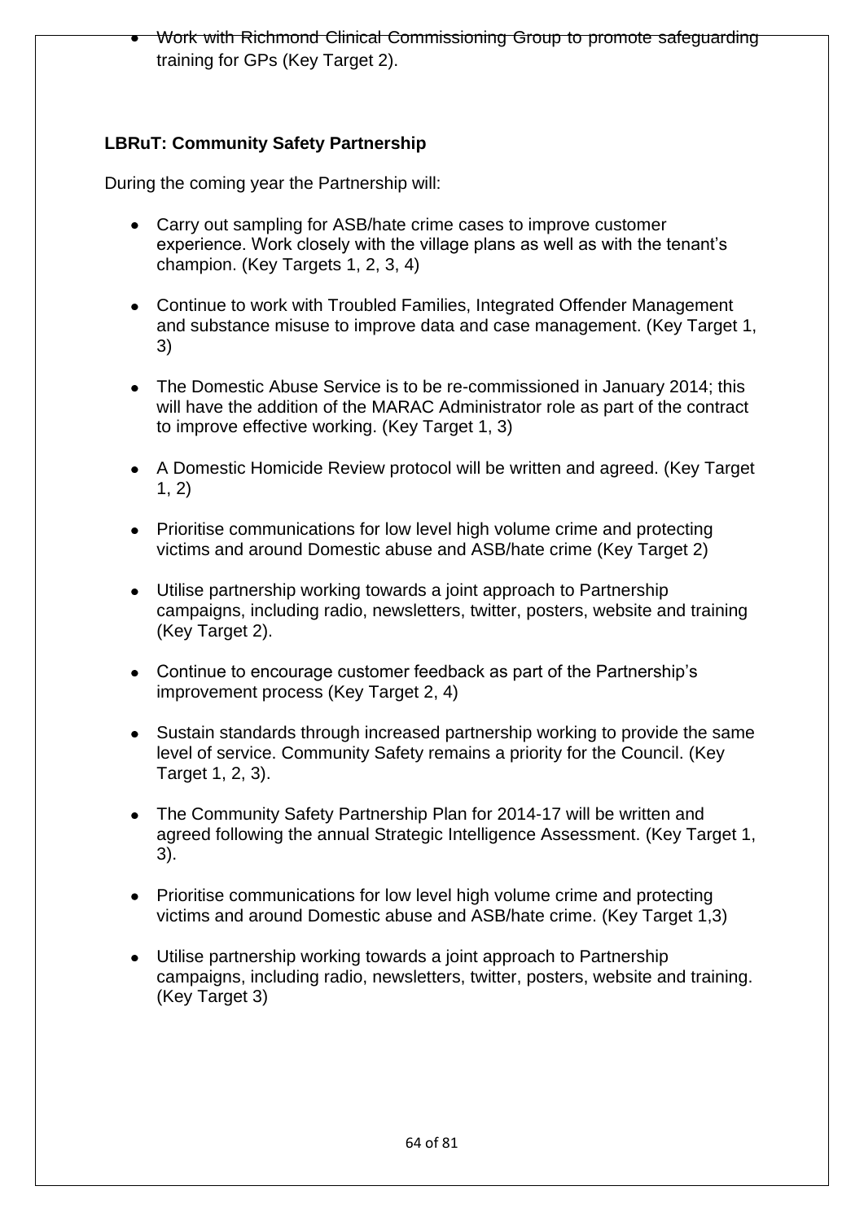- Work with Richmond Clinical Commissioning Group to promote safeguarding training for GPs (Key Target 2).

**LBRuT: Community Safety Partnership**

During the coming year the Partnership will:

- Carry out sampling for ASB/hate crime cases to improve customer experience. Work closely with the village plans as well as with the tenant's champion. (Key Targets 1, 2, 3, 4)

- Continue to work with Troubled Families, Integrated Offender Management and substance misuse to improve data and case management. (Key Target 1, 3)

- The Domestic Abuse Service is to be re-commissioned in January 2014; this will have the addition of the MARAC Administrator role as part of the contract to improve effective working. (Key Target 1, 3)

- A Domestic Homicide Review protocol will be written and agreed. (Key Target 1, 2)

- Prioritise communications for low level high volume crime and protecting victims and around Domestic abuse and ASB/hate crime (Key Target 2)

- Utilise partnership working towards a joint approach to Partnership campaigns, including radio, newsletters, twitter, posters, website and training (Key Target 2).

- Continue to encourage customer feedback as part of the Partnership's improvement process (Key Target 2, 4)

- Sustain standards through increased partnership working to provide the same level of service. Community Safety remains a priority for the Council. (Key Target 1, 2, 3).

- The Community Safety Partnership Plan for 2014-17 will be written and agreed following the annual Strategic Intelligence Assessment. (Key Target 1, 3).

- Prioritise communications for low level high volume crime and protecting victims and around Domestic abuse and ASB/hate crime. (Key Target 1,3)

- Utilise partnership working towards a joint approach to Partnership campaigns, including radio, newsletters, twitter, posters, website and training. (Key Target 3)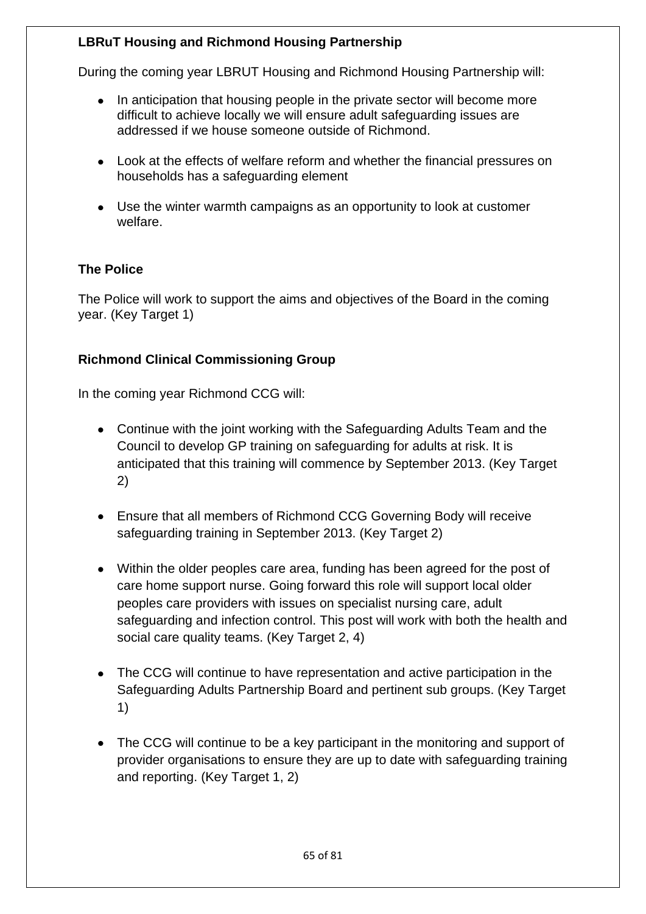**LBRuT Housing and Richmond Housing Partnership**

During the coming year LBRUT Housing and Richmond Housing Partnership will:

- In anticipation that housing people in the private sector will become more difficult to achieve locally we will ensure adult safeguarding issues are addressed if we house someone outside of Richmond.
- Look at the effects of welfare reform and whether the financial pressures on households has a safeguarding element
- Use the winter warmth campaigns as an opportunity to look at customer welfare.

**The Police**

The Police will work to support the aims and objectives of the Board in the coming year. (Key Target 1)

**Richmond Clinical Commissioning Group**

In the coming year Richmond CCG will:

- Continue with the joint working with the Safeguarding Adults Team and the Council to develop GP training on safeguarding for adults at risk. It is anticipated that this training will commence by September 2013. (Key Target 2)
- Ensure that all members of Richmond CCG Governing Body will receive safeguarding training in September 2013. (Key Target 2)
- Within the older peoples care area, funding has been agreed for the post of care home support nurse. Going forward this role will support local older peoples care providers with issues on specialist nursing care, adult safeguarding and infection control. This post will work with both the health and social care quality teams. (Key Target 2, 4)
- The CCG will continue to have representation and active participation in the Safeguarding Adults Partnership Board and pertinent sub groups. (Key Target 1)
- The CCG will continue to be a key participant in the monitoring and support of provider organisations to ensure they are up to date with safeguarding training and reporting. (Key Target 1, 2)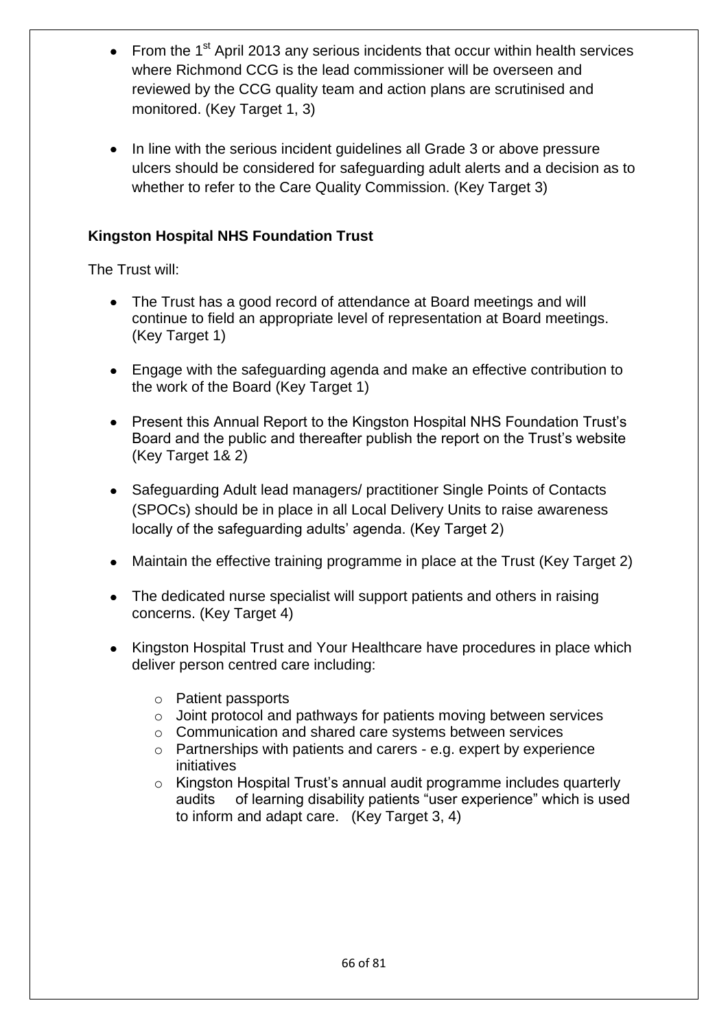- From the 1st April 2013 any serious incidents that occur within health services where Richmond CCG is the lead commissioner will be overseen and reviewed by the CCG quality team and action plans are scrutinised and monitored. (Key Target 1, 3)

- In line with the serious incident guidelines all Grade 3 or above pressure ulcers should be considered for safeguarding adult alerts and a decision as to whether to refer to the Care Quality Commission. (Key Target 3)

**Kingston Hospital NHS Foundation Trust**

The Trust will:

- The Trust has a good record of attendance at Board meetings and will continue to field an appropriate level of representation at Board meetings. (Key Target 1)

- Engage with the safeguarding agenda and make an effective contribution to the work of the Board (Key Target 1)

- Present this Annual Report to the Kingston Hospital NHS Foundation Trust's Board and the public and thereafter publish the report on the Trust's website (Key Target 1& 2)

- Safeguarding Adult lead managers/ practitioner Single Points of Contacts (SPOCs) should be in place in all Local Delivery Units to raise awareness locally of the safeguarding adults' agenda. (Key Target 2)

- Maintain the effective training programme in place at the Trust (Key Target 2)

- The dedicated nurse specialist will support patients and others in raising concerns. (Key Target 4)

- Kingston Hospital Trust and Your Healthcare have procedures in place which deliver person centred care including:
    - Patient passports
    - Joint protocol and pathways for patients moving between services
    - Communication and shared care systems between services
    - Partnerships with patients and carers - e.g. expert by experience initiatives
    - Kingston Hospital Trust's annual audit programme includes quarterly audits of learning disability patients "user experience" which is used to inform and adapt care. (Key Target 3, 4)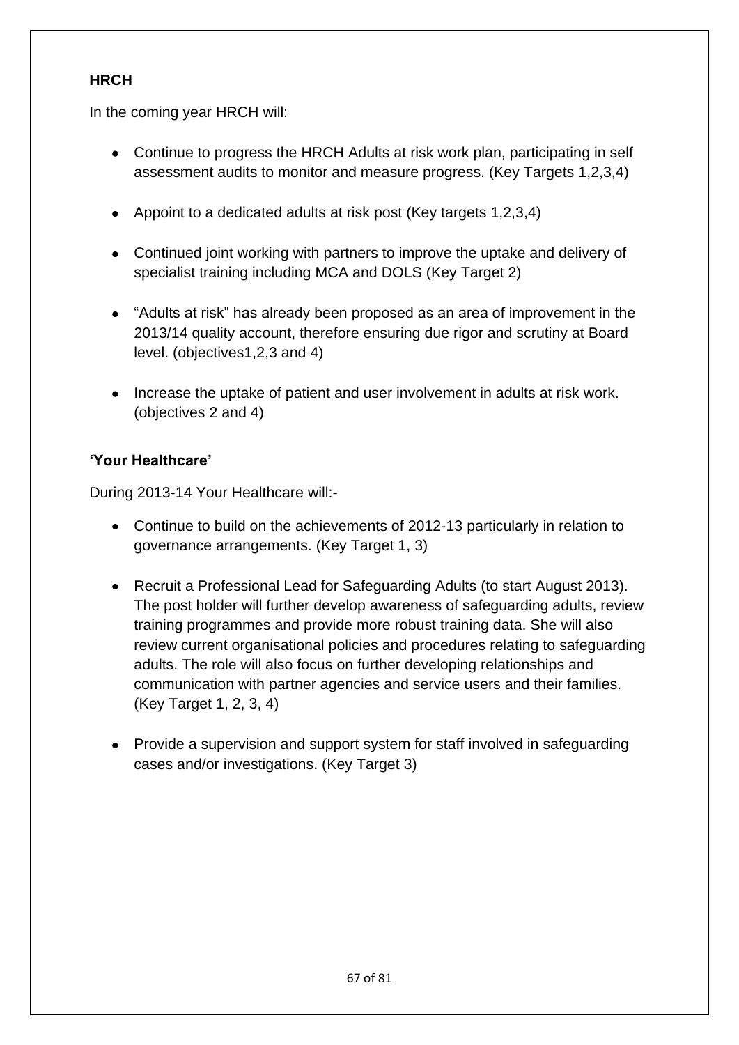**HRCH**

In the coming year HRCH will:

- Continue to progress the HRCH Adults at risk work plan, participating in self assessment audits to monitor and measure progress. (Key Targets 1,2,3,4)
- Appoint to a dedicated adults at risk post (Key targets 1,2,3,4)
- Continued joint working with partners to improve the uptake and delivery of specialist training including MCA and DOLS (Key Target 2)
- "Adults at risk" has already been proposed as an area of improvement in the 2013/14 quality account, therefore ensuring due rigor and scrutiny at Board level. (objectives1,2,3 and 4)
- Increase the uptake of patient and user involvement in adults at risk work. (objectives 2 and 4)

**'Your Healthcare'**

During 2013-14 Your Healthcare will:-

- Continue to build on the achievements of 2012-13 particularly in relation to governance arrangements. (Key Target 1, 3)
- Recruit a Professional Lead for Safeguarding Adults (to start August 2013). The post holder will further develop awareness of safeguarding adults, review training programmes and provide more robust training data. She will also review current organisational policies and procedures relating to safeguarding adults. The role will also focus on further developing relationships and communication with partner agencies and service users and their families. (Key Target 1, 2, 3, 4)
- Provide a supervision and support system for staff involved in safeguarding cases and/or investigations. (Key Target 3)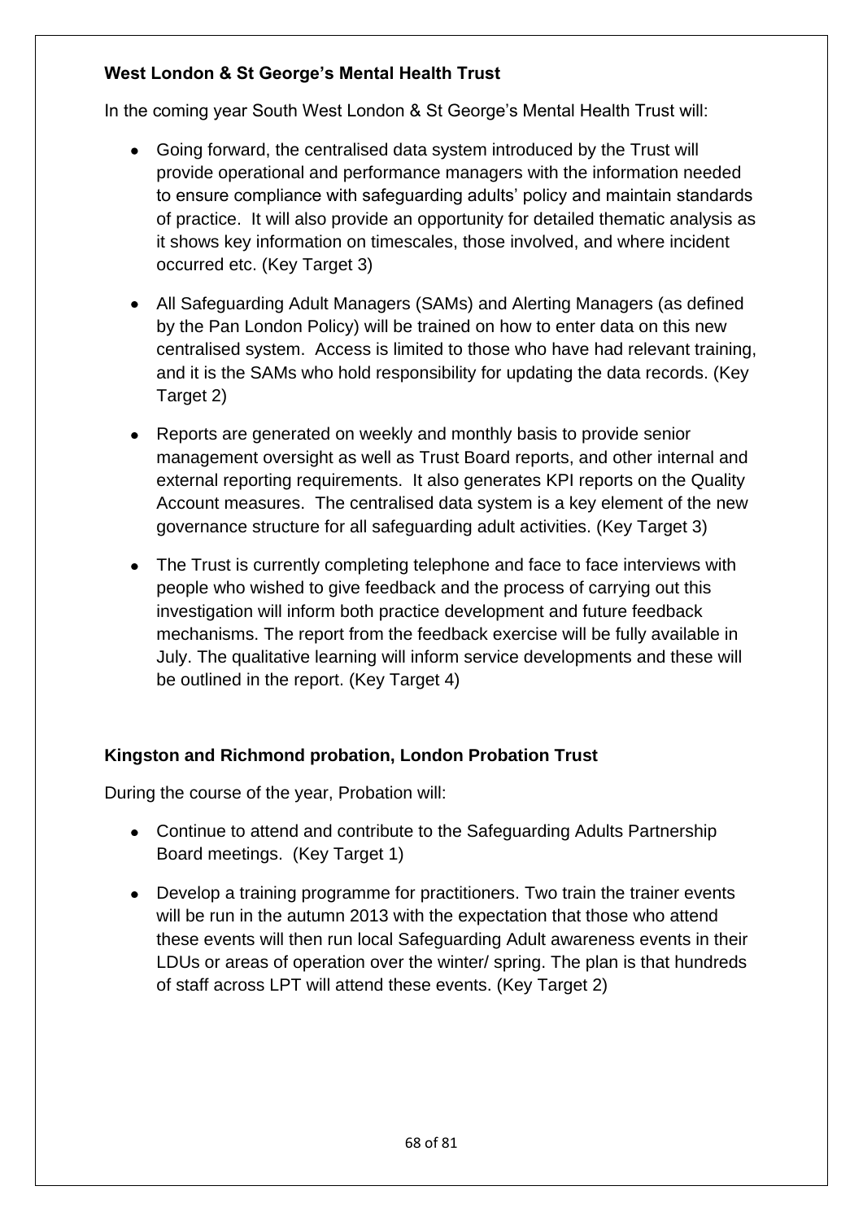**West London & St George's Mental Health Trust**

In the coming year South West London & St George's Mental Health Trust will:

- Going forward, the centralised data system introduced by the Trust will provide operational and performance managers with the information needed to ensure compliance with safeguarding adults' policy and maintain standards of practice. It will also provide an opportunity for detailed thematic analysis as it shows key information on timescales, those involved, and where incident occurred etc. (Key Target 3)
- All Safeguarding Adult Managers (SAMs) and Alerting Managers (as defined by the Pan London Policy) will be trained on how to enter data on this new centralised system. Access is limited to those who have had relevant training, and it is the SAMs who hold responsibility for updating the data records. (Key Target 2)
- Reports are generated on weekly and monthly basis to provide senior management oversight as well as Trust Board reports, and other internal and external reporting requirements. It also generates KPI reports on the Quality Account measures. The centralised data system is a key element of the new governance structure for all safeguarding adult activities. (Key Target 3)
- The Trust is currently completing telephone and face to face interviews with people who wished to give feedback and the process of carrying out this investigation will inform both practice development and future feedback mechanisms. The report from the feedback exercise will be fully available in July. The qualitative learning will inform service developments and these will be outlined in the report. (Key Target 4)

**Kingston and Richmond probation, London Probation Trust**

During the course of the year, Probation will:

- Continue to attend and contribute to the Safeguarding Adults Partnership Board meetings. (Key Target 1)
- Develop a training programme for practitioners. Two train the trainer events will be run in the autumn 2013 with the expectation that those who attend these events will then run local Safeguarding Adult awareness events in their LDUs or areas of operation over the winter/ spring. The plan is that hundreds of staff across LPT will attend these events. (Key Target 2)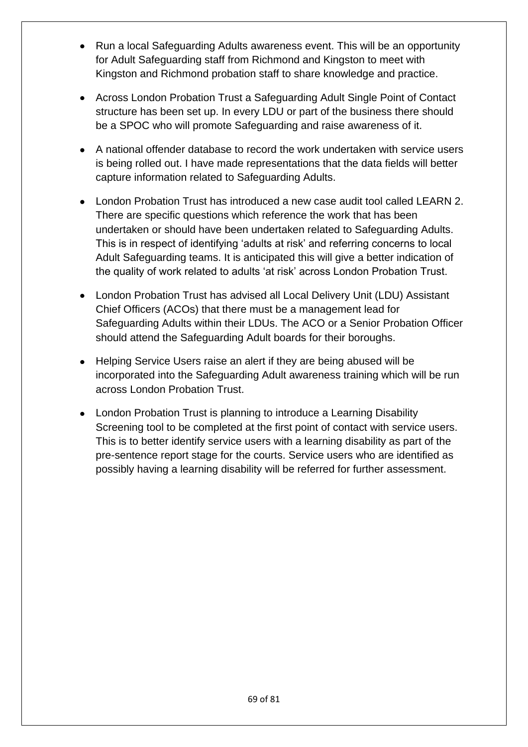- Run a local Safeguarding Adults awareness event. This will be an opportunity for Adult Safeguarding staff from Richmond and Kingston to meet with Kingston and Richmond probation staff to share knowledge and practice.
- Across London Probation Trust a Safeguarding Adult Single Point of Contact structure has been set up. In every LDU or part of the business there should be a SPOC who will promote Safeguarding and raise awareness of it.
- A national offender database to record the work undertaken with service users is being rolled out. I have made representations that the data fields will better capture information related to Safeguarding Adults.
- London Probation Trust has introduced a new case audit tool called LEARN 2. There are specific questions which reference the work that has been undertaken or should have been undertaken related to Safeguarding Adults. This is in respect of identifying 'adults at risk' and referring concerns to local Adult Safeguarding teams. It is anticipated this will give a better indication of the quality of work related to adults 'at risk' across London Probation Trust.
- London Probation Trust has advised all Local Delivery Unit (LDU) Assistant Chief Officers (ACOs) that there must be a management lead for Safeguarding Adults within their LDUs. The ACO or a Senior Probation Officer should attend the Safeguarding Adult boards for their boroughs.
- Helping Service Users raise an alert if they are being abused will be incorporated into the Safeguarding Adult awareness training which will be run across London Probation Trust.
- London Probation Trust is planning to introduce a Learning Disability Screening tool to be completed at the first point of contact with service users. This is to better identify service users with a learning disability as part of the pre-sentence report stage for the courts. Service users who are identified as possibly having a learning disability will be referred for further assessment.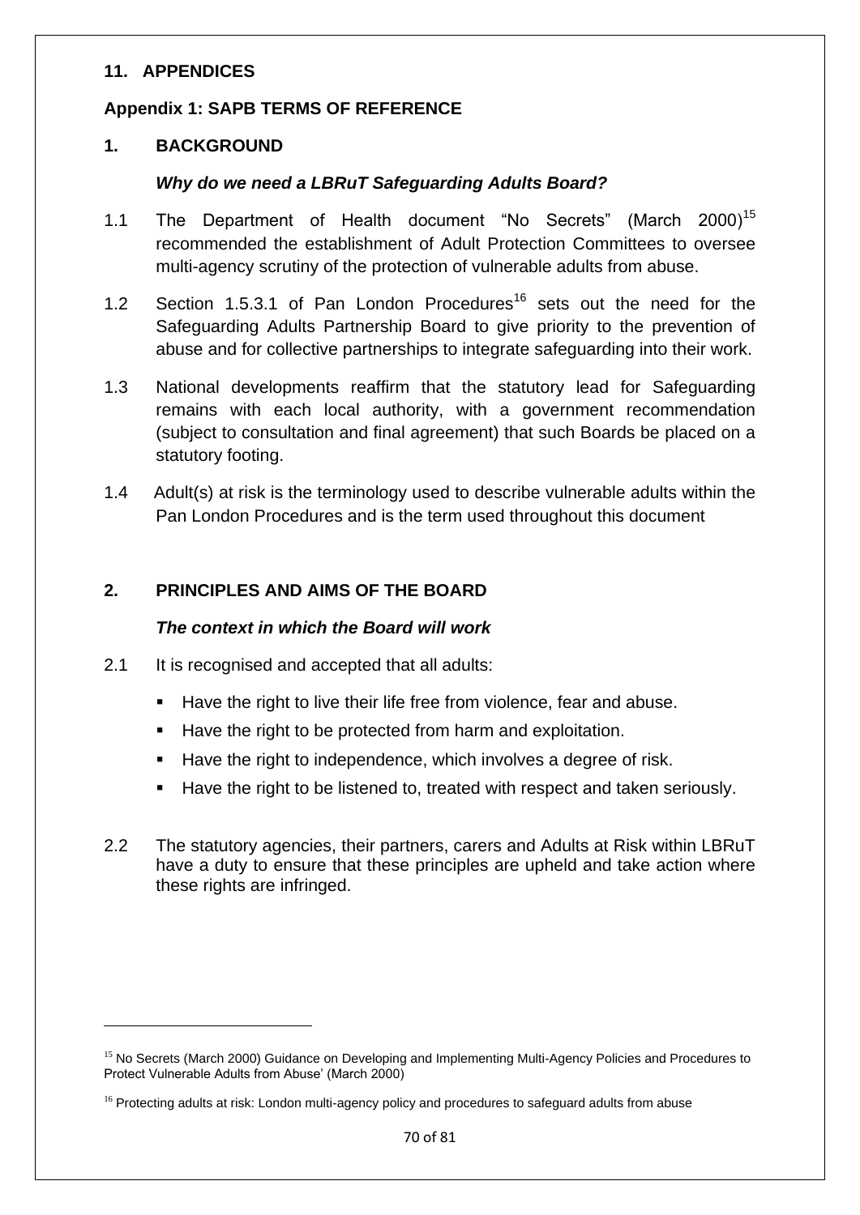## 11. APPENDICES

### Appendix 1: SAPB TERMS OF REFERENCE

### 1. BACKGROUND

***Why do we need a LBRuT Safeguarding Adults Board?***

1.1 The Department of Health document "No Secrets" (March 2000)[15] recommended the establishment of Adult Protection Committees to oversee multi-agency scrutiny of the protection of vulnerable adults from abuse.

1.2 Section 1.5.3.1 of Pan London Procedures[16] sets out the need for the Safeguarding Adults Partnership Board to give priority to the prevention of abuse and for collective partnerships to integrate safeguarding into their work.

1.3 National developments reaffirm that the statutory lead for Safeguarding remains with each local authority, with a government recommendation (subject to consultation and final agreement) that such Boards be placed on a statutory footing.

1.4 Adult(s) at risk is the terminology used to describe vulnerable adults within the Pan London Procedures and is the term used throughout this document

### 2. PRINCIPLES AND AIMS OF THE BOARD

***The context in which the Board will work***

2.1 It is recognised and accepted that all adults:

- Have the right to live their life free from violence, fear and abuse.
- Have the right to be protected from harm and exploitation.
- Have the right to independence, which involves a degree of risk.
- Have the right to be listened to, treated with respect and taken seriously.

2.2 The statutory agencies, their partners, carers and Adults at Risk within LBRuT have a duty to ensure that these principles are upheld and take action where these rights are infringed.

---

[15] No Secrets (March 2000) Guidance on Developing and Implementing Multi-Agency Policies and Procedures to Protect Vulnerable Adults from Abuse' (March 2000)

[16] Protecting adults at risk: London multi-agency policy and procedures to safeguard adults from abuse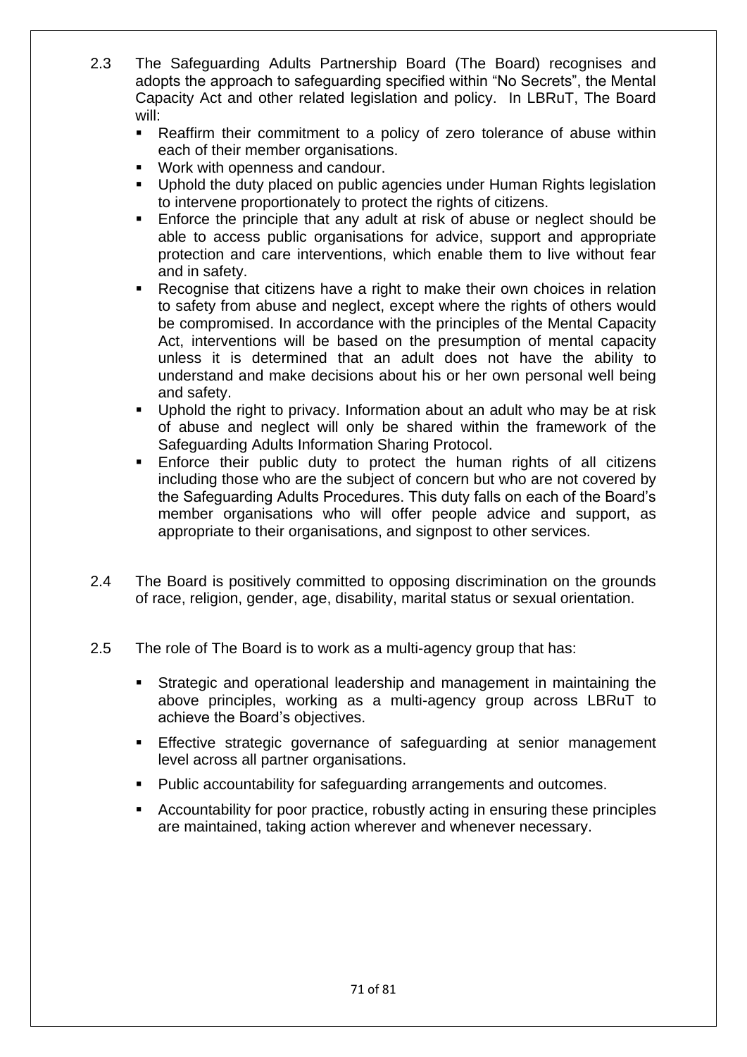2.3 The Safeguarding Adults Partnership Board (The Board) recognises and adopts the approach to safeguarding specified within "No Secrets", the Mental Capacity Act and other related legislation and policy. In LBRuT, The Board will:

- Reaffirm their commitment to a policy of zero tolerance of abuse within each of their member organisations.
- Work with openness and candour.
- Uphold the duty placed on public agencies under Human Rights legislation to intervene proportionately to protect the rights of citizens.
- Enforce the principle that any adult at risk of abuse or neglect should be able to access public organisations for advice, support and appropriate protection and care interventions, which enable them to live without fear and in safety.
- Recognise that citizens have a right to make their own choices in relation to safety from abuse and neglect, except where the rights of others would be compromised. In accordance with the principles of the Mental Capacity Act, interventions will be based on the presumption of mental capacity unless it is determined that an adult does not have the ability to understand and make decisions about his or her own personal well being and safety.
- Uphold the right to privacy. Information about an adult who may be at risk of abuse and neglect will only be shared within the framework of the Safeguarding Adults Information Sharing Protocol.
- Enforce their public duty to protect the human rights of all citizens including those who are the subject of concern but who are not covered by the Safeguarding Adults Procedures. This duty falls on each of the Board's member organisations who will offer people advice and support, as appropriate to their organisations, and signpost to other services.

2.4 The Board is positively committed to opposing discrimination on the grounds of race, religion, gender, age, disability, marital status or sexual orientation.

2.5 The role of The Board is to work as a multi-agency group that has:

- Strategic and operational leadership and management in maintaining the above principles, working as a multi-agency group across LBRuT to achieve the Board's objectives.
- Effective strategic governance of safeguarding at senior management level across all partner organisations.
- Public accountability for safeguarding arrangements and outcomes.
- Accountability for poor practice, robustly acting in ensuring these principles are maintained, taking action wherever and whenever necessary.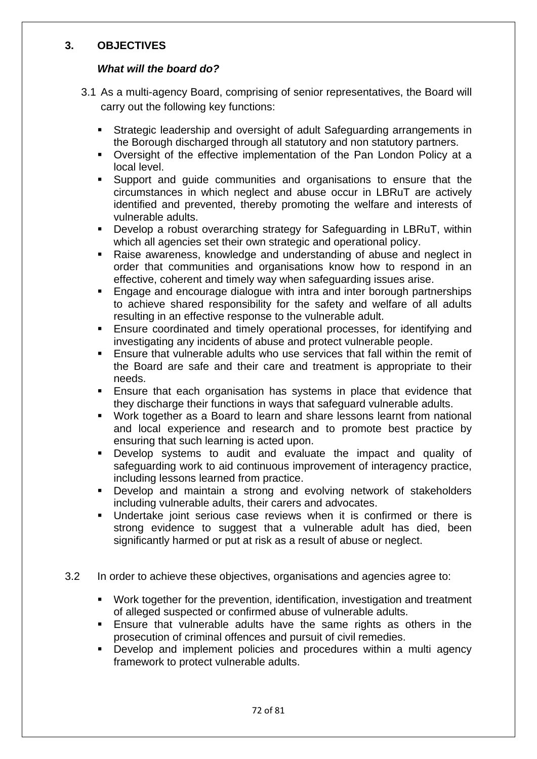## 3. OBJECTIVES

***What will the board do?***

3.1 As a multi-agency Board, comprising of senior representatives, the Board will carry out the following key functions:

- Strategic leadership and oversight of adult Safeguarding arrangements in the Borough discharged through all statutory and non statutory partners.
- Oversight of the effective implementation of the Pan London Policy at a local level.
- Support and guide communities and organisations to ensure that the circumstances in which neglect and abuse occur in LBRuT are actively identified and prevented, thereby promoting the welfare and interests of vulnerable adults.
- Develop a robust overarching strategy for Safeguarding in LBRuT, within which all agencies set their own strategic and operational policy.
- Raise awareness, knowledge and understanding of abuse and neglect in order that communities and organisations know how to respond in an effective, coherent and timely way when safeguarding issues arise.
- Engage and encourage dialogue with intra and inter borough partnerships to achieve shared responsibility for the safety and welfare of all adults resulting in an effective response to the vulnerable adult.
- Ensure coordinated and timely operational processes, for identifying and investigating any incidents of abuse and protect vulnerable people.
- Ensure that vulnerable adults who use services that fall within the remit of the Board are safe and their care and treatment is appropriate to their needs.
- Ensure that each organisation has systems in place that evidence that they discharge their functions in ways that safeguard vulnerable adults.
- Work together as a Board to learn and share lessons learnt from national and local experience and research and to promote best practice by ensuring that such learning is acted upon.
- Develop systems to audit and evaluate the impact and quality of safeguarding work to aid continuous improvement of interagency practice, including lessons learned from practice.
- Develop and maintain a strong and evolving network of stakeholders including vulnerable adults, their carers and advocates.
- Undertake joint serious case reviews when it is confirmed or there is strong evidence to suggest that a vulnerable adult has died, been significantly harmed or put at risk as a result of abuse or neglect.

3.2 In order to achieve these objectives, organisations and agencies agree to:

- Work together for the prevention, identification, investigation and treatment of alleged suspected or confirmed abuse of vulnerable adults.
- Ensure that vulnerable adults have the same rights as others in the prosecution of criminal offences and pursuit of civil remedies.
- Develop and implement policies and procedures within a multi agency framework to protect vulnerable adults.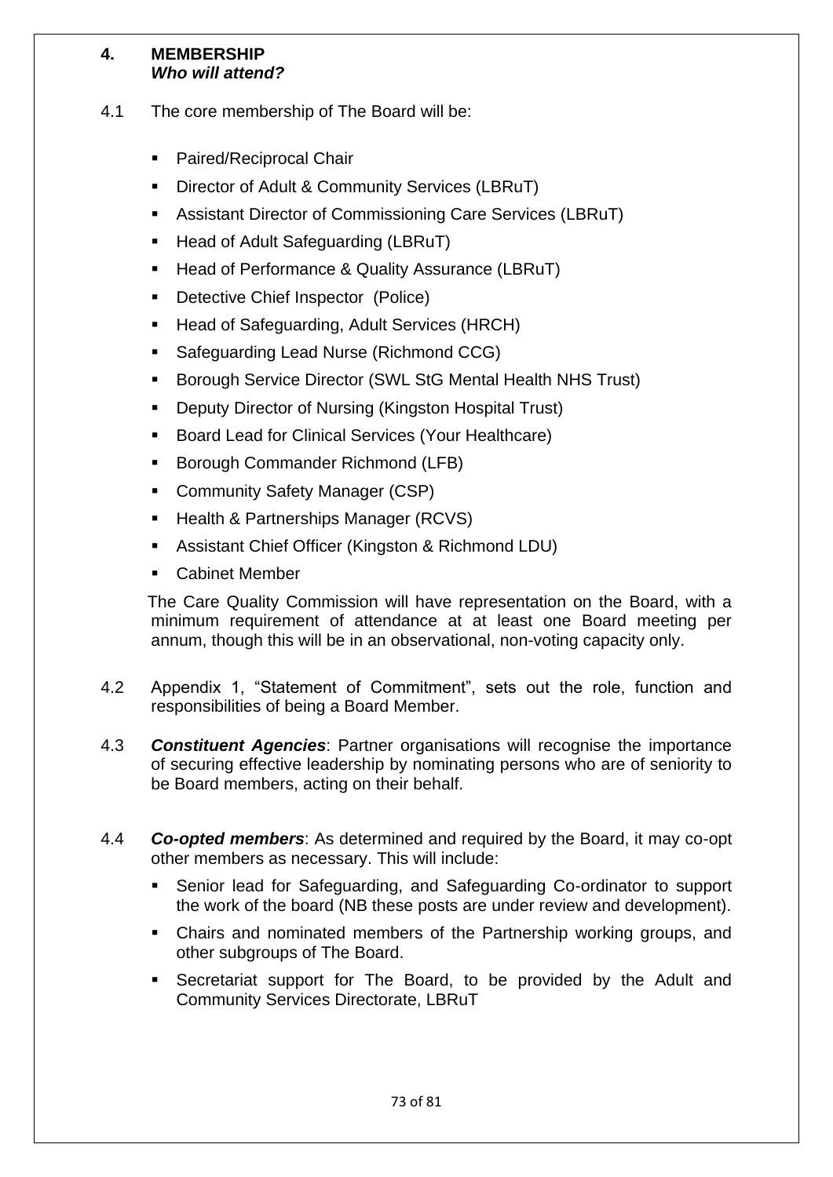## 4. MEMBERSHIP
### *Who will attend?*

4.1 The core membership of The Board will be:

- Paired/Reciprocal Chair
- Director of Adult & Community Services (LBRuT)
- Assistant Director of Commissioning Care Services (LBRuT)
- Head of Adult Safeguarding (LBRuT)
- Head of Performance & Quality Assurance (LBRuT)
- Detective Chief Inspector (Police)
- Head of Safeguarding, Adult Services (HRCH)
- Safeguarding Lead Nurse (Richmond CCG)
- Borough Service Director (SWL StG Mental Health NHS Trust)
- Deputy Director of Nursing (Kingston Hospital Trust)
- Board Lead for Clinical Services (Your Healthcare)
- Borough Commander Richmond (LFB)
- Community Safety Manager (CSP)
- Health & Partnerships Manager (RCVS)
- Assistant Chief Officer (Kingston & Richmond LDU)
- Cabinet Member

The Care Quality Commission will have representation on the Board, with a minimum requirement of attendance at at least one Board meeting per annum, though this will be in an observational, non-voting capacity only.

4.2 Appendix 1, "Statement of Commitment", sets out the role, function and responsibilities of being a Board Member.

4.3 ***Constituent Agencies***: Partner organisations will recognise the importance of securing effective leadership by nominating persons who are of seniority to be Board members, acting on their behalf.

4.4 ***Co-opted members***: As determined and required by the Board, it may co-opt other members as necessary. This will include:

- Senior lead for Safeguarding, and Safeguarding Co-ordinator to support the work of the board (NB these posts are under review and development).
- Chairs and nominated members of the Partnership working groups, and other subgroups of The Board.
- Secretariat support for The Board, to be provided by the Adult and Community Services Directorate, LBRuT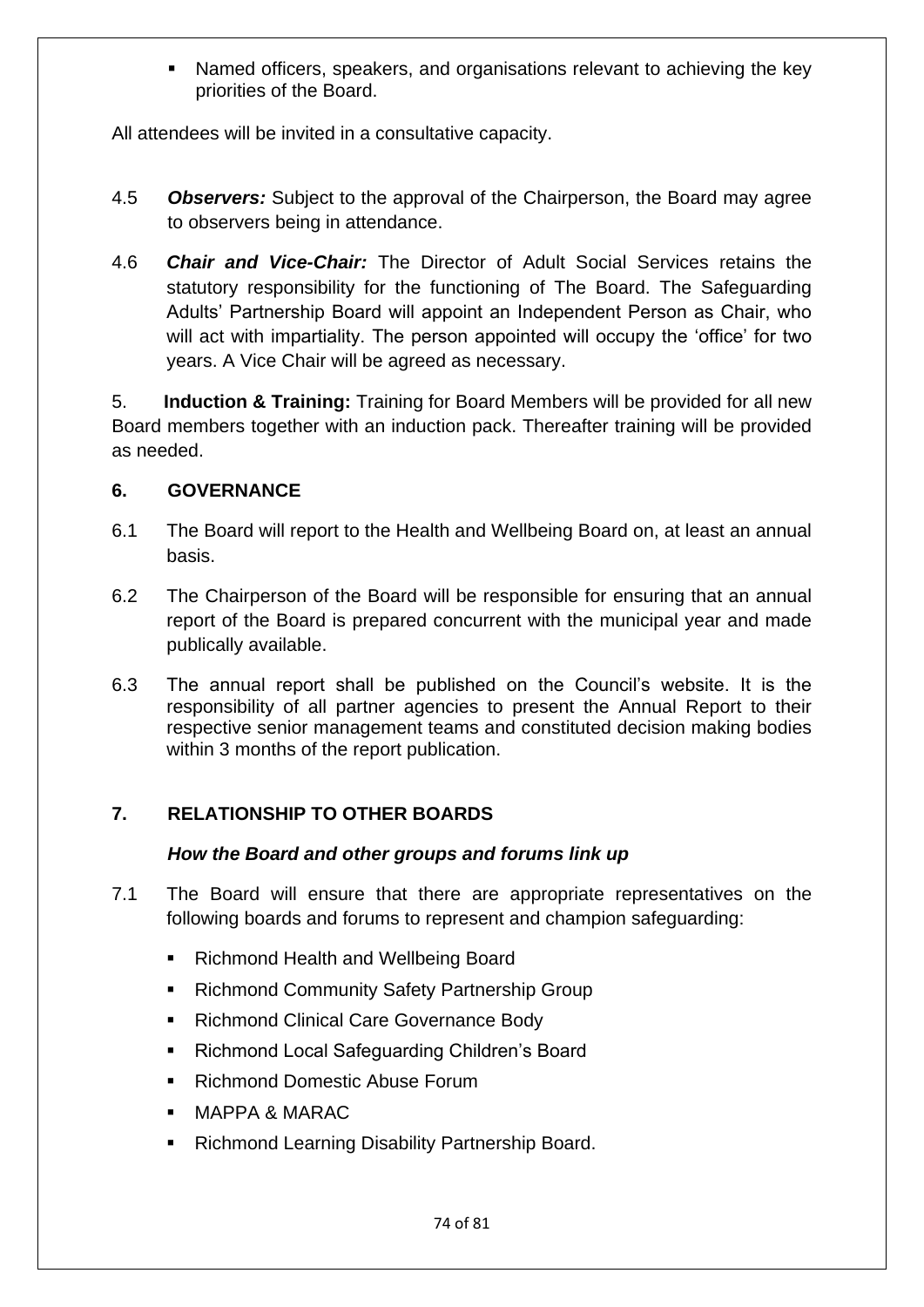- Named officers, speakers, and organisations relevant to achieving the key priorities of the Board.

All attendees will be invited in a consultative capacity.

4.5 ***Observers:*** Subject to the approval of the Chairperson, the Board may agree to observers being in attendance.

4.6 ***Chair and Vice-Chair:*** The Director of Adult Social Services retains the statutory responsibility for the functioning of The Board. The Safeguarding Adults' Partnership Board will appoint an Independent Person as Chair, who will act with impartiality. The person appointed will occupy the 'office' for two years. A Vice Chair will be agreed as necessary.

5. **Induction & Training:** Training for Board Members will be provided for all new Board members together with an induction pack. Thereafter training will be provided as needed.

## 6. GOVERNANCE

6.1 The Board will report to the Health and Wellbeing Board on, at least an annual basis.

6.2 The Chairperson of the Board will be responsible for ensuring that an annual report of the Board is prepared concurrent with the municipal year and made publically available.

6.3 The annual report shall be published on the Council's website. It is the responsibility of all partner agencies to present the Annual Report to their respective senior management teams and constituted decision making bodies within 3 months of the report publication.

## 7. RELATIONSHIP TO OTHER BOARDS

***How the Board and other groups and forums link up***

7.1 The Board will ensure that there are appropriate representatives on the following boards and forums to represent and champion safeguarding:

- Richmond Health and Wellbeing Board
- Richmond Community Safety Partnership Group
- Richmond Clinical Care Governance Body
- Richmond Local Safeguarding Children's Board
- Richmond Domestic Abuse Forum
- MAPPA & MARAC
- Richmond Learning Disability Partnership Board.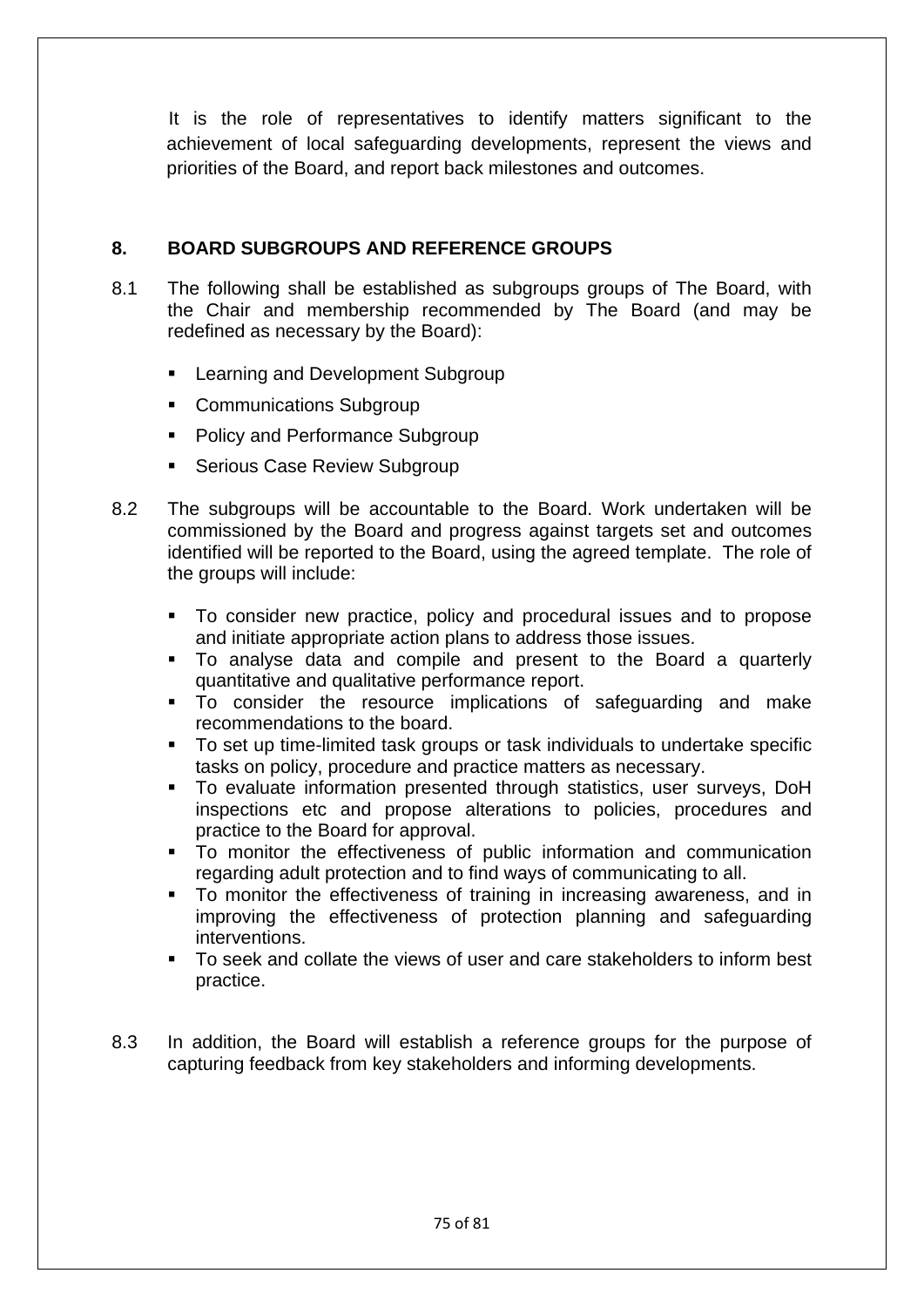It is the role of representatives to identify matters significant to the achievement of local safeguarding developments, represent the views and priorities of the Board, and report back milestones and outcomes.

## 8. BOARD SUBGROUPS AND REFERENCE GROUPS

8.1 The following shall be established as subgroups groups of The Board, with the Chair and membership recommended by The Board (and may be redefined as necessary by the Board):

- Learning and Development Subgroup
- Communications Subgroup
- Policy and Performance Subgroup
- Serious Case Review Subgroup

8.2 The subgroups will be accountable to the Board. Work undertaken will be commissioned by the Board and progress against targets set and outcomes identified will be reported to the Board, using the agreed template. The role of the groups will include:

- To consider new practice, policy and procedural issues and to propose and initiate appropriate action plans to address those issues.
- To analyse data and compile and present to the Board a quarterly quantitative and qualitative performance report.
- To consider the resource implications of safeguarding and make recommendations to the board.
- To set up time-limited task groups or task individuals to undertake specific tasks on policy, procedure and practice matters as necessary.
- To evaluate information presented through statistics, user surveys, DoH inspections etc and propose alterations to policies, procedures and practice to the Board for approval.
- To monitor the effectiveness of public information and communication regarding adult protection and to find ways of communicating to all.
- To monitor the effectiveness of training in increasing awareness, and in improving the effectiveness of protection planning and safeguarding interventions.
- To seek and collate the views of user and care stakeholders to inform best practice.

8.3 In addition, the Board will establish a reference groups for the purpose of capturing feedback from key stakeholders and informing developments.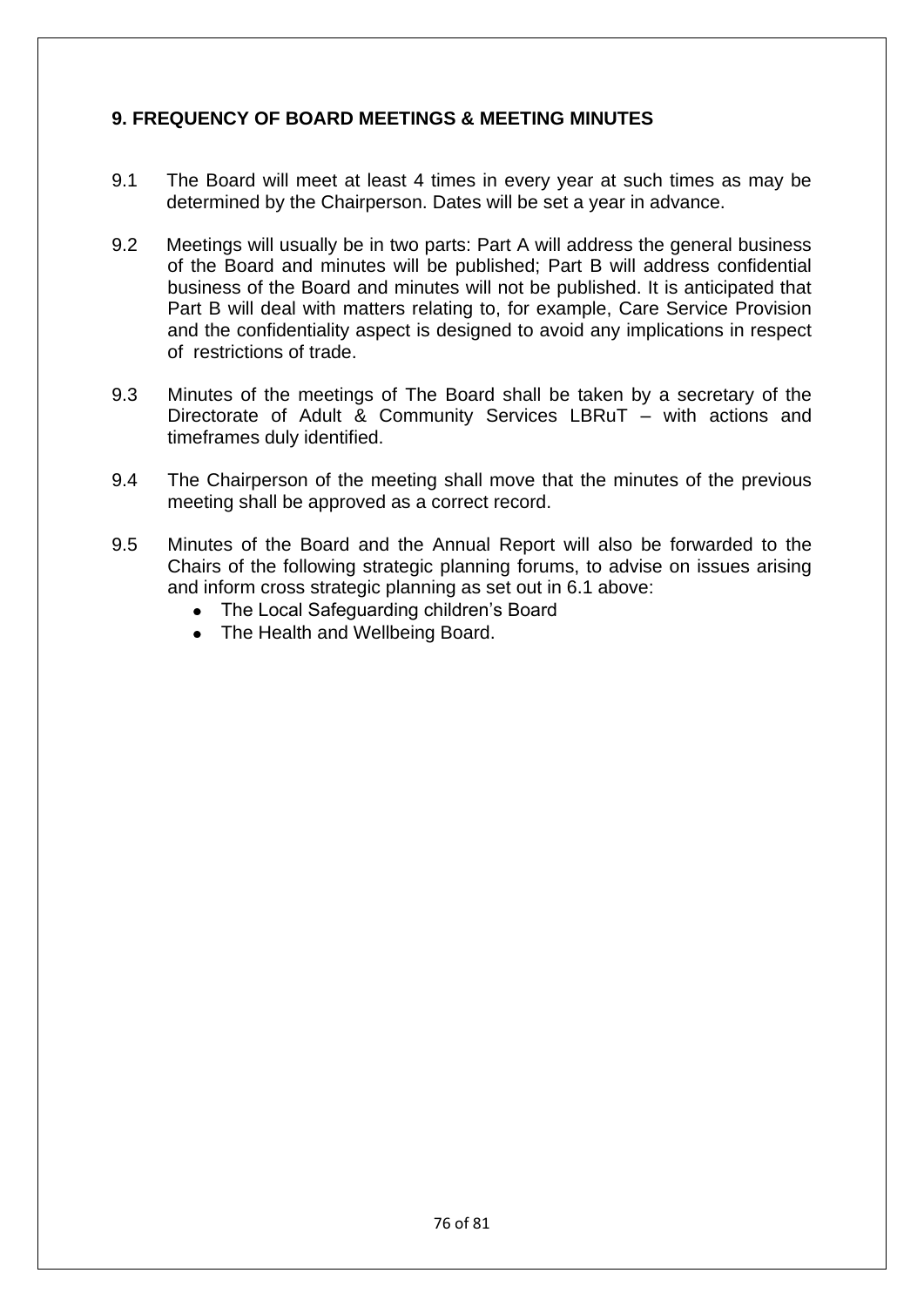## 9. FREQUENCY OF BOARD MEETINGS & MEETING MINUTES

9.1 The Board will meet at least 4 times in every year at such times as may be determined by the Chairperson. Dates will be set a year in advance.

9.2 Meetings will usually be in two parts: Part A will address the general business of the Board and minutes will be published; Part B will address confidential business of the Board and minutes will not be published. It is anticipated that Part B will deal with matters relating to, for example, Care Service Provision and the confidentiality aspect is designed to avoid any implications in respect of restrictions of trade.

9.3 Minutes of the meetings of The Board shall be taken by a secretary of the Directorate of Adult & Community Services LBRuT – with actions and timeframes duly identified.

9.4 The Chairperson of the meeting shall move that the minutes of the previous meeting shall be approved as a correct record.

9.5 Minutes of the Board and the Annual Report will also be forwarded to the Chairs of the following strategic planning forums, to advise on issues arising and inform cross strategic planning as set out in 6.1 above:

- The Local Safeguarding children's Board
- The Health and Wellbeing Board.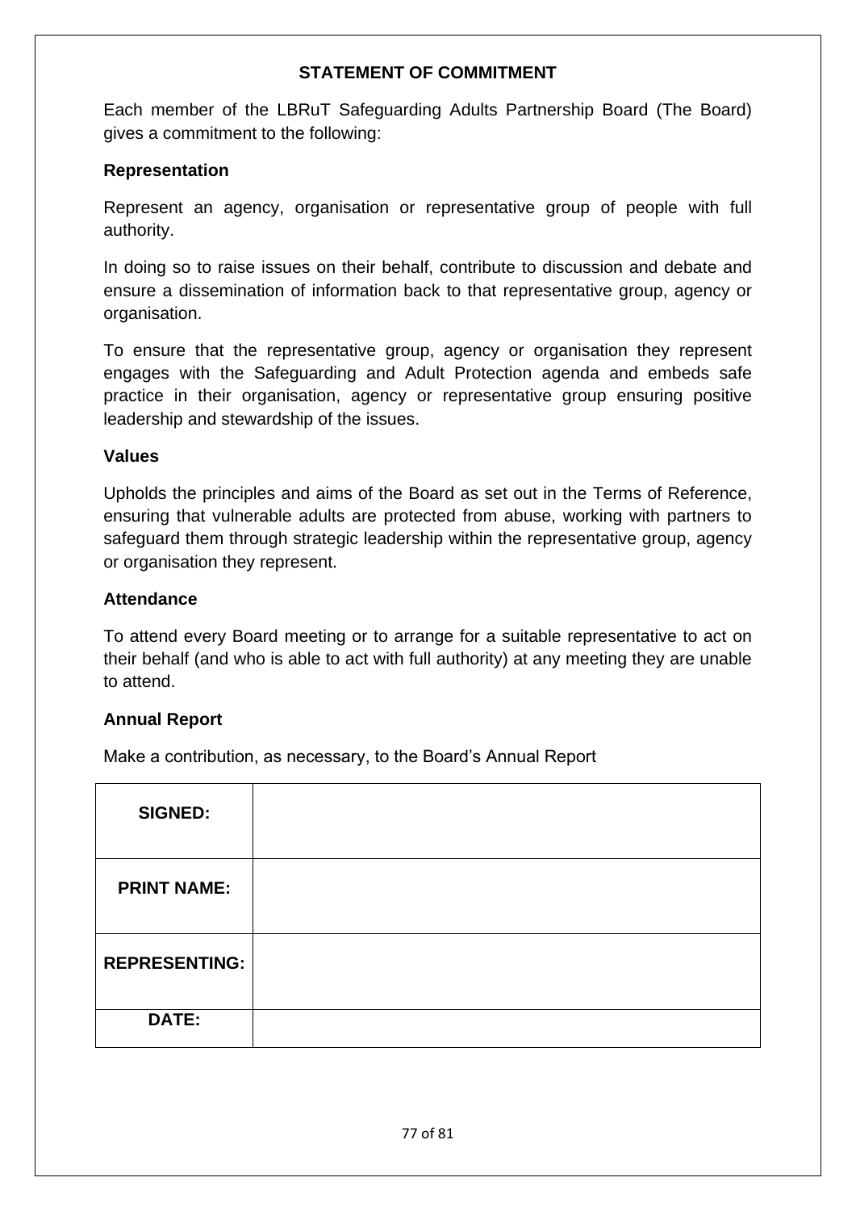## STATEMENT OF COMMITMENT

Each member of the LBRuT Safeguarding Adults Partnership Board (The Board) gives a commitment to the following:

**Representation**

Represent an agency, organisation or representative group of people with full authority.

In doing so to raise issues on their behalf, contribute to discussion and debate and ensure a dissemination of information back to that representative group, agency or organisation.

To ensure that the representative group, agency or organisation they represent engages with the Safeguarding and Adult Protection agenda and embeds safe practice in their organisation, agency or representative group ensuring positive leadership and stewardship of the issues.

**Values**

Upholds the principles and aims of the Board as set out in the Terms of Reference, ensuring that vulnerable adults are protected from abuse, working with partners to safeguard them through strategic leadership within the representative group, agency or organisation they represent.

**Attendance**

To attend every Board meeting or to arrange for a suitable representative to act on their behalf (and who is able to act with full authority) at any meeting they are unable to attend.

**Annual Report**

Make a contribution, as necessary, to the Board's Annual Report

| | |
|---|---|
| **SIGNED:** | |
| **PRINT NAME:** | |
| **REPRESENTING:** | |
| **DATE:** | |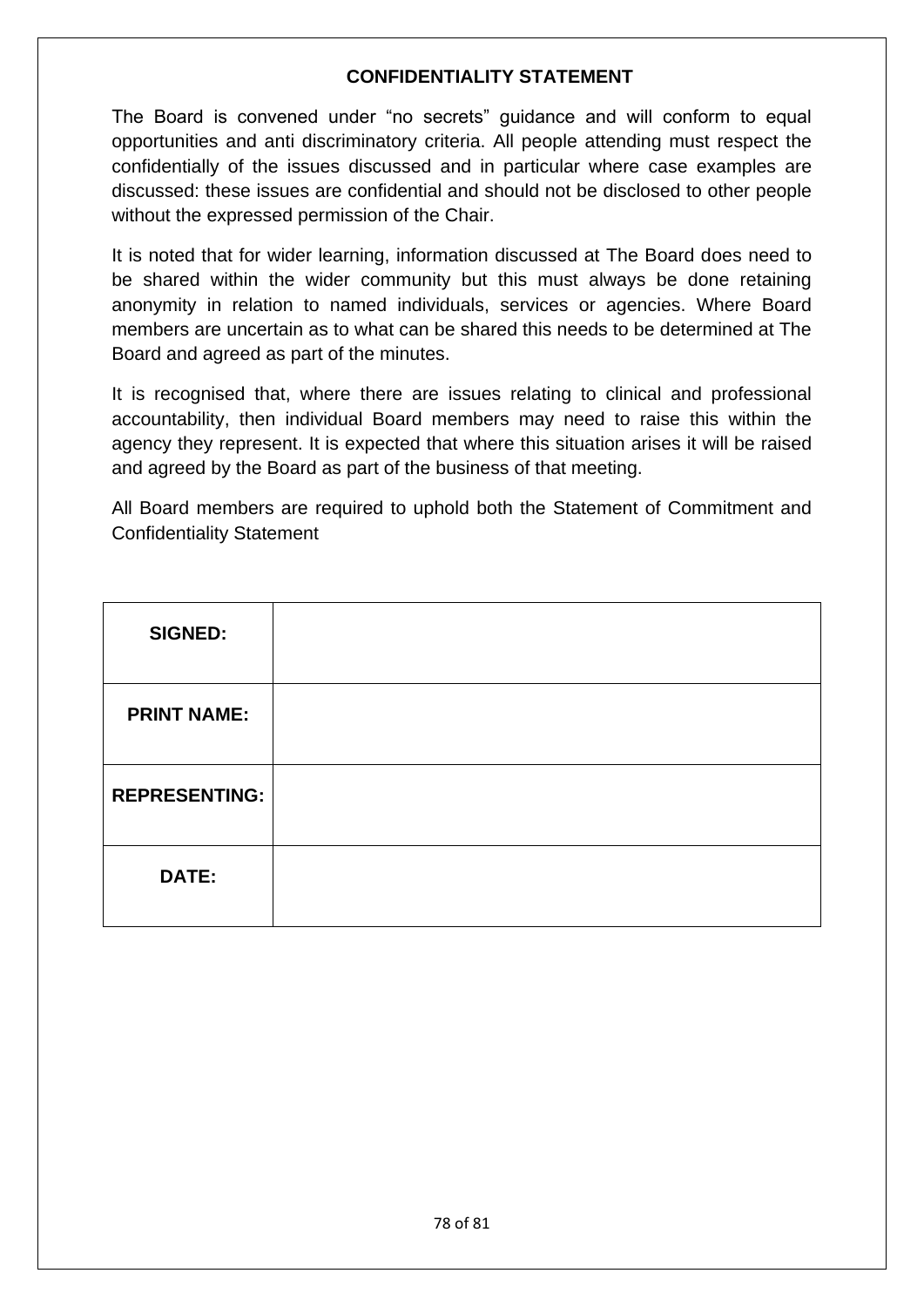## CONFIDENTIALITY STATEMENT

The Board is convened under "no secrets" guidance and will conform to equal opportunities and anti discriminatory criteria. All people attending must respect the confidentially of the issues discussed and in particular where case examples are discussed: these issues are confidential and should not be disclosed to other people without the expressed permission of the Chair.

It is noted that for wider learning, information discussed at The Board does need to be shared within the wider community but this must always be done retaining anonymity in relation to named individuals, services or agencies. Where Board members are uncertain as to what can be shared this needs to be determined at The Board and agreed as part of the minutes.

It is recognised that, where there are issues relating to clinical and professional accountability, then individual Board members may need to raise this within the agency they represent. It is expected that where this situation arises it will be raised and agreed by the Board as part of the business of that meeting.

All Board members are required to uphold both the Statement of Commitment and Confidentiality Statement

| | |
|---|---|
| **SIGNED:** | |
| **PRINT NAME:** | |
| **REPRESENTING:** | |
| **DATE:** | |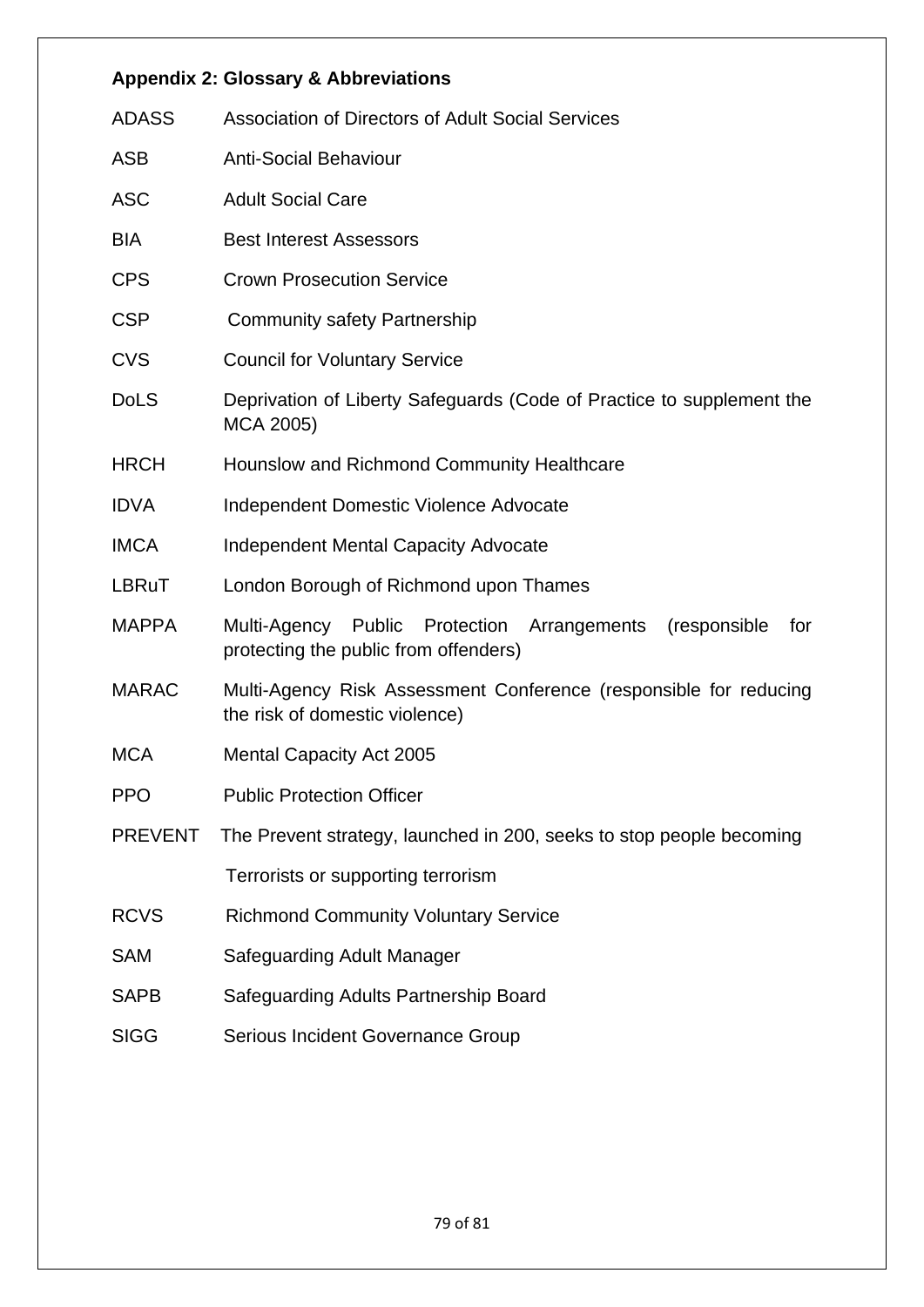**Appendix 2: Glossary & Abbreviations**

| | |
|---|---|
| ADASS | Association of Directors of Adult Social Services |
| ASB | Anti-Social Behaviour |
| ASC | Adult Social Care |
| BIA | Best Interest Assessors |
| CPS | Crown Prosecution Service |
| CSP | Community safety Partnership |
| CVS | Council for Voluntary Service |
| DoLS | Deprivation of Liberty Safeguards (Code of Practice to supplement the MCA 2005) |
| HRCH | Hounslow and Richmond Community Healthcare |
| IDVA | Independent Domestic Violence Advocate |
| IMCA | Independent Mental Capacity Advocate |
| LBRuT | London Borough of Richmond upon Thames |
| MAPPA | Multi-Agency Public Protection Arrangements (responsible for protecting the public from offenders) |
| MARAC | Multi-Agency Risk Assessment Conference (responsible for reducing the risk of domestic violence) |
| MCA | Mental Capacity Act 2005 |
| PPO | Public Protection Officer |
| PREVENT | The Prevent strategy, launched in 200, seeks to stop people becoming Terrorists or supporting terrorism |
| RCVS | Richmond Community Voluntary Service |
| SAM | Safeguarding Adult Manager |
| SAPB | Safeguarding Adults Partnership Board |
| SIGG | Serious Incident Governance Group |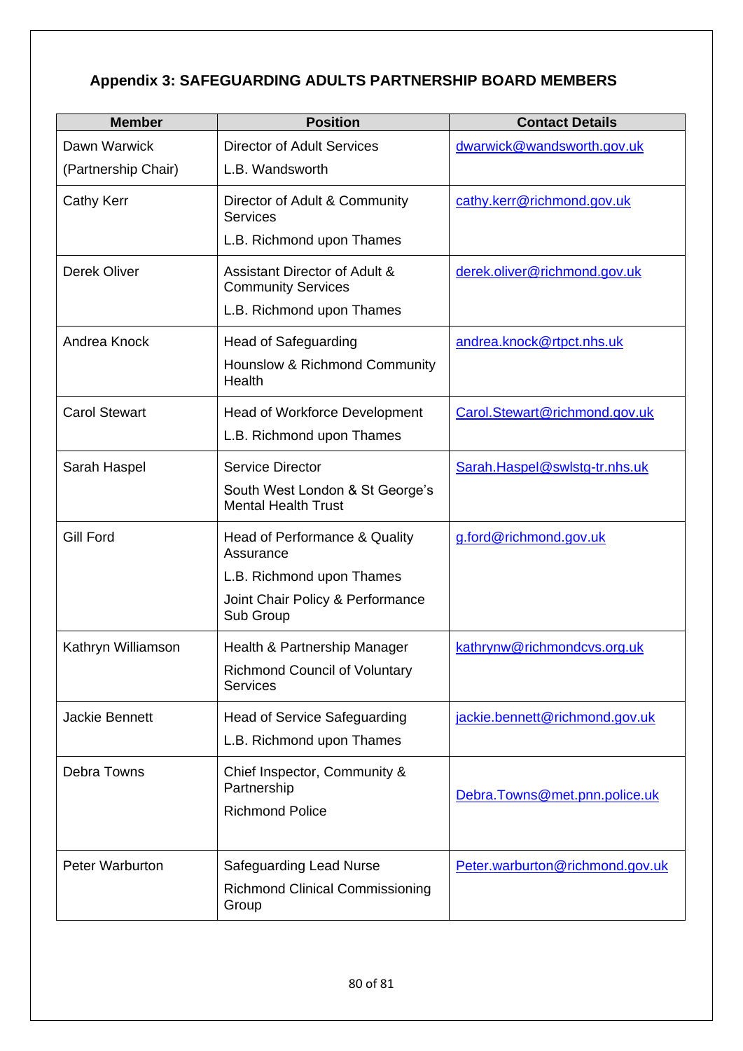### Appendix 3: SAFEGUARDING ADULTS PARTNERSHIP BOARD MEMBERS

| Member | Position | Contact Details |
|---|---|---|
| Dawn Warwick<br>(Partnership Chair) | Director of Adult Services<br>L.B. Wandsworth | dwarwick@wandsworth.gov.uk |
| Cathy Kerr | Director of Adult & Community Services<br>L.B. Richmond upon Thames | cathy.kerr@richmond.gov.uk |
| Derek Oliver | Assistant Director of Adult & Community Services<br>L.B. Richmond upon Thames | derek.oliver@richmond.gov.uk |
| Andrea Knock | Head of Safeguarding<br>Hounslow & Richmond Community Health | andrea.knock@rtpct.nhs.uk |
| Carol Stewart | Head of Workforce Development<br>L.B. Richmond upon Thames | Carol.Stewart@richmond.gov.uk |
| Sarah Haspel | Service Director<br>South West London & St George's Mental Health Trust | Sarah.Haspel@swlstg-tr.nhs.uk |
| Gill Ford | Head of Performance & Quality Assurance<br>L.B. Richmond upon Thames<br>Joint Chair Policy & Performance Sub Group | g.ford@richmond.gov.uk |
| Kathryn Williamson | Health & Partnership Manager<br>Richmond Council of Voluntary Services | kathrynw@richmondcvs.org.uk |
| Jackie Bennett | Head of Service Safeguarding<br>L.B. Richmond upon Thames | jackie.bennett@richmond.gov.uk |
| Debra Towns | Chief Inspector, Community & Partnership<br>Richmond Police | Debra.Towns@met.pnn.police.uk |
| Peter Warburton | Safeguarding Lead Nurse<br>Richmond Clinical Commissioning Group | Peter.warburton@richmond.gov.uk |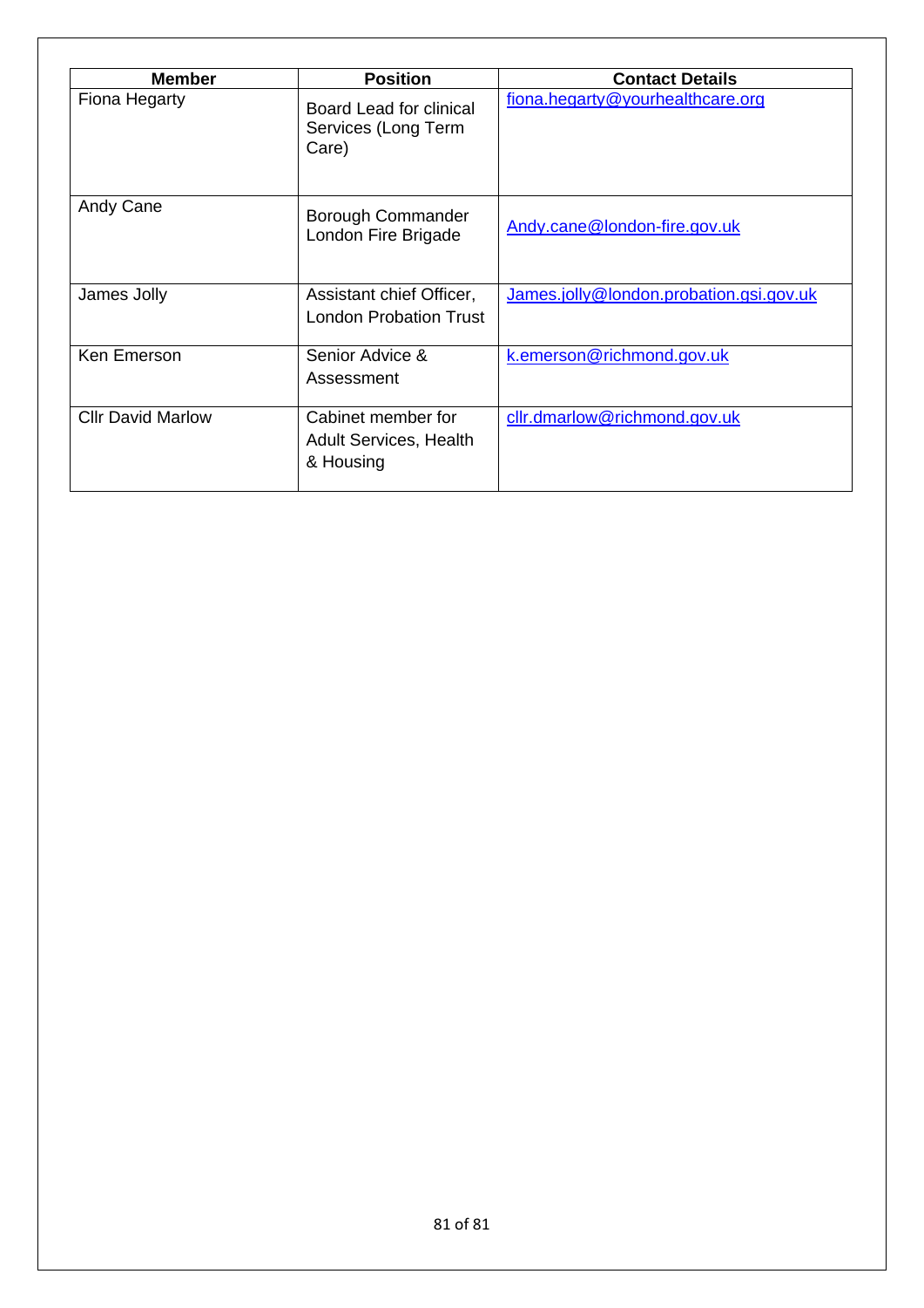| Member | Position | Contact Details |
|---|---|---|
| Fiona Hegarty | Board Lead for clinical Services (Long Term Care) | fiona.hegarty@yourhealthcare.org |
| Andy Cane | Borough Commander London Fire Brigade | Andy.cane@london-fire.gov.uk |
| James Jolly | Assistant chief Officer, London Probation Trust | James.jolly@london.probation.gsi.gov.uk |
| Ken Emerson | Senior Advice & Assessment | k.emerson@richmond.gov.uk |
| Cllr David Marlow | Cabinet member for Adult Services, Health & Housing | cllr.dmarlow@richmond.gov.uk |